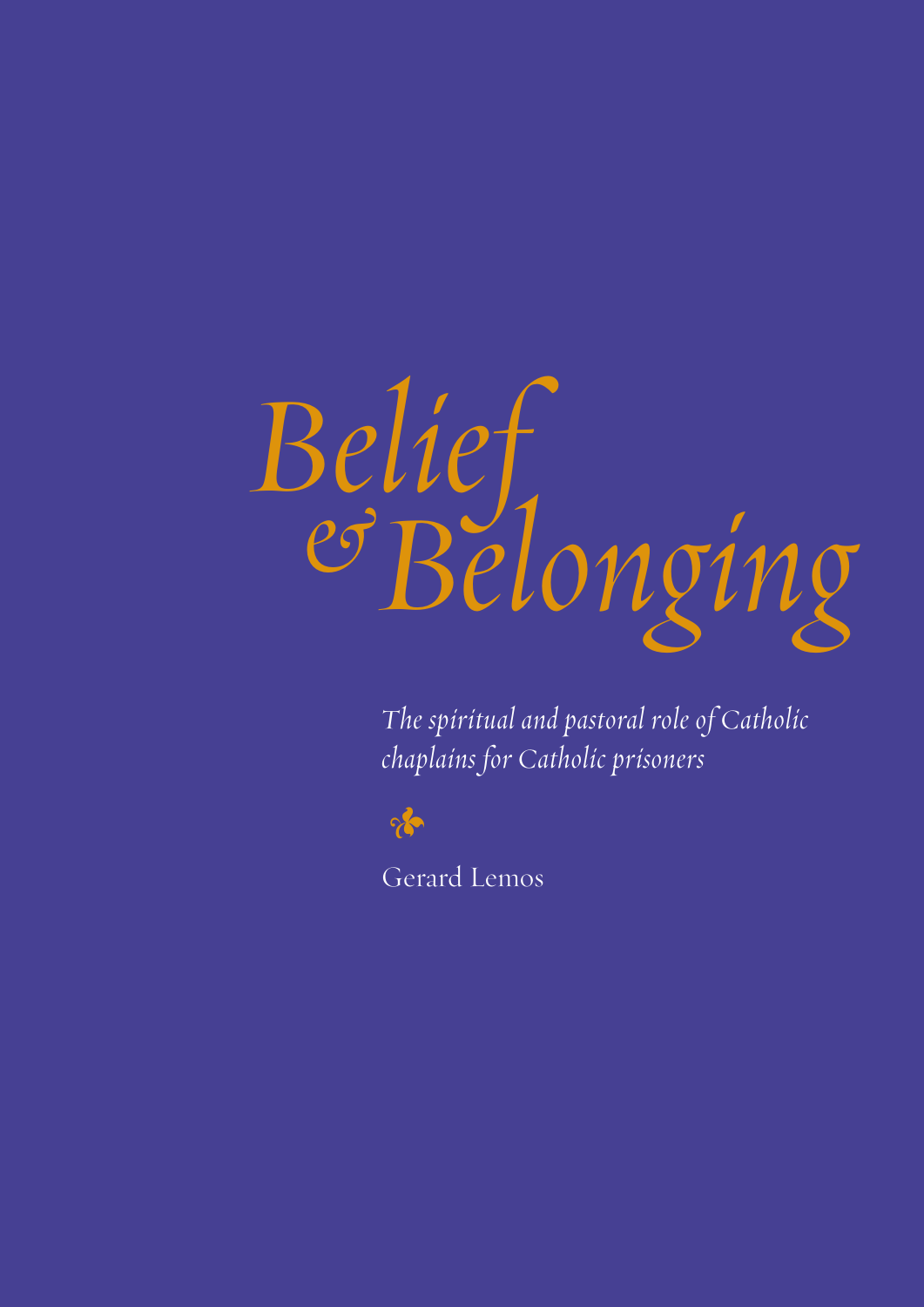# *Belief & Belonging*

*The spiritual and pastoral role of Catholic chaplains for Catholic prisoners*

Gerard Lemos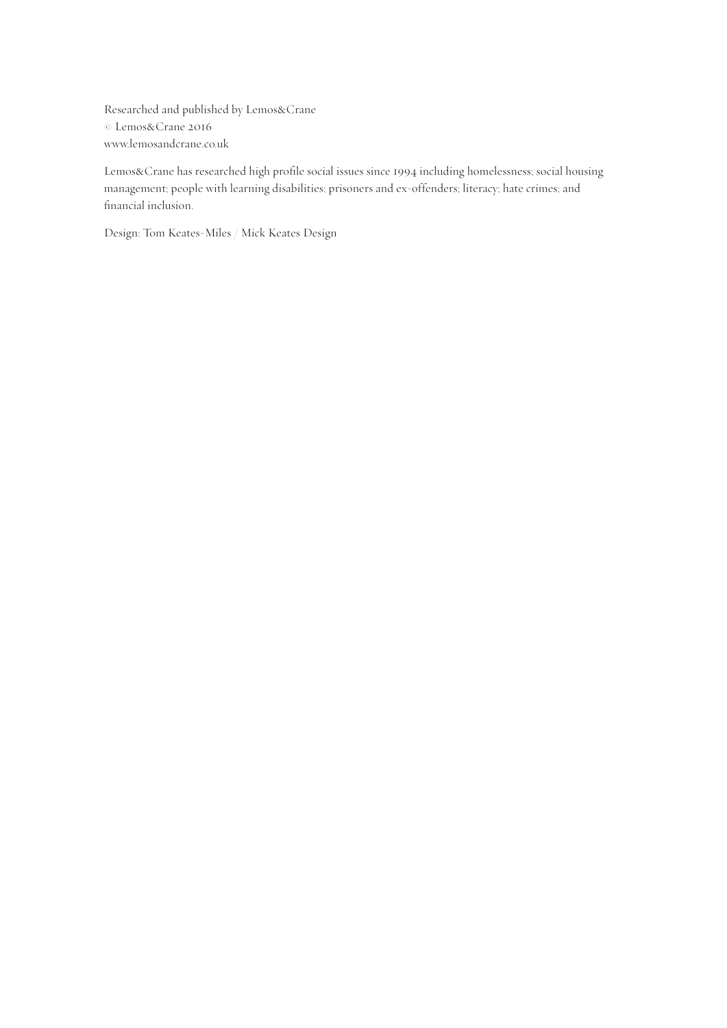Researched and published by Lemos&Crane
© Lemos&Crane 2016
www.lemosandcrane.co.uk

Lemos&Crane has researched high profile social issues since 1994 including homelessness; social housing management; people with learning disabilities; prisoners and ex-offenders; literacy; hate crimes; and financial inclusion.

Design: Tom Keates-Miles / Mick Keates Design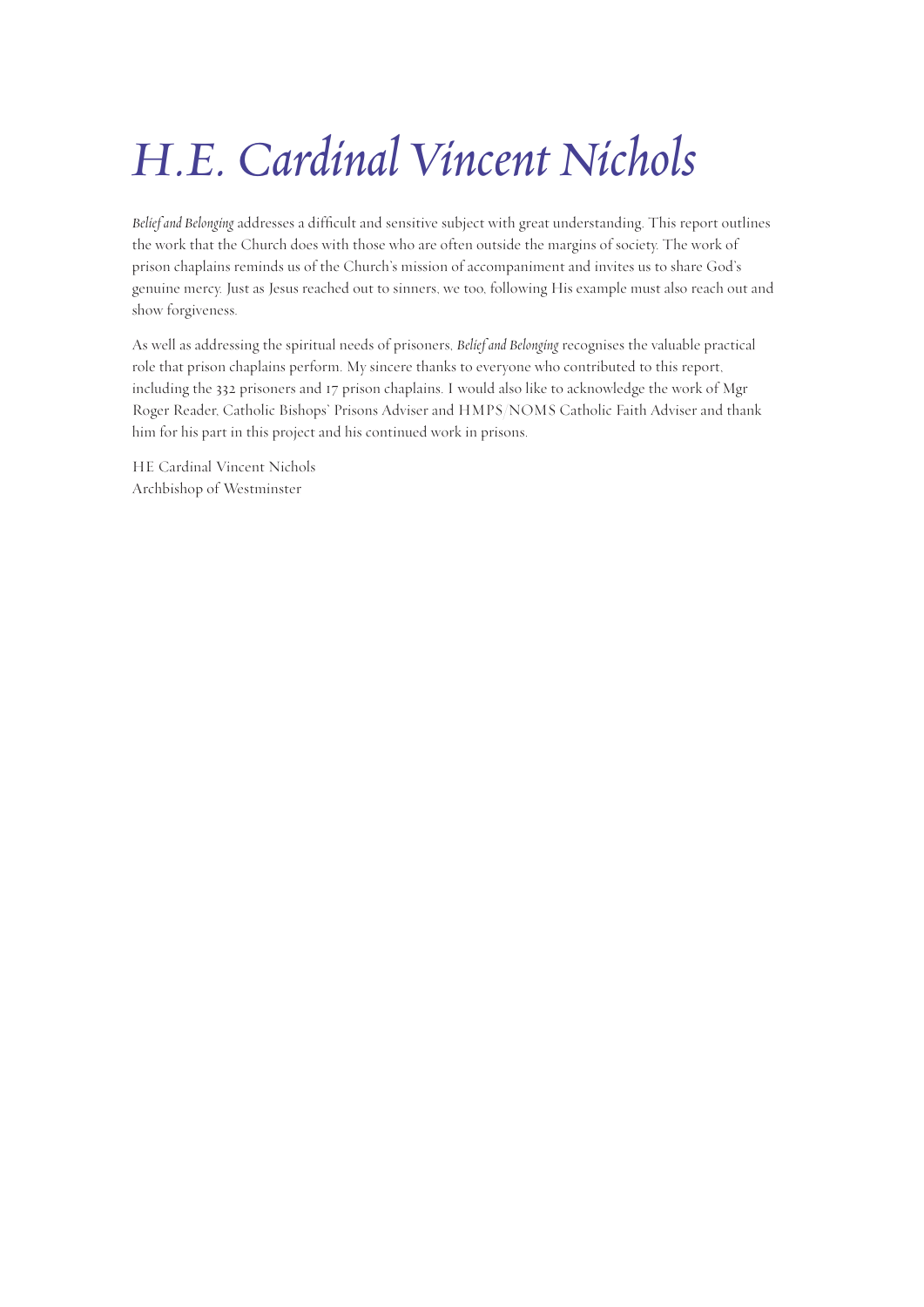# *H.E. Cardinal Vincent Nichols*

*Belief and Belonging* addresses a difficult and sensitive subject with great understanding. This report outlines the work that the Church does with those who are often outside the margins of society. The work of prison chaplains reminds us of the Church's mission of accompaniment and invites us to share God's genuine mercy. Just as Jesus reached out to sinners, we too, following His example must also reach out and show forgiveness.

As well as addressing the spiritual needs of prisoners, *Belief and Belonging* recognises the valuable practical role that prison chaplains perform. My sincere thanks to everyone who contributed to this report, including the 332 prisoners and 17 prison chaplains. I would also like to acknowledge the work of Mgr Roger Reader, Catholic Bishops' Prisons Adviser and HMPS/NOMS Catholic Faith Adviser and thank him for his part in this project and his continued work in prisons.

HE Cardinal Vincent Nichols
Archbishop of Westminster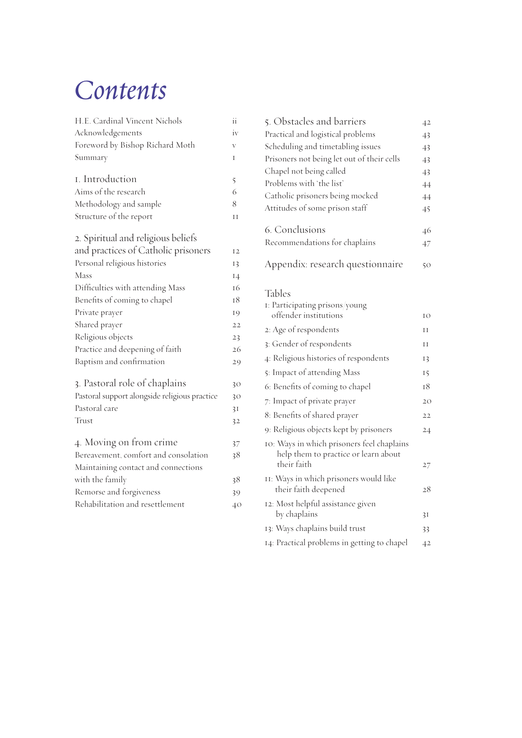# Contents

H.E. Cardinal Vincent Nichols ii
Acknowledgements iv
Foreword by Bishop Richard Moth v
Summary 1

1. Introduction 5
Aims of the research 6
Methodology and sample 8
Structure of the report 11

2. Spiritual and religious beliefs and practices of Catholic prisoners 12
Personal religious histories 13
Mass 14
Difficulties with attending Mass 16
Benefits of coming to chapel 18
Private prayer 19
Shared prayer 22
Religious objects 23
Practice and deepening of faith 26
Baptism and confirmation 29

3. Pastoral role of chaplains 30
Pastoral support alongside religious practice 30
Pastoral care 31
Trust 32

4. Moving on from crime 37
Bereavement, comfort and consolation 38
Maintaining contact and connections with the family 38
Remorse and forgiveness 39
Rehabilitation and resettlement 40

5. Obstacles and barriers 42
Practical and logistical problems 43
Scheduling and timetabling issues 43
Prisoners not being let out of their cells 43
Chapel not being called 43
Problems with 'the list' 44
Catholic prisoners being mocked 44
Attitudes of some prison staff 45

6. Conclusions 46
Recommendations for chaplains 47

Appendix: research questionnaire 50

Tables
1: Participating prisons/young offender institutions 10
2: Age of respondents 11
3: Gender of respondents 11
4: Religious histories of respondents 13
5: Impact of attending Mass 15
6: Benefits of coming to chapel 18
7: Impact of private prayer 20
8: Benefits of shared prayer 22
9: Religious objects kept by prisoners 24
10: Ways in which prisoners feel chaplains help them to practice or learn about their faith 27
11: Ways in which prisoners would like their faith deepened 28
12: Most helpful assistance given by chaplains 31
13: Ways chaplains build trust 33
14: Practical problems in getting to chapel 42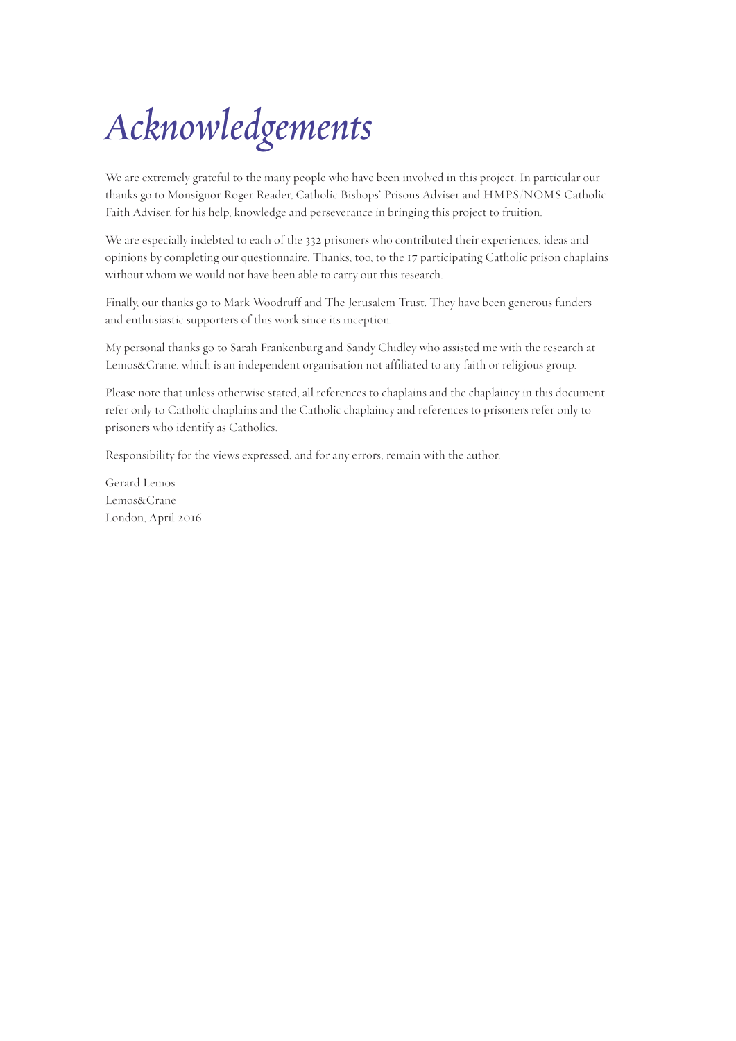# *Acknowledgements*

We are extremely grateful to the many people who have been involved in this project. In particular our thanks go to Monsignor Roger Reader, Catholic Bishops' Prisons Adviser and HMPS/NOMS Catholic Faith Adviser, for his help, knowledge and perseverance in bringing this project to fruition.

We are especially indebted to each of the 332 prisoners who contributed their experiences, ideas and opinions by completing our questionnaire. Thanks, too, to the 17 participating Catholic prison chaplains without whom we would not have been able to carry out this research.

Finally, our thanks go to Mark Woodruff and The Jerusalem Trust. They have been generous funders and enthusiastic supporters of this work since its inception.

My personal thanks go to Sarah Frankenburg and Sandy Chidley who assisted me with the research at Lemos&Crane, which is an independent organisation not affiliated to any faith or religious group.

Please note that unless otherwise stated, all references to chaplains and the chaplaincy in this document refer only to Catholic chaplains and the Catholic chaplaincy and references to prisoners refer only to prisoners who identify as Catholics.

Responsibility for the views expressed, and for any errors, remain with the author.

Gerard Lemos
Lemos&Crane
London, April 2016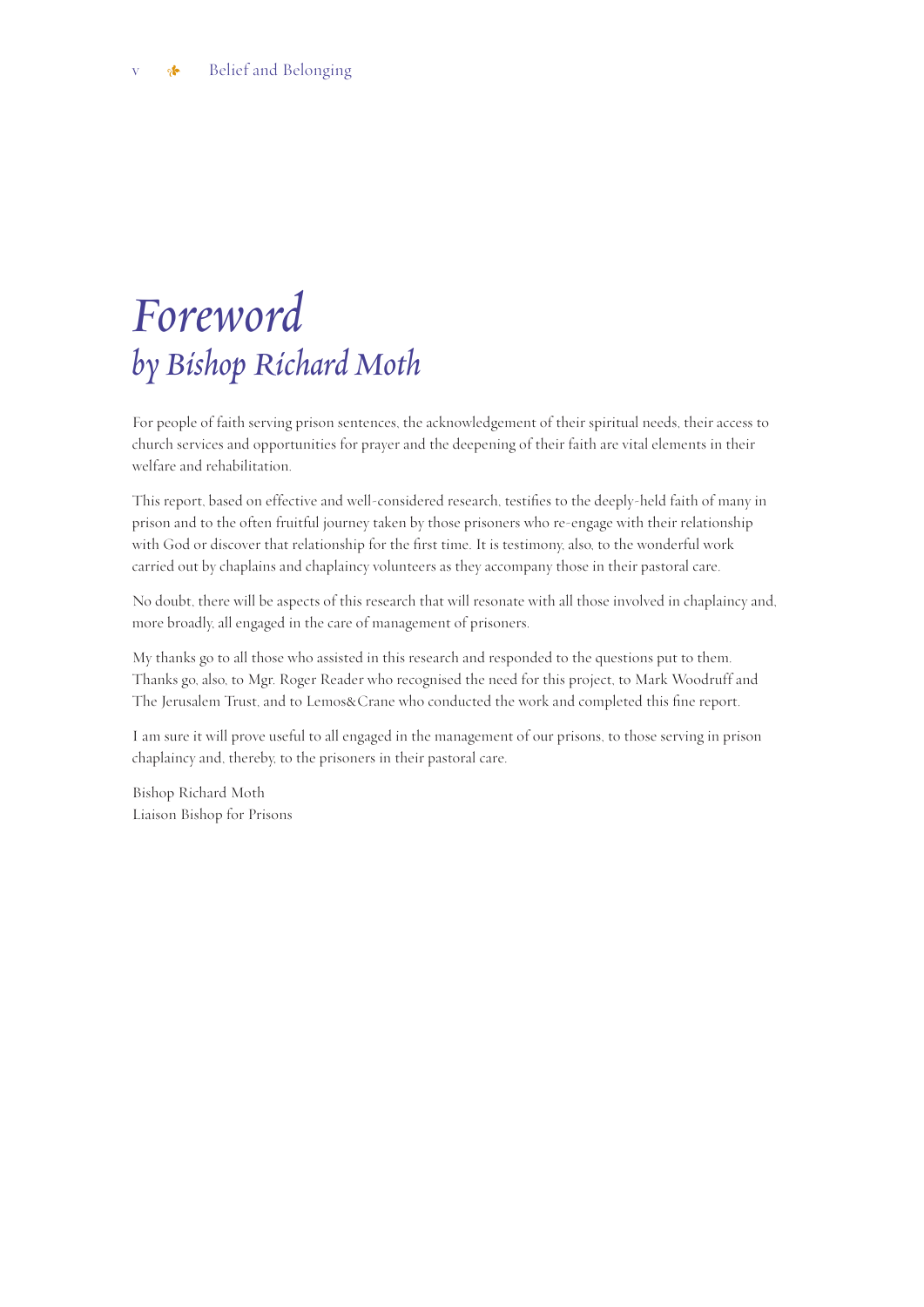# *Foreword*
## *by Bishop Richard Moth*

For people of faith serving prison sentences, the acknowledgement of their spiritual needs, their access to church services and opportunities for prayer and the deepening of their faith are vital elements in their welfare and rehabilitation.

This report, based on effective and well-considered research, testifies to the deeply-held faith of many in prison and to the often fruitful journey taken by those prisoners who re-engage with their relationship with God or discover that relationship for the first time. It is testimony, also, to the wonderful work carried out by chaplains and chaplaincy volunteers as they accompany those in their pastoral care.

No doubt, there will be aspects of this research that will resonate with all those involved in chaplaincy and, more broadly, all engaged in the care of management of prisoners.

My thanks go to all those who assisted in this research and responded to the questions put to them. Thanks go, also, to Mgr. Roger Reader who recognised the need for this project, to Mark Woodruff and The Jerusalem Trust, and to Lemos&Crane who conducted the work and completed this fine report.

I am sure it will prove useful to all engaged in the management of our prisons, to those serving in prison chaplaincy and, thereby, to the prisoners in their pastoral care.

Bishop Richard Moth
Liaison Bishop for Prisons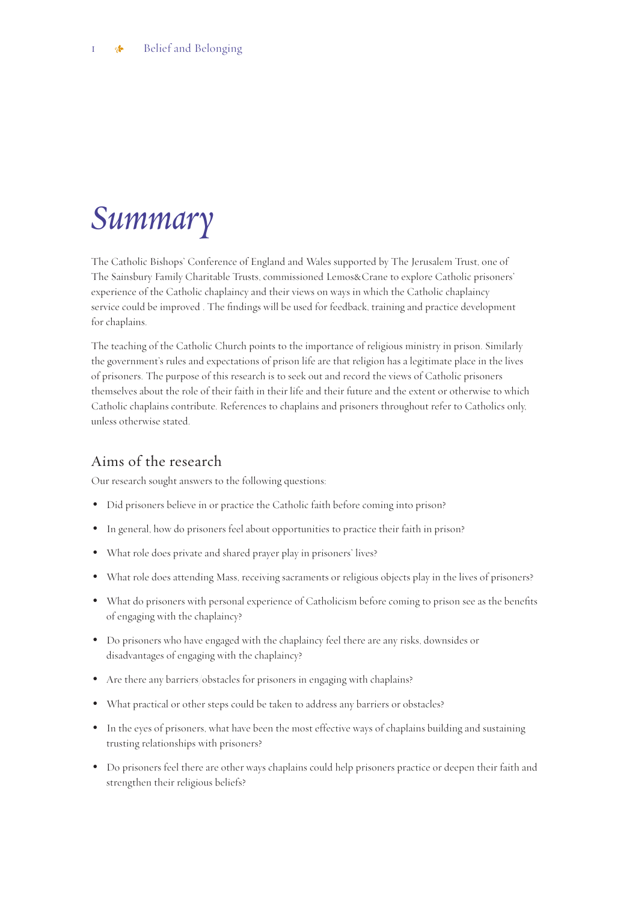# *Summary*

The Catholic Bishops' Conference of England and Wales supported by The Jerusalem Trust, one of The Sainsbury Family Charitable Trusts, commissioned Lemos&Crane to explore Catholic prisoners' experience of the Catholic chaplaincy and their views on ways in which the Catholic chaplaincy service could be improved . The findings will be used for feedback, training and practice development for chaplains.

The teaching of the Catholic Church points to the importance of religious ministry in prison. Similarly the government's rules and expectations of prison life are that religion has a legitimate place in the lives of prisoners. The purpose of this research is to seek out and record the views of Catholic prisoners themselves about the role of their faith in their life and their future and the extent or otherwise to which Catholic chaplains contribute. References to chaplains and prisoners throughout refer to Catholics only, unless otherwise stated.

## Aims of the research

Our research sought answers to the following questions:

- Did prisoners believe in or practice the Catholic faith before coming into prison?
- In general, how do prisoners feel about opportunities to practice their faith in prison?
- What role does private and shared prayer play in prisoners' lives?
- What role does attending Mass, receiving sacraments or religious objects play in the lives of prisoners?
- What do prisoners with personal experience of Catholicism before coming to prison see as the benefits of engaging with the chaplaincy?
- Do prisoners who have engaged with the chaplaincy feel there are any risks, downsides or disadvantages of engaging with the chaplaincy?
- Are there any barriers/obstacles for prisoners in engaging with chaplains?
- What practical or other steps could be taken to address any barriers or obstacles?
- In the eyes of prisoners, what have been the most effective ways of chaplains building and sustaining trusting relationships with prisoners?
- Do prisoners feel there are other ways chaplains could help prisoners practice or deepen their faith and strengthen their religious beliefs?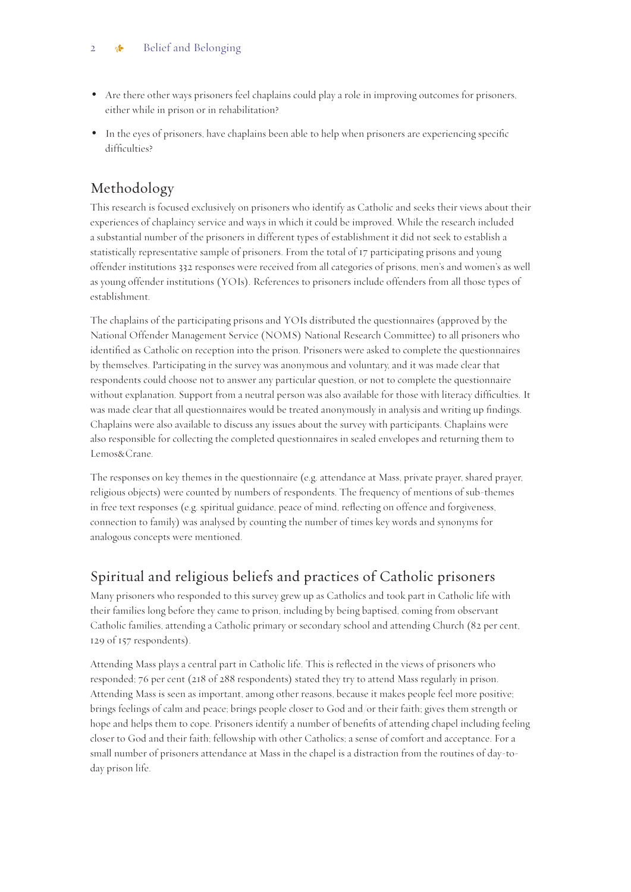- Are there other ways prisoners feel chaplains could play a role in improving outcomes for prisoners, either while in prison or in rehabilitation?
- In the eyes of prisoners, have chaplains been able to help when prisoners are experiencing specific difficulties?

## Methodology

This research is focused exclusively on prisoners who identify as Catholic and seeks their views about their experiences of chaplaincy service and ways in which it could be improved. While the research included a substantial number of the prisoners in different types of establishment it did not seek to establish a statistically representative sample of prisoners. From the total of 17 participating prisons and young offender institutions 332 responses were received from all categories of prisons, men's and women's as well as young offender institutions (YOIs). References to prisoners include offenders from all those types of establishment.

The chaplains of the participating prisons and YOIs distributed the questionnaires (approved by the National Offender Management Service (NOMS) National Research Committee) to all prisoners who identified as Catholic on reception into the prison. Prisoners were asked to complete the questionnaires by themselves. Participating in the survey was anonymous and voluntary, and it was made clear that respondents could choose not to answer any particular question, or not to complete the questionnaire without explanation. Support from a neutral person was also available for those with literacy difficulties. It was made clear that all questionnaires would be treated anonymously in analysis and writing up findings. Chaplains were also available to discuss any issues about the survey with participants. Chaplains were also responsible for collecting the completed questionnaires in sealed envelopes and returning them to Lemos&Crane.

The responses on key themes in the questionnaire (e.g. attendance at Mass, private prayer, shared prayer, religious objects) were counted by numbers of respondents. The frequency of mentions of sub-themes in free text responses (e.g. spiritual guidance, peace of mind, reflecting on offence and forgiveness, connection to family) was analysed by counting the number of times key words and synonyms for analogous concepts were mentioned.

## Spiritual and religious beliefs and practices of Catholic prisoners

Many prisoners who responded to this survey grew up as Catholics and took part in Catholic life with their families long before they came to prison, including by being baptised, coming from observant Catholic families, attending a Catholic primary or secondary school and attending Church (82 per cent, 129 of 157 respondents).

Attending Mass plays a central part in Catholic life. This is reflected in the views of prisoners who responded: 76 per cent (218 of 288 respondents) stated they try to attend Mass regularly in prison. Attending Mass is seen as important, among other reasons, because it makes people feel more positive; brings feelings of calm and peace; brings people closer to God and/or their faith; gives them strength or hope and helps them to cope. Prisoners identify a number of benefits of attending chapel including feeling closer to God and their faith; fellowship with other Catholics; a sense of comfort and acceptance. For a small number of prisoners attendance at Mass in the chapel is a distraction from the routines of day-to-day prison life.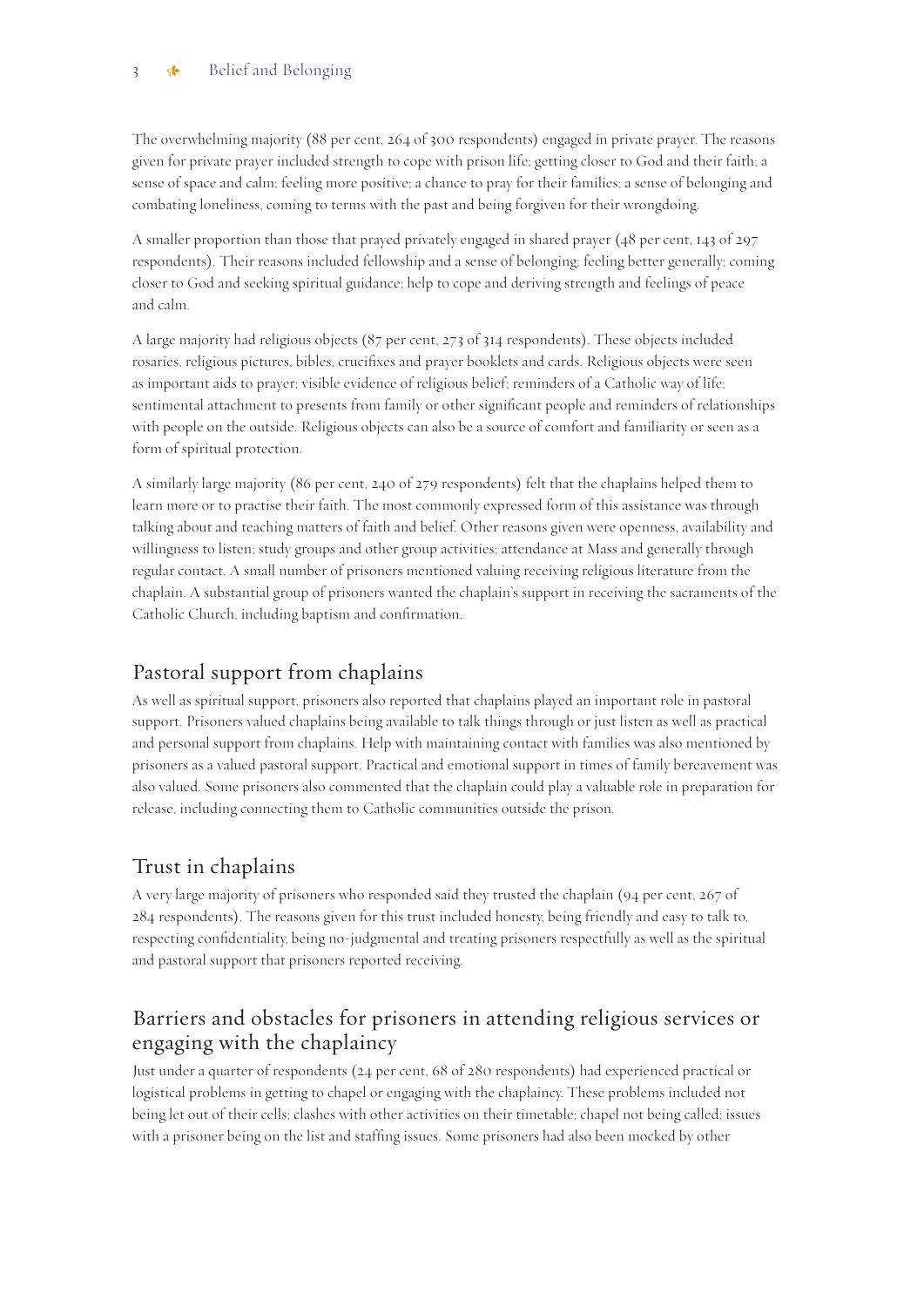The overwhelming majority (88 per cent, 264 of 300 respondents) engaged in private prayer. The reasons given for private prayer included strength to cope with prison life; getting closer to God and their faith; a sense of space and calm; feeling more positive; a chance to pray for their families; a sense of belonging and combating loneliness, coming to terms with the past and being forgiven for their wrongdoing.

A smaller proportion than those that prayed privately engaged in shared prayer (48 per cent, 143 of 297 respondents). Their reasons included fellowship and a sense of belonging; feeling better generally; coming closer to God and seeking spiritual guidance; help to cope and deriving strength and feelings of peace and calm.

A large majority had religious objects (87 per cent, 273 of 314 respondents). These objects included rosaries, religious pictures, bibles, crucifixes and prayer booklets and cards. Religious objects were seen as important aids to prayer; visible evidence of religious belief; reminders of a Catholic way of life; sentimental attachment to presents from family or other significant people and reminders of relationships with people on the outside. Religious objects can also be a source of comfort and familiarity or seen as a form of spiritual protection.

A similarly large majority (86 per cent, 240 of 279 respondents) felt that the chaplains helped them to learn more or to practise their faith. The most commonly expressed form of this assistance was through talking about and teaching matters of faith and belief. Other reasons given were openness, availability and willingness to listen; study groups and other group activities; attendance at Mass and generally through regular contact. A small number of prisoners mentioned valuing receiving religious literature from the chaplain. A substantial group of prisoners wanted the chaplain's support in receiving the sacraments of the Catholic Church, including baptism and confirmation.

## Pastoral support from chaplains

As well as spiritual support, prisoners also reported that chaplains played an important role in pastoral support. Prisoners valued chaplains being available to talk things through or just listen as well as practical and personal support from chaplains. Help with maintaining contact with families was also mentioned by prisoners as a valued pastoral support. Practical and emotional support in times of family bereavement was also valued. Some prisoners also commented that the chaplain could play a valuable role in preparation for release, including connecting them to Catholic communities outside the prison.

## Trust in chaplains

A very large majority of prisoners who responded said they trusted the chaplain (94 per cent, 267 of 284 respondents). The reasons given for this trust included honesty, being friendly and easy to talk to, respecting confidentiality, being no-judgmental and treating prisoners respectfully as well as the spiritual and pastoral support that prisoners reported receiving.

## Barriers and obstacles for prisoners in attending religious services or engaging with the chaplaincy

Just under a quarter of respondents (24 per cent, 68 of 280 respondents) had experienced practical or logistical problems in getting to chapel or engaging with the chaplaincy. These problems included not being let out of their cells; clashes with other activities on their timetable; chapel not being called; issues with a prisoner being on the list and staffing issues. Some prisoners had also been mocked by other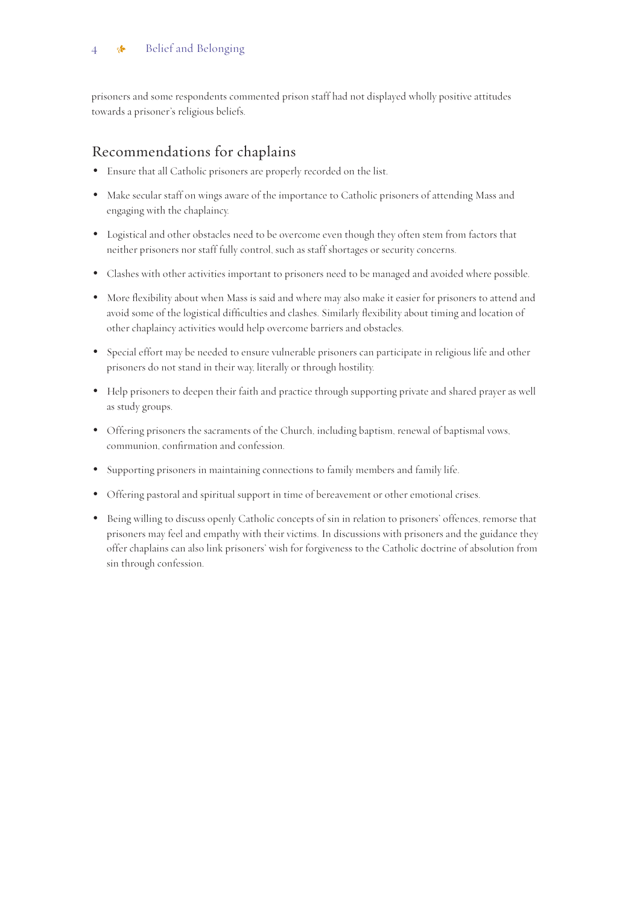prisoners and some respondents commented prison staff had not displayed wholly positive attitudes towards a prisoner's religious beliefs.

## Recommendations for chaplains

- Ensure that all Catholic prisoners are properly recorded on the list.
- Make secular staff on wings aware of the importance to Catholic prisoners of attending Mass and engaging with the chaplaincy.
- Logistical and other obstacles need to be overcome even though they often stem from factors that neither prisoners nor staff fully control, such as staff shortages or security concerns.
- Clashes with other activities important to prisoners need to be managed and avoided where possible.
- More flexibility about when Mass is said and where may also make it easier for prisoners to attend and avoid some of the logistical difficulties and clashes. Similarly flexibility about timing and location of other chaplaincy activities would help overcome barriers and obstacles.
- Special effort may be needed to ensure vulnerable prisoners can participate in religious life and other prisoners do not stand in their way, literally or through hostility.
- Help prisoners to deepen their faith and practice through supporting private and shared prayer as well as study groups.
- Offering prisoners the sacraments of the Church, including baptism, renewal of baptismal vows, communion, confirmation and confession.
- Supporting prisoners in maintaining connections to family members and family life.
- Offering pastoral and spiritual support in time of bereavement or other emotional crises.
- Being willing to discuss openly Catholic concepts of sin in relation to prisoners' offences, remorse that prisoners may feel and empathy with their victims. In discussions with prisoners and the guidance they offer chaplains can also link prisoners' wish for forgiveness to the Catholic doctrine of absolution from sin through confession.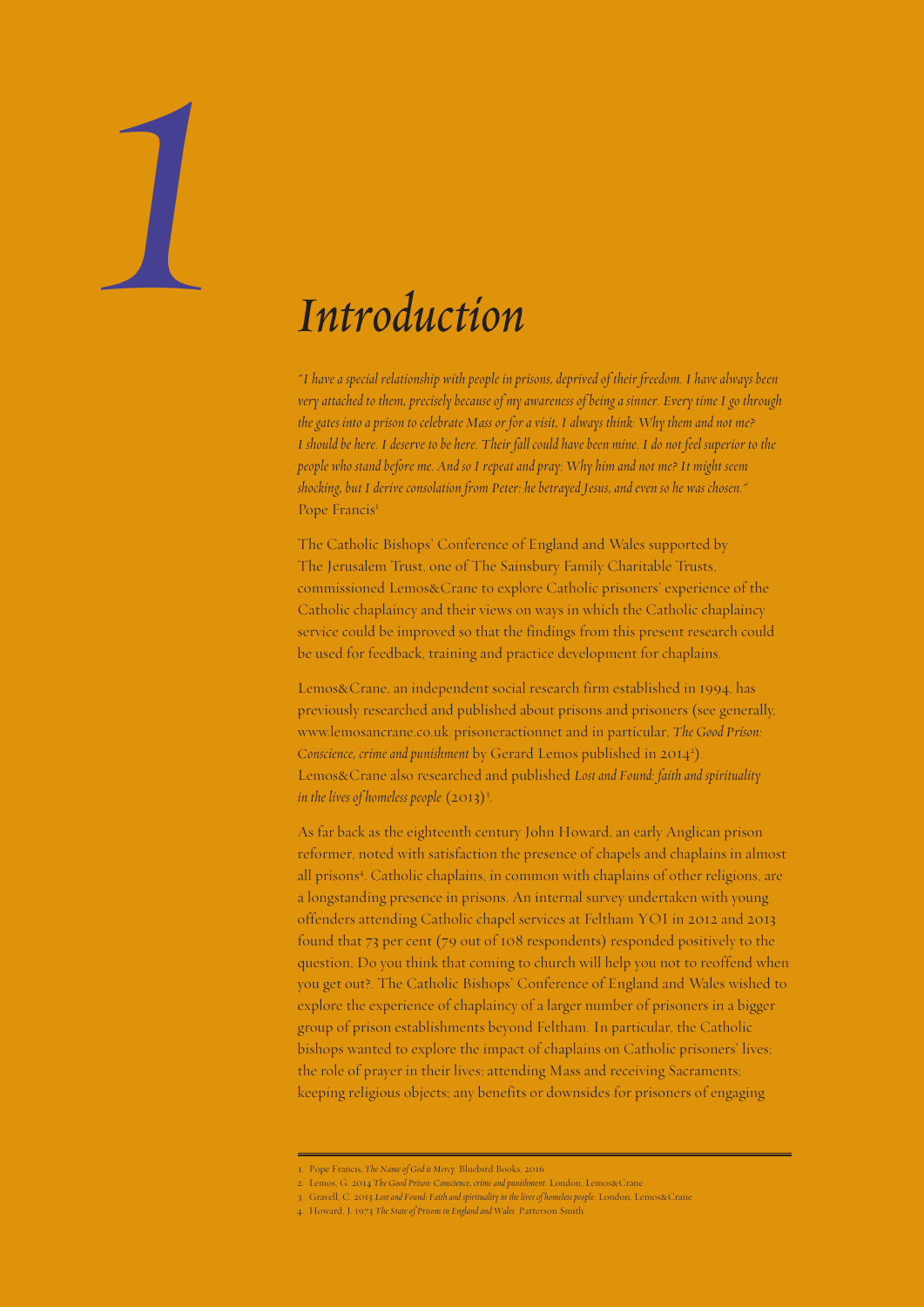# 1 Introduction

*"I have a special relationship with people in prisons, deprived of their freedom. I have always been very attached to them, precisely because of my awareness of being a sinner. Every time I go through the gates into a prison to celebrate Mass or for a visit, I always think: Why them and not me? I should be here. I deserve to be here. Their fall could have been mine. I do not feel superior to the people who stand before me. And so I repeat and pray: Why him and not me? It might seem shocking, but I derive consolation from Peter: he betrayed Jesus, and even so he was chosen."*
Pope Francis[1]

The Catholic Bishops' Conference of England and Wales supported by The Jerusalem Trust, one of The Sainsbury Family Charitable Trusts, commissioned Lemos&Crane to explore Catholic prisoners' experience of the Catholic chaplaincy and their views on ways in which the Catholic chaplaincy service could be improved so that the findings from this present research could be used for feedback, training and practice development for chaplains.

Lemos&Crane, an independent social research firm established in 1994, has previously researched and published about prisons and prisoners (see generally, www.lemosancrane.co.uk/prisoneractionnet and in particular, *The Good Prison: Conscience, crime and punishment* by Gerard Lemos published in 2014[2]). Lemos&Crane also researched and published *Lost and Found: faith and spirituality in the lives of homeless people* (2013)[3].

As far back as the eighteenth century John Howard, an early Anglican prison reformer, noted with satisfaction the presence of chapels and chaplains in almost all prisons[4]. Catholic chaplains, in common with chaplains of other religions, are a longstanding presence in prisons. An internal survey undertaken with young offenders attending Catholic chapel services at Feltham YOI in 2012 and 2013 found that 73 per cent (79 out of 108 respondents) responded positively to the question, Do you think that coming to church will help you not to reoffend when you get out?. The Catholic Bishops' Conference of England and Wales wished to explore the experience of chaplaincy of a larger number of prisoners in a bigger group of prison establishments beyond Feltham. In particular, the Catholic bishops wanted to explore the impact of chaplains on Catholic prisoners' lives; the role of prayer in their lives; attending Mass and receiving Sacraments; keeping religious objects; any benefits or downsides for prisoners of engaging

---

1. Pope Francis, *The Name of God is Mercy*. Bluebird Books, 2016
2. Lemos, G. 2014 *The Good Prison: Conscience, crime and punishment*. London, Lemos&Crane
3. Gravell, C. 2013 *Lost and Found: Faith and spirituality in the lives of homeless people*. London, Lemos&Crane
4. Howard, J. 1973 *The State of Prisons in England and Wales*. Patterson Smith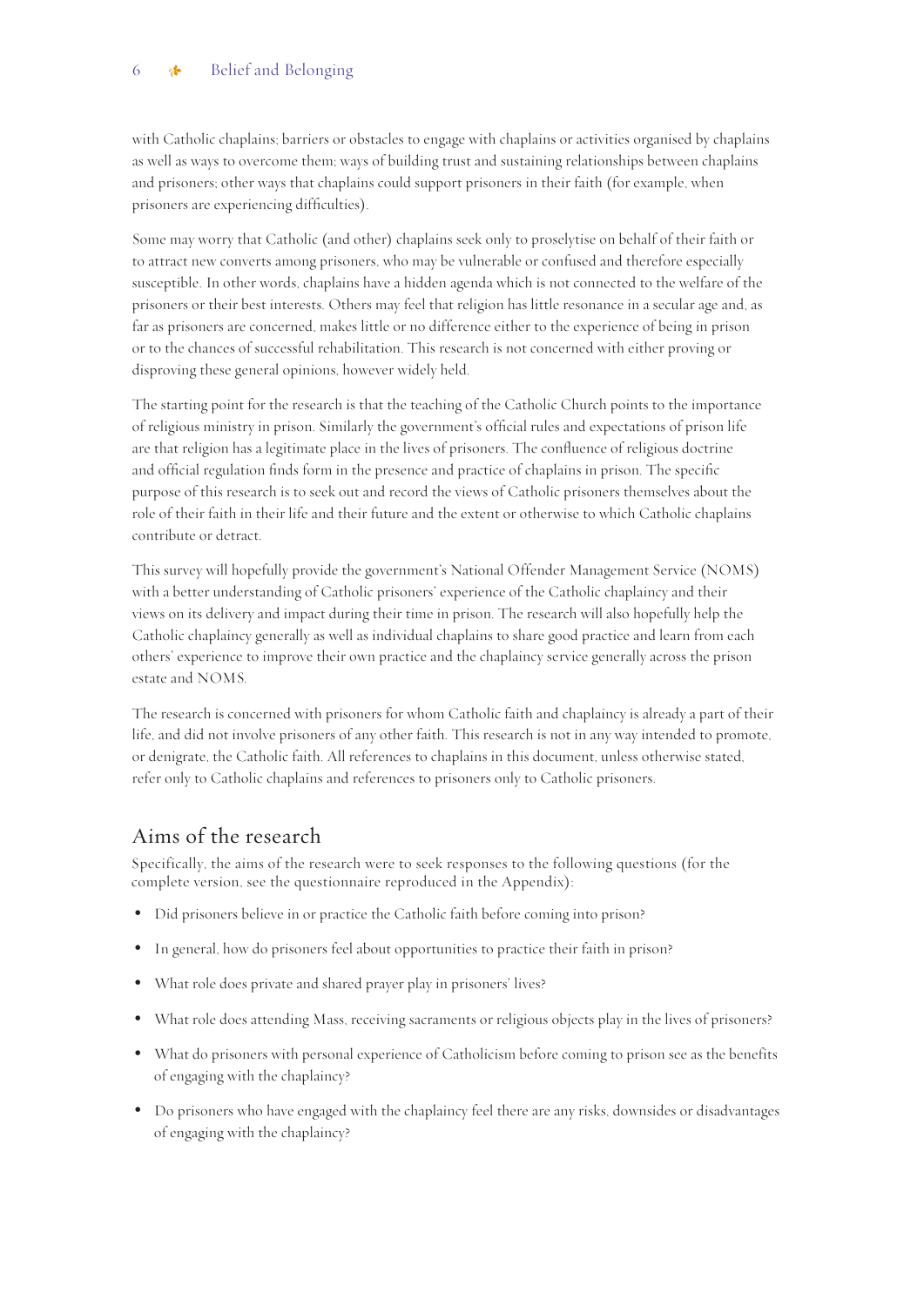with Catholic chaplains; barriers or obstacles to engage with chaplains or activities organised by chaplains as well as ways to overcome them; ways of building trust and sustaining relationships between chaplains and prisoners; other ways that chaplains could support prisoners in their faith (for example, when prisoners are experiencing difficulties).

Some may worry that Catholic (and other) chaplains seek only to proselytise on behalf of their faith or to attract new converts among prisoners, who may be vulnerable or confused and therefore especially susceptible. In other words, chaplains have a hidden agenda which is not connected to the welfare of the prisoners or their best interests. Others may feel that religion has little resonance in a secular age and, as far as prisoners are concerned, makes little or no difference either to the experience of being in prison or to the chances of successful rehabilitation. This research is not concerned with either proving or disproving these general opinions, however widely held.

The starting point for the research is that the teaching of the Catholic Church points to the importance of religious ministry in prison. Similarly the government's official rules and expectations of prison life are that religion has a legitimate place in the lives of prisoners. The confluence of religious doctrine and official regulation finds form in the presence and practice of chaplains in prison. The specific purpose of this research is to seek out and record the views of Catholic prisoners themselves about the role of their faith in their life and their future and the extent or otherwise to which Catholic chaplains contribute or detract.

This survey will hopefully provide the government's National Offender Management Service (NOMS) with a better understanding of Catholic prisoners' experience of the Catholic chaplaincy and their views on its delivery and impact during their time in prison. The research will also hopefully help the Catholic chaplaincy generally as well as individual chaplains to share good practice and learn from each others' experience to improve their own practice and the chaplaincy service generally across the prison estate and NOMS.

The research is concerned with prisoners for whom Catholic faith and chaplaincy is already a part of their life, and did not involve prisoners of any other faith. This research is not in any way intended to promote, or denigrate, the Catholic faith. All references to chaplains in this document, unless otherwise stated, refer only to Catholic chaplains and references to prisoners only to Catholic prisoners.

## Aims of the research

Specifically, the aims of the research were to seek responses to the following questions (for the complete version, see the questionnaire reproduced in the Appendix):

- Did prisoners believe in or practice the Catholic faith before coming into prison?
- In general, how do prisoners feel about opportunities to practice their faith in prison?
- What role does private and shared prayer play in prisoners' lives?
- What role does attending Mass, receiving sacraments or religious objects play in the lives of prisoners?
- What do prisoners with personal experience of Catholicism before coming to prison see as the benefits of engaging with the chaplaincy?
- Do prisoners who have engaged with the chaplaincy feel there are any risks, downsides or disadvantages of engaging with the chaplaincy?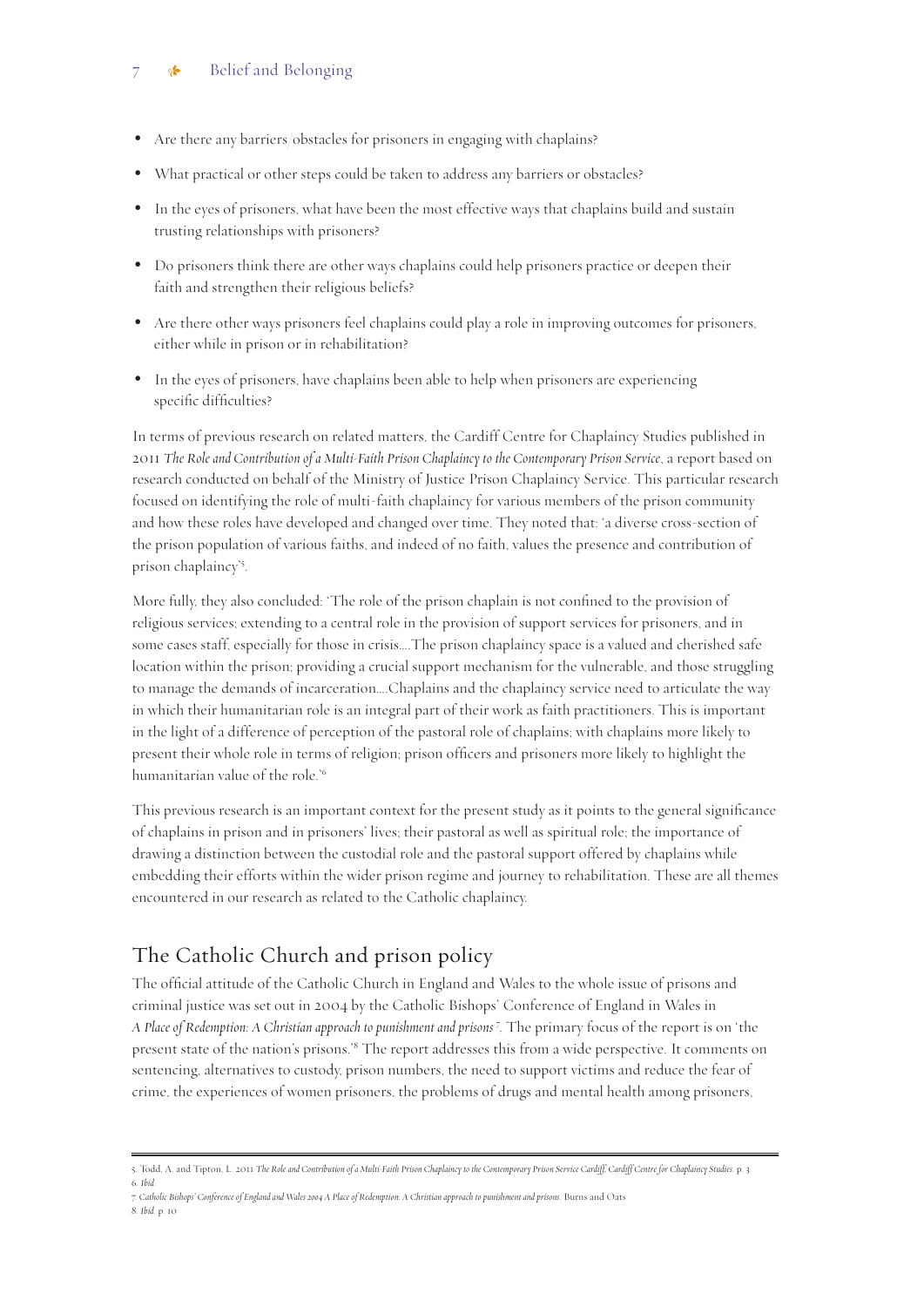- Are there any barriers/obstacles for prisoners in engaging with chaplains?
- What practical or other steps could be taken to address any barriers or obstacles?
- In the eyes of prisoners, what have been the most effective ways that chaplains build and sustain trusting relationships with prisoners?
- Do prisoners think there are other ways chaplains could help prisoners practice or deepen their faith and strengthen their religious beliefs?
- Are there other ways prisoners feel chaplains could play a role in improving outcomes for prisoners, either while in prison or in rehabilitation?
- In the eyes of prisoners, have chaplains been able to help when prisoners are experiencing specific difficulties?

In terms of previous research on related matters, the Cardiff Centre for Chaplaincy Studies published in 2011 *The Role and Contribution of a Multi-Faith Prison Chaplaincy to the Contemporary Prison Service*, a report based on research conducted on behalf of the Ministry of Justice Prison Chaplaincy Service. This particular research focused on identifying the role of multi-faith chaplaincy for various members of the prison community and how these roles have developed and changed over time. They noted that: 'a diverse cross-section of the prison population of various faiths, and indeed of no faith, values the presence and contribution of prison chaplaincy'[5].

More fully, they also concluded: 'The role of the prison chaplain is not confined to the provision of religious services; extending to a central role in the provision of support services for prisoners, and in some cases staff, especially for those in crisis….The prison chaplaincy space is a valued and cherished safe location within the prison; providing a crucial support mechanism for the vulnerable, and those struggling to manage the demands of incarceration….Chaplains and the chaplaincy service need to articulate the way in which their humanitarian role is an integral part of their work as faith practitioners. This is important in the light of a difference of perception of the pastoral role of chaplains; with chaplains more likely to present their whole role in terms of religion; prison officers and prisoners more likely to highlight the humanitarian value of the role.'[6]

This previous research is an important context for the present study as it points to the general significance of chaplains in prison and in prisoners' lives; their pastoral as well as spiritual role; the importance of drawing a distinction between the custodial role and the pastoral support offered by chaplains while embedding their efforts within the wider prison regime and journey to rehabilitation. These are all themes encountered in our research as related to the Catholic chaplaincy.

## The Catholic Church and prison policy

The official attitude of the Catholic Church in England and Wales to the whole issue of prisons and criminal justice was set out in 2004 by the Catholic Bishops' Conference of England in Wales in *A Place of Redemption: A Christian approach to punishment and prisons*[7]. The primary focus of the report is on 'the present state of the nation's prisons.'[8] The report addresses this from a wide perspective. It comments on sentencing, alternatives to custody, prison numbers, the need to support victims and reduce the fear of crime, the experiences of women prisoners, the problems of drugs and mental health among prisoners,

---

5. Todd, A. and Tipton, L. 2011 *The Role and Contribution of a Multi-Faith Prison Chaplaincy to the Contemporary Prison Service* Cardiff: Cardiff Centre for Chaplaincy Studies p. 3
6. *Ibid*
7. *Catholic Bishops' Conference of England and Wales 2004 A Place of Redemption: A Christian approach to punishment and prisons.* Burns and Oats
8. *Ibid* p. 10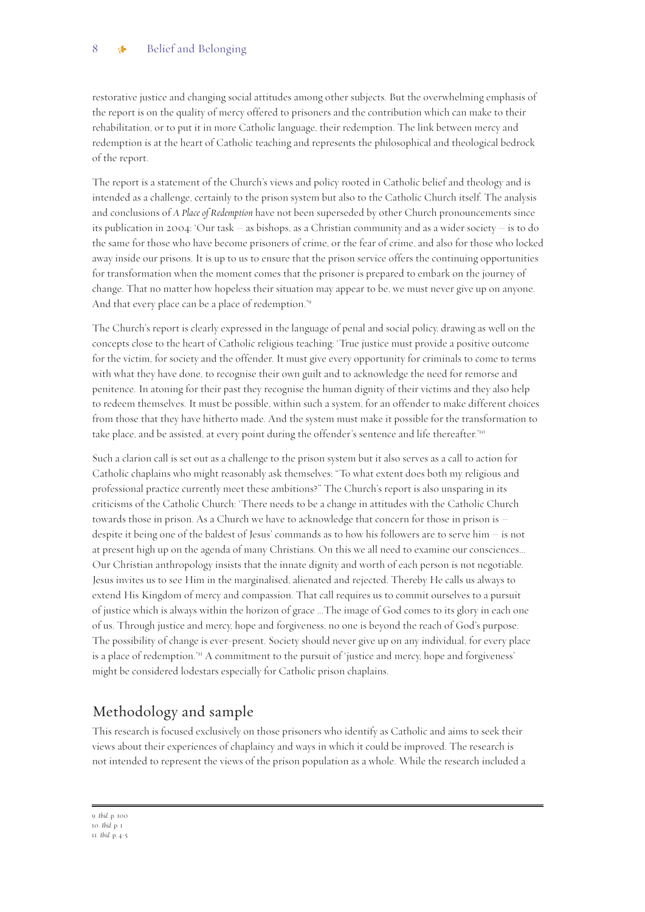restorative justice and changing social attitudes among other subjects. But the overwhelming emphasis of the report is on the quality of mercy offered to prisoners and the contribution which can make to their rehabilitation, or to put it in more Catholic language, their redemption. The link between mercy and redemption is at the heart of Catholic teaching and represents the philosophical and theological bedrock of the report.

The report is a statement of the Church's views and policy rooted in Catholic belief and theology and is intended as a challenge, certainly to the prison system but also to the Catholic Church itself. The analysis and conclusions of *A Place of Redemption* have not been superseded by other Church pronouncements since its publication in 2004: 'Our task – as bishops, as a Christian community and as a wider society – is to do the same for those who have become prisoners of crime, or the fear of crime, and also for those who locked away inside our prisons. It is up to us to ensure that the prison service offers the continuing opportunities for transformation when the moment comes that the prisoner is prepared to embark on the journey of change. That no matter how hopeless their situation may appear to be, we must never give up on anyone. And that every place can be a place of redemption.'[9]

The Church's report is clearly expressed in the language of penal and social policy, drawing as well on the concepts close to the heart of Catholic religious teaching: 'True justice must provide a positive outcome for the victim, for society and the offender. It must give every opportunity for criminals to come to terms with what they have done, to recognise their own guilt and to acknowledge the need for remorse and penitence. In atoning for their past they recognise the human dignity of their victims and they also help to redeem themselves. It must be possible, within such a system, for an offender to make different choices from those that they have hitherto made. And the system must make it possible for the transformation to take place, and be assisted, at every point during the offender's sentence and life thereafter.'[10]

Such a clarion call is set out as a challenge to the prison system but it also serves as a call to action for Catholic chaplains who might reasonably ask themselves: "To what extent does both my religious and professional practice currently meet these ambitions?" The Church's report is also unsparing in its criticisms of the Catholic Church: 'There needs to be a change in attitudes with the Catholic Church towards those in prison. As a Church we have to acknowledge that concern for those in prison is – despite it being one of the baldest of Jesus' commands as to how his followers are to serve him – is not at present high up on the agenda of many Christians. On this we all need to examine our consciences... Our Christian anthropology insists that the innate dignity and worth of each person is not negotiable. Jesus invites us to see Him in the marginalised, alienated and rejected. Thereby He calls us always to extend His Kingdom of mercy and compassion. That call requires us to commit ourselves to a pursuit of justice which is always within the horizon of grace ...The image of God comes to its glory in each one of us. Through justice and mercy, hope and forgiveness, no one is beyond the reach of God's purpose. The possibility of change is ever-present. Society should never give up on any individual, for every place is a place of redemption.'[11] A commitment to the pursuit of 'justice and mercy, hope and forgiveness' might be considered lodestars especially for Catholic prison chaplains.

## Methodology and sample

This research is focused exclusively on those prisoners who identify as Catholic and aims to seek their views about their experiences of chaplaincy and ways in which it could be improved. The research is not intended to represent the views of the prison population as a whole. While the research included a

9. *Ibid.* p. 100
10. *Ibid.* p. 1
11. *Ibid.* p. 4-5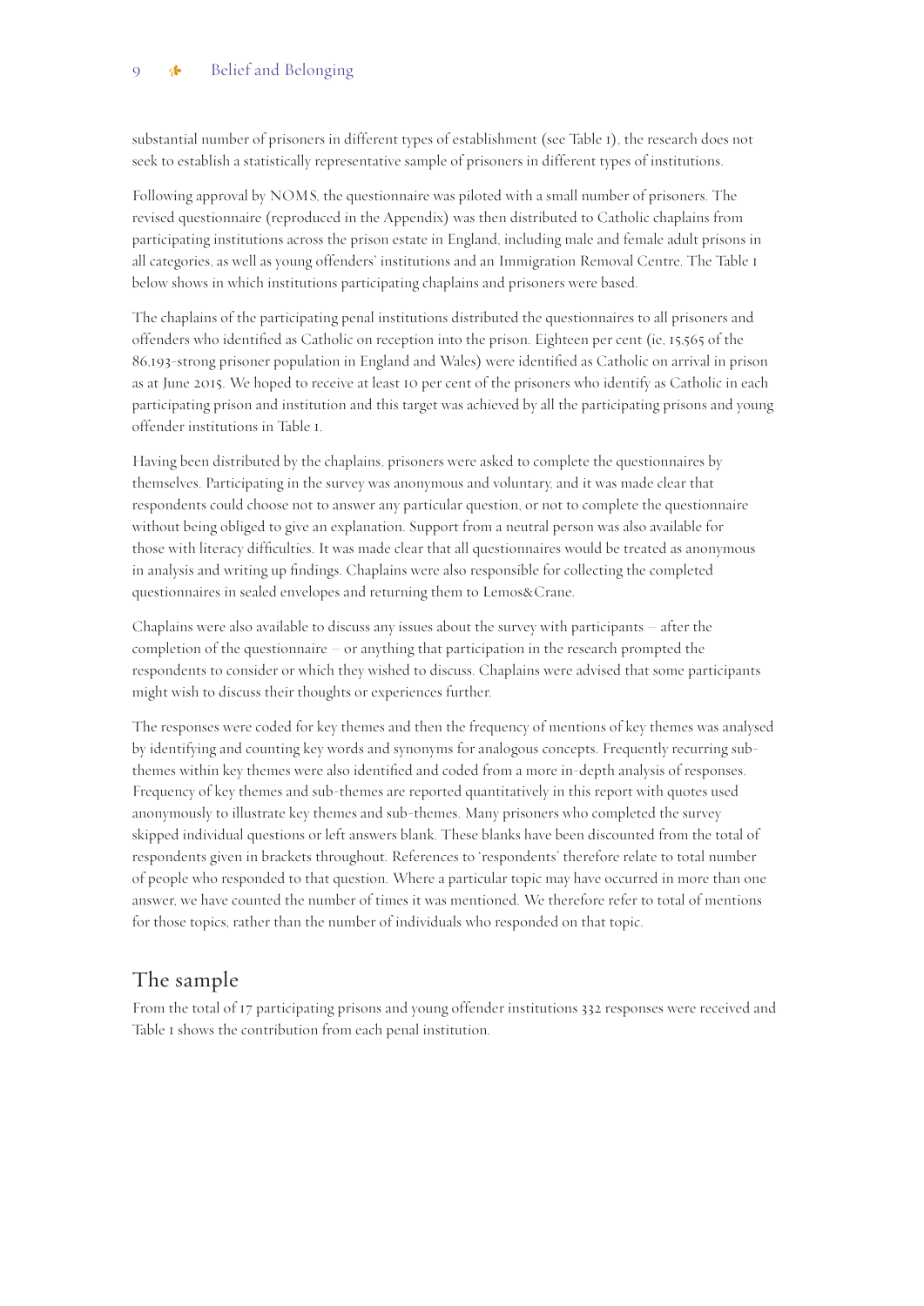substantial number of prisoners in different types of establishment (see Table 1), the research does not seek to establish a statistically representative sample of prisoners in different types of institutions.

Following approval by NOMS, the questionnaire was piloted with a small number of prisoners. The revised questionnaire (reproduced in the Appendix) was then distributed to Catholic chaplains from participating institutions across the prison estate in England, including male and female adult prisons in all categories, as well as young offenders' institutions and an Immigration Removal Centre. The Table 1 below shows in which institutions participating chaplains and prisoners were based.

The chaplains of the participating penal institutions distributed the questionnaires to all prisoners and offenders who identified as Catholic on reception into the prison. Eighteen per cent (ie, 15,565 of the 86,193-strong prisoner population in England and Wales) were identified as Catholic on arrival in prison as at June 2015. We hoped to receive at least 10 per cent of the prisoners who identify as Catholic in each participating prison and institution and this target was achieved by all the participating prisons and young offender institutions in Table 1.

Having been distributed by the chaplains, prisoners were asked to complete the questionnaires by themselves. Participating in the survey was anonymous and voluntary, and it was made clear that respondents could choose not to answer any particular question, or not to complete the questionnaire without being obliged to give an explanation. Support from a neutral person was also available for those with literacy difficulties. It was made clear that all questionnaires would be treated as anonymous in analysis and writing up findings. Chaplains were also responsible for collecting the completed questionnaires in sealed envelopes and returning them to Lemos&Crane.

Chaplains were also available to discuss any issues about the survey with participants – after the completion of the questionnaire – or anything that participation in the research prompted the respondents to consider or which they wished to discuss. Chaplains were advised that some participants might wish to discuss their thoughts or experiences further.

The responses were coded for key themes and then the frequency of mentions of key themes was analysed by identifying and counting key words and synonyms for analogous concepts. Frequently recurring sub-themes within key themes were also identified and coded from a more in-depth analysis of responses. Frequency of key themes and sub-themes are reported quantitatively in this report with quotes used anonymously to illustrate key themes and sub-themes. Many prisoners who completed the survey skipped individual questions or left answers blank. These blanks have been discounted from the total of respondents given in brackets throughout. References to 'respondents' therefore relate to total number of people who responded to that question. Where a particular topic may have occurred in more than one answer, we have counted the number of times it was mentioned. We therefore refer to total of mentions for those topics, rather than the number of individuals who responded on that topic.

## The sample

From the total of 17 participating prisons and young offender institutions 332 responses were received and Table 1 shows the contribution from each penal institution.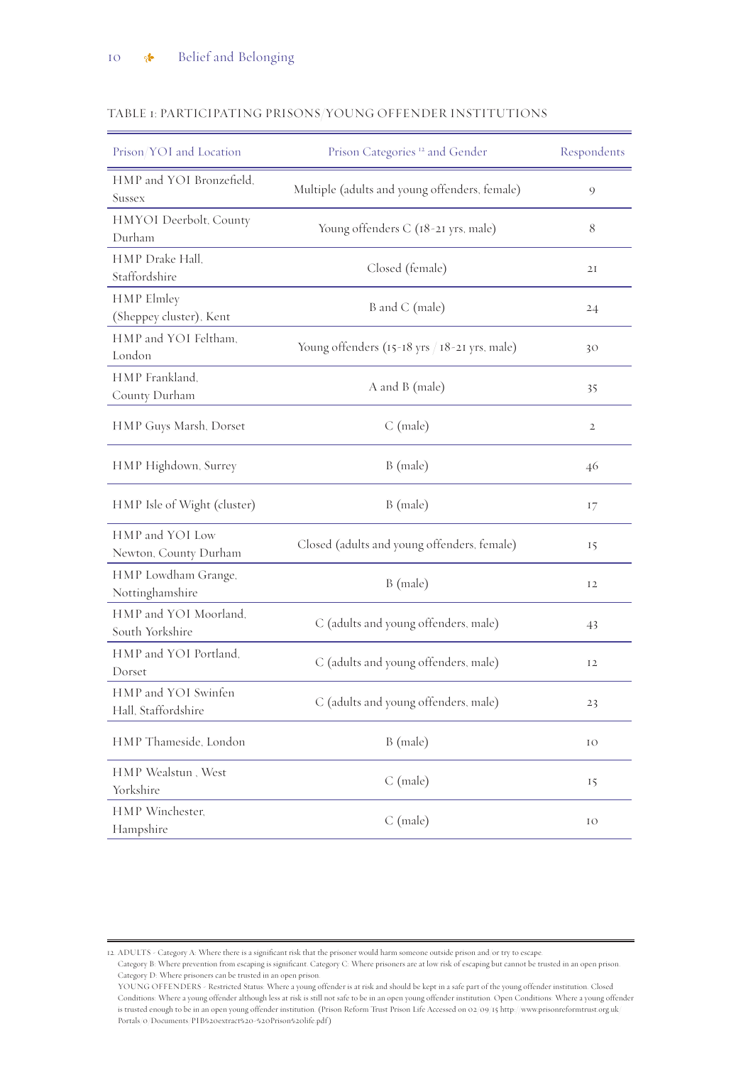TABLE 1: PARTICIPATING PRISONS/YOUNG OFFENDER INSTITUTIONS

| Prison/YOI and Location | Prison Categories [12] and Gender | Respondents |
|---|---|---|
| HMP and YOI Bronzefield, Sussex | Multiple (adults and young offenders, female) | 9 |
| HMYOI Deerbolt, County Durham | Young offenders C (18-21 yrs, male) | 8 |
| HMP Drake Hall, Staffordshire | Closed (female) | 21 |
| HMP Elmley (Sheppey cluster), Kent | B and C (male) | 24 |
| HMP and YOI Feltham, London | Young offenders (15-18 yrs / 18-21 yrs, male) | 30 |
| HMP Frankland, County Durham | A and B (male) | 35 |
| HMP Guys Marsh, Dorset | C (male) | 2 |
| HMP Highdown, Surrey | B (male) | 46 |
| HMP Isle of Wight (cluster) | B (male) | 17 |
| HMP and YOI Low Newton, County Durham | Closed (adults and young offenders, female) | 15 |
| HMP Lowdham Grange, Nottinghamshire | B (male) | 12 |
| HMP and YOI Moorland, South Yorkshire | C (adults and young offenders, male) | 43 |
| HMP and YOI Portland, Dorset | C (adults and young offenders, male) | 12 |
| HMP and YOI Swinfen Hall, Staffordshire | C (adults and young offenders, male) | 23 |
| HMP Thameside, London | B (male) | 10 |
| HMP Wealstun , West Yorkshire | C (male) | 15 |
| HMP Winchester, Hampshire | C (male) | 10 |

12. ADULTS - Category A: Where there is a significant risk that the prisoner would harm someone outside prison and/or try to escape. Category B: Where prevention from escaping is significant. Category C: Where prisoners are at low risk of escaping but cannot be trusted in an open prison. Category D: Where prisoners can be trusted in an open prison.
YOUNG OFFENDERS - Restricted Status: Where a young offender is at risk and should be kept in a safe part of the young offender institution. Closed Conditions: Where a young offender although less at risk is still not safe to be in an open young offender institution. Open Conditions: Where a young offender is trusted enough to be in an open young offender institution. (Prison Reform Trust Prison Life Accessed on 02/09/15 http://www.prisonreformtrust.org.uk/Portals/0/Documents/PIB%20extract%20-%20Prison%20life.pdf)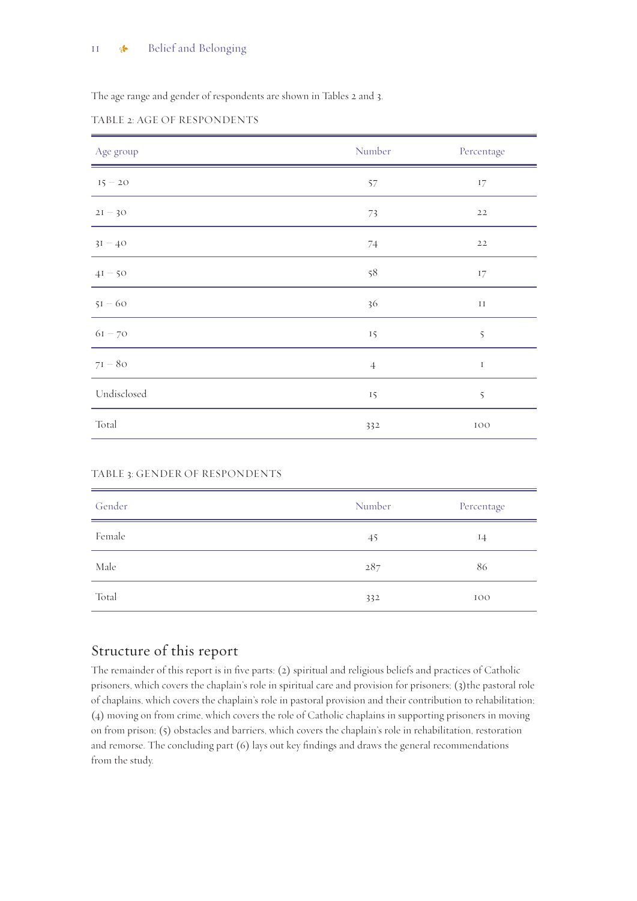The age range and gender of respondents are shown in Tables 2 and 3.

TABLE 2: AGE OF RESPONDENTS

| Age group | Number | Percentage |
|---|---|---|
| 15 – 20 | 57 | 17 |
| 21 – 30 | 73 | 22 |
| 31 – 40 | 74 | 22 |
| 41 – 50 | 58 | 17 |
| 51 – 60 | 36 | 11 |
| 61 – 70 | 15 | 5 |
| 71 – 80 | 4 | 1 |
| Undisclosed | 15 | 5 |
| Total | 332 | 100 |

TABLE 3: GENDER OF RESPONDENTS

| Gender | Number | Percentage |
|---|---|---|
| Female | 45 | 14 |
| Male | 287 | 86 |
| Total | 332 | 100 |

## Structure of this report

The remainder of this report is in five parts: (2) spiritual and religious beliefs and practices of Catholic prisoners, which covers the chaplain's role in spiritual care and provision for prisoners; (3)the pastoral role of chaplains, which covers the chaplain's role in pastoral provision and their contribution to rehabilitation; (4) moving on from crime, which covers the role of Catholic chaplains in supporting prisoners in moving on from prison; (5) obstacles and barriers, which covers the chaplain's role in rehabilitation, restoration and remorse. The concluding part (6) lays out key findings and draws the general recommendations from the study.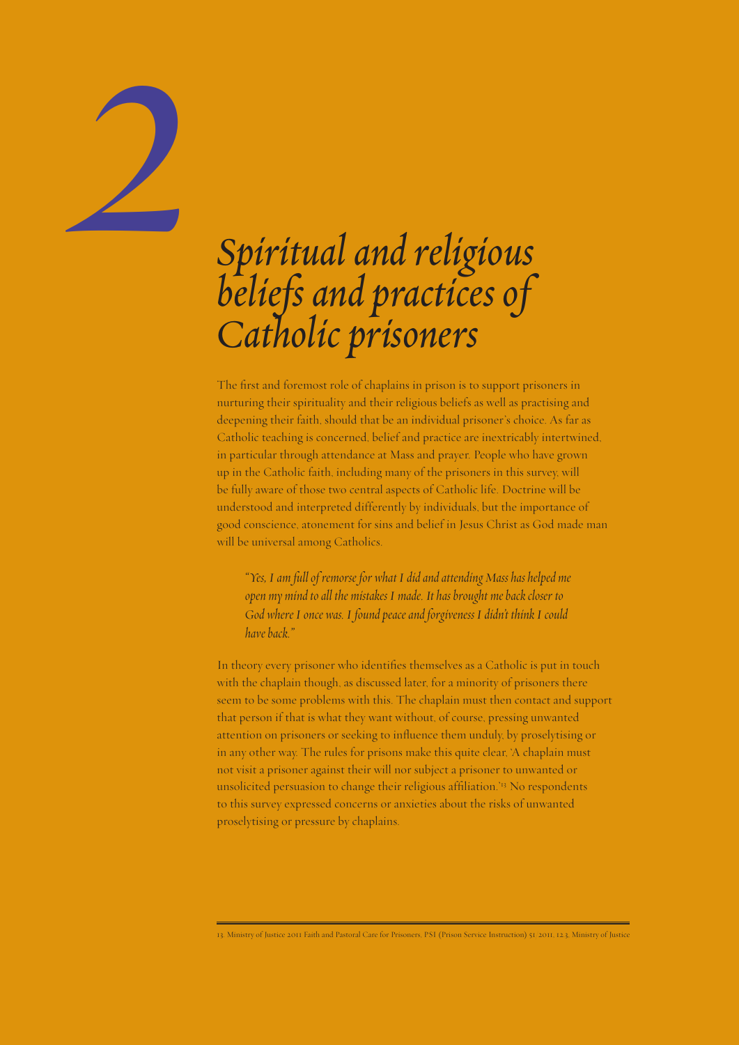# 2

# *Spiritual and religious beliefs and practices of Catholic prisoners*

The first and foremost role of chaplains in prison is to support prisoners in nurturing their spirituality and their religious beliefs as well as practising and deepening their faith, should that be an individual prisoner's choice. As far as Catholic teaching is concerned, belief and practice are inextricably intertwined, in particular through attendance at Mass and prayer. People who have grown up in the Catholic faith, including many of the prisoners in this survey, will be fully aware of those two central aspects of Catholic life. Doctrine will be understood and interpreted differently by individuals, but the importance of good conscience, atonement for sins and belief in Jesus Christ as God made man will be universal among Catholics.

> *"Yes, I am full of remorse for what I did and attending Mass has helped me open my mind to all the mistakes I made. It has brought me back closer to God where I once was. I found peace and forgiveness I didn't think I could have back."*

In theory every prisoner who identifies themselves as a Catholic is put in touch with the chaplain though, as discussed later, for a minority of prisoners there seem to be some problems with this. The chaplain must then contact and support that person if that is what they want without, of course, pressing unwanted attention on prisoners or seeking to influence them unduly, by proselytising or in any other way. The rules for prisons make this quite clear, 'A chaplain must not visit a prisoner against their will nor subject a prisoner to unwanted or unsolicited persuasion to change their religious affiliation.'[13] No respondents to this survey expressed concerns or anxieties about the risks of unwanted proselytising or pressure by chaplains.

---

13. Ministry of Justice 2011 Faith and Pastoral Care for Prisoners. PSI (Prison Service Instruction) 51 2011, 1.2.3, Ministry of Justice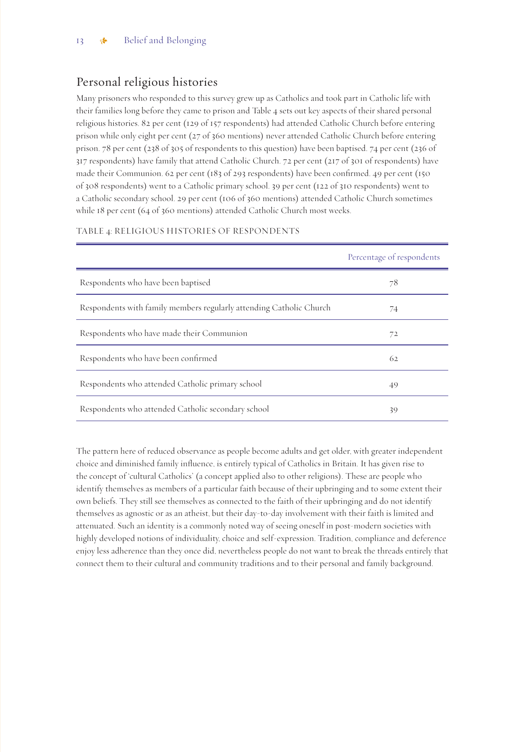## Personal religious histories

Many prisoners who responded to this survey grew up as Catholics and took part in Catholic life with their families long before they came to prison and Table 4 sets out key aspects of their shared personal religious histories. 82 per cent (129 of 157 respondents) had attended Catholic Church before entering prison while only eight per cent (27 of 360 mentions) never attended Catholic Church before entering prison. 78 per cent (238 of 305 of respondents to this question) have been baptised. 74 per cent (236 of 317 respondents) have family that attend Catholic Church. 72 per cent (217 of 301 of respondents) have made their Communion. 62 per cent (183 of 293 respondents) have been confirmed. 49 per cent (150 of 308 respondents) went to a Catholic primary school. 39 per cent (122 of 310 respondents) went to a Catholic secondary school. 29 per cent (106 of 360 mentions) attended Catholic Church sometimes while 18 per cent (64 of 360 mentions) attended Catholic Church most weeks.

TABLE 4: RELIGIOUS HISTORIES OF RESPONDENTS

| | Percentage of respondents |
|---|---|
| Respondents who have been baptised | 78 |
| Respondents with family members regularly attending Catholic Church | 74 |
| Respondents who have made their Communion | 72 |
| Respondents who have been confirmed | 62 |
| Respondents who attended Catholic primary school | 49 |
| Respondents who attended Catholic secondary school | 39 |

The pattern here of reduced observance as people become adults and get older, with greater independent choice and diminished family influence, is entirely typical of Catholics in Britain. It has given rise to the concept of 'cultural Catholics' (a concept applied also to other religions). These are people who identify themselves as members of a particular faith because of their upbringing and to some extent their own beliefs. They still see themselves as connected to the faith of their upbringing and do not identify themselves as agnostic or as an atheist, but their day-to-day involvement with their faith is limited and attenuated. Such an identity is a commonly noted way of seeing oneself in post-modern societies with highly developed notions of individuality, choice and self-expression. Tradition, compliance and deference enjoy less adherence than they once did, nevertheless people do not want to break the threads entirely that connect them to their cultural and community traditions and to their personal and family background.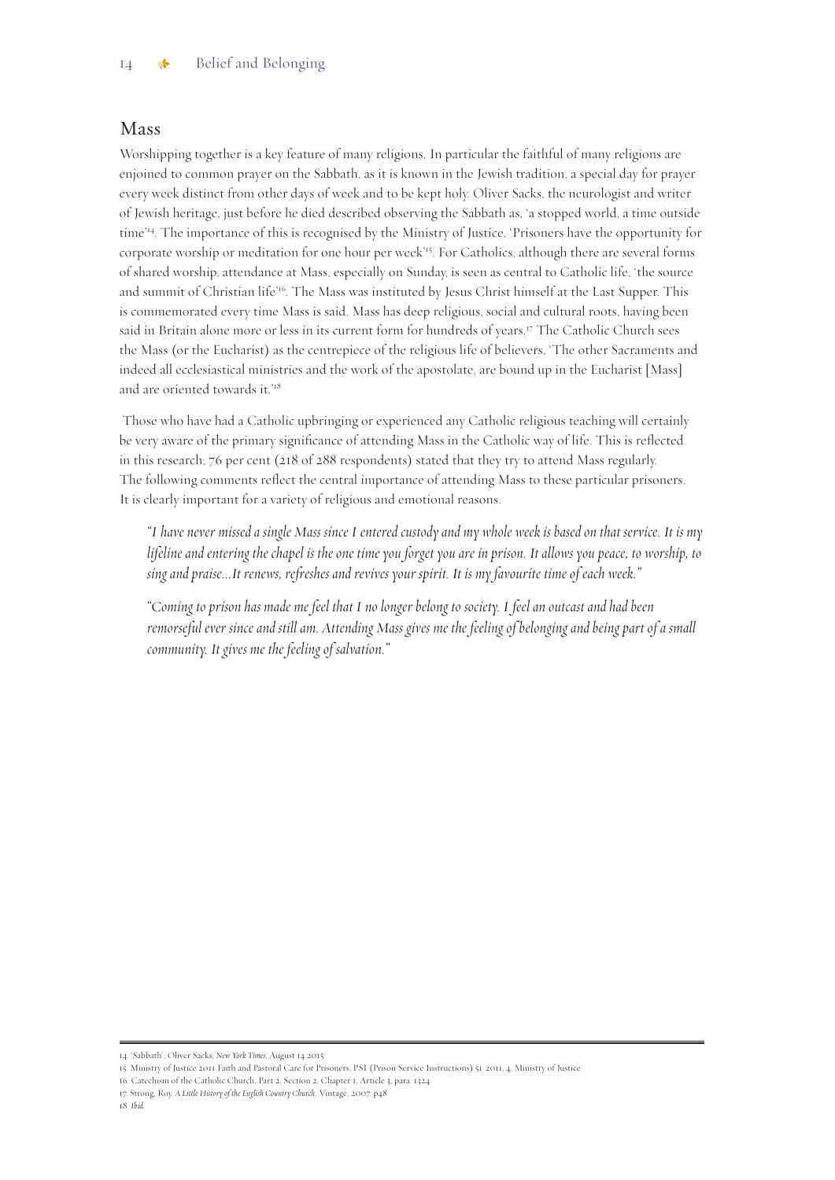## Mass

Worshipping together is a key feature of many religions. In particular the faithful of many religions are enjoined to common prayer on the Sabbath, as it is known in the Jewish tradition, a special day for prayer every week distinct from other days of week and to be kept holy. Oliver Sacks, the neurologist and writer of Jewish heritage, just before he died described observing the Sabbath as, 'a stopped world, a time outside time'[14]. The importance of this is recognised by the Ministry of Justice, 'Prisoners have the opportunity for corporate worship or meditation for one hour per week'[15]. For Catholics, although there are several forms of shared worship, attendance at Mass, especially on Sunday, is seen as central to Catholic life, 'the source and summit of Christian life'[16]. The Mass was instituted by Jesus Christ himself at the Last Supper. This is commemorated every time Mass is said. Mass has deep religious, social and cultural roots, having been said in Britain alone more or less in its current form for hundreds of years.[17] The Catholic Church sees the Mass (or the Eucharist) as the centrepiece of the religious life of believers, 'The other Sacraments and indeed all ecclesiastical ministries and the work of the apostolate, are bound up in the Eucharist [Mass] and are oriented towards it.'[18]

Those who have had a Catholic upbringing or experienced any Catholic religious teaching will certainly be very aware of the primary significance of attending Mass in the Catholic way of life. This is reflected in this research; 76 per cent (218 of 288 respondents) stated that they try to attend Mass regularly. The following comments reflect the central importance of attending Mass to these particular prisoners. It is clearly important for a variety of religious and emotional reasons.

> *"I have never missed a single Mass since I entered custody and my whole week is based on that service. It is my lifeline and entering the chapel is the one time you forget you are in prison. It allows you peace, to worship, to sing and praise...It renews, refreshes and revives your spirit. It is my favourite time of each week."*

> *"Coming to prison has made me feel that I no longer belong to society. I feel an outcast and had been remorseful ever since and still am. Attending Mass gives me the feeling of belonging and being part of a small community. It gives me the feeling of salvation."*

---

14. 'Sabbath', Oliver Sacks, *New York Times*, August 14 2015
15. Ministry of Justice 2011 Faith and Pastoral Care for Prisoners, PSI (Prison Service Instructions) 51/2011, 4, Ministry of Justice
16. Catechism of the Catholic Church, Part 2, Section 2, Chapter 1, Article 3, para. 1324
17. Strong, Roy, *A Little History of the English Country Church*, Vintage, 2007, p48
18. *Ibid.*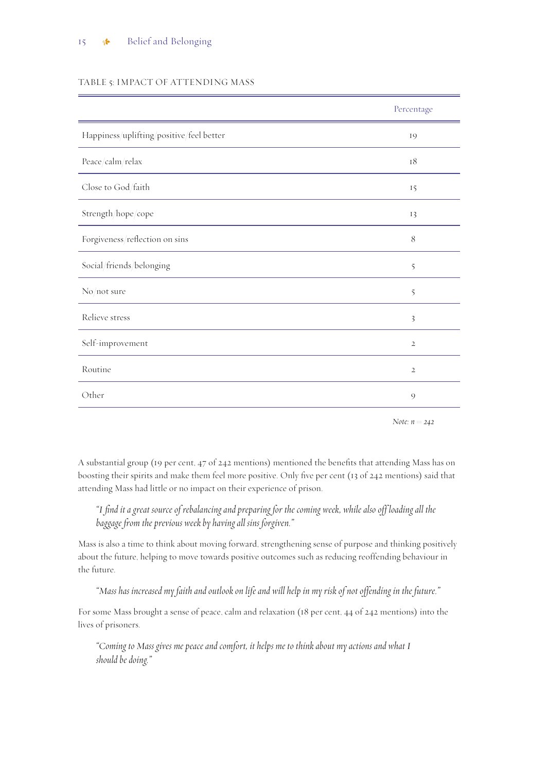TABLE 5: IMPACT OF ATTENDING MASS

| | Percentage |
|---|---|
| Happiness/uplifting/positive/feel better | 19 |
| Peace/calm/relax | 18 |
| Close to God/faith | 15 |
| Strength/hope/cope | 13 |
| Forgiveness/reflection on sins | 8 |
| Social/friends/belonging | 5 |
| No/not sure | 5 |
| Relieve stress | 3 |
| Self-improvement | 2 |
| Routine | 2 |
| Other | 9 |

*Note: n = 242*

A substantial group (19 per cent, 47 of 242 mentions) mentioned the benefits that attending Mass has on boosting their spirits and make them feel more positive. Only five per cent (13 of 242 mentions) said that attending Mass had little or no impact on their experience of prison.

> *"I find it a great source of rebalancing and preparing for the coming week, while also off loading all the baggage from the previous week by having all sins forgiven."*

Mass is also a time to think about moving forward, strengthening sense of purpose and thinking positively about the future, helping to move towards positive outcomes such as reducing reoffending behaviour in the future.

> *"Mass has increased my faith and outlook on life and will help in my risk of not offending in the future."*

For some Mass brought a sense of peace, calm and relaxation (18 per cent, 44 of 242 mentions) into the lives of prisoners.

> *"Coming to Mass gives me peace and comfort, it helps me to think about my actions and what I should be doing."*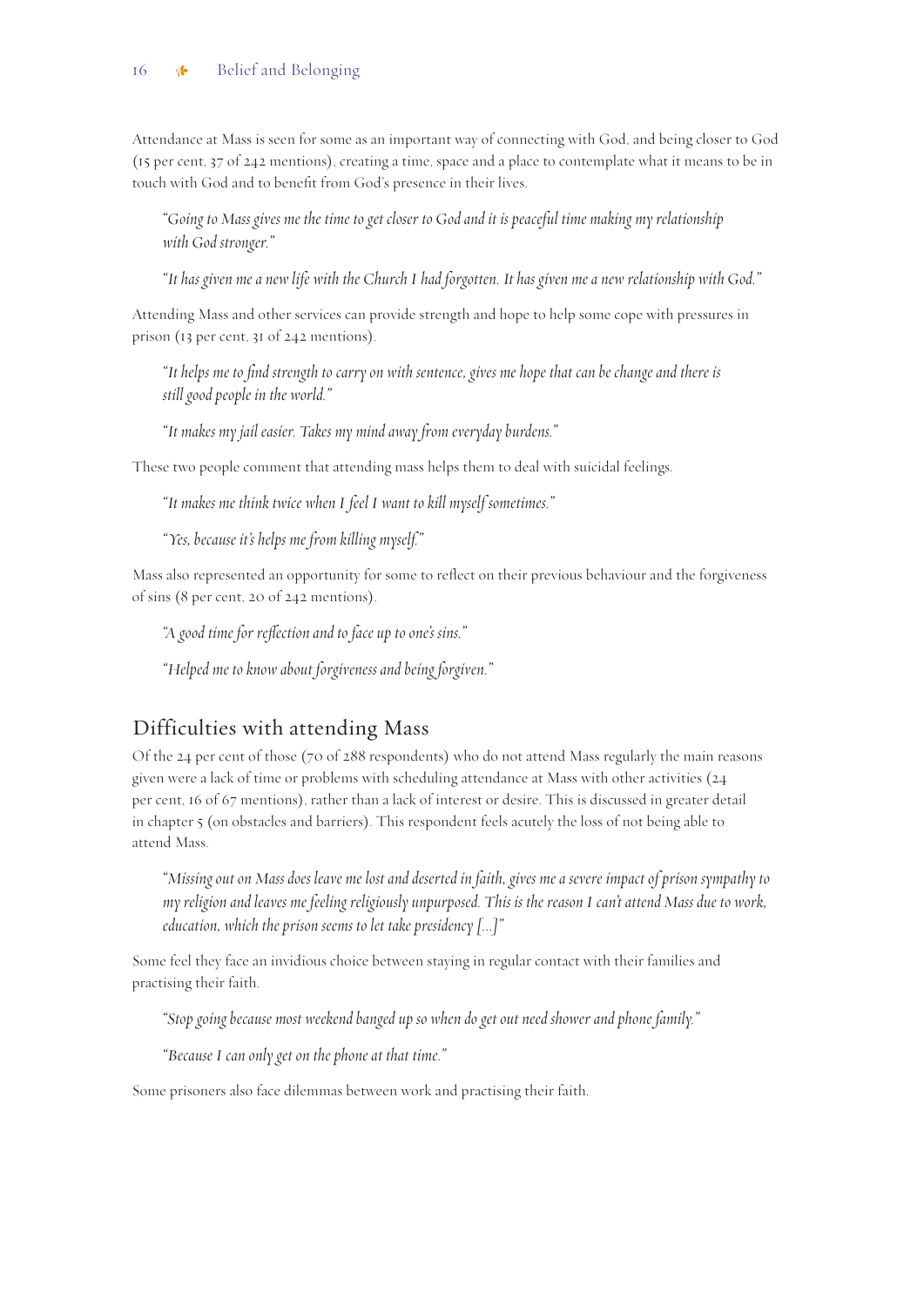Attendance at Mass is seen for some as an important way of connecting with God, and being closer to God (15 per cent, 37 of 242 mentions), creating a time, space and a place to contemplate what it means to be in touch with God and to benefit from God's presence in their lives.

> *"Going to Mass gives me the time to get closer to God and it is peaceful time making my relationship with God stronger."*

> *"It has given me a new life with the Church I had forgotten. It has given me a new relationship with God."*

Attending Mass and other services can provide strength and hope to help some cope with pressures in prison (13 per cent, 31 of 242 mentions).

> *"It helps me to find strength to carry on with sentence, gives me hope that can be change and there is still good people in the world."*

> *"It makes my jail easier. Takes my mind away from everyday burdens."*

These two people comment that attending mass helps them to deal with suicidal feelings.

> *"It makes me think twice when I feel I want to kill myself sometimes."*

> *"Yes, because it's helps me from killing myself."*

Mass also represented an opportunity for some to reflect on their previous behaviour and the forgiveness of sins (8 per cent, 20 of 242 mentions).

> *"A good time for reflection and to face up to one's sins."*

> *"Helped me to know about forgiveness and being forgiven."*

## Difficulties with attending Mass

Of the 24 per cent of those (70 of 288 respondents) who do not attend Mass regularly the main reasons given were a lack of time or problems with scheduling attendance at Mass with other activities (24 per cent, 16 of 67 mentions), rather than a lack of interest or desire. This is discussed in greater detail in chapter 5 (on obstacles and barriers). This respondent feels acutely the loss of not being able to attend Mass.

> *"Missing out on Mass does leave me lost and deserted in faith, gives me a severe impact of prison sympathy to my religion and leaves me feeling religiously unpurposed. This is the reason I can't attend Mass due to work, education, which the prison seems to let take presidency [...]"*

Some feel they face an invidious choice between staying in regular contact with their families and practising their faith.

> *"Stop going because most weekend banged up so when do get out need shower and phone family."*

> *"Because I can only get on the phone at that time."*

Some prisoners also face dilemmas between work and practising their faith.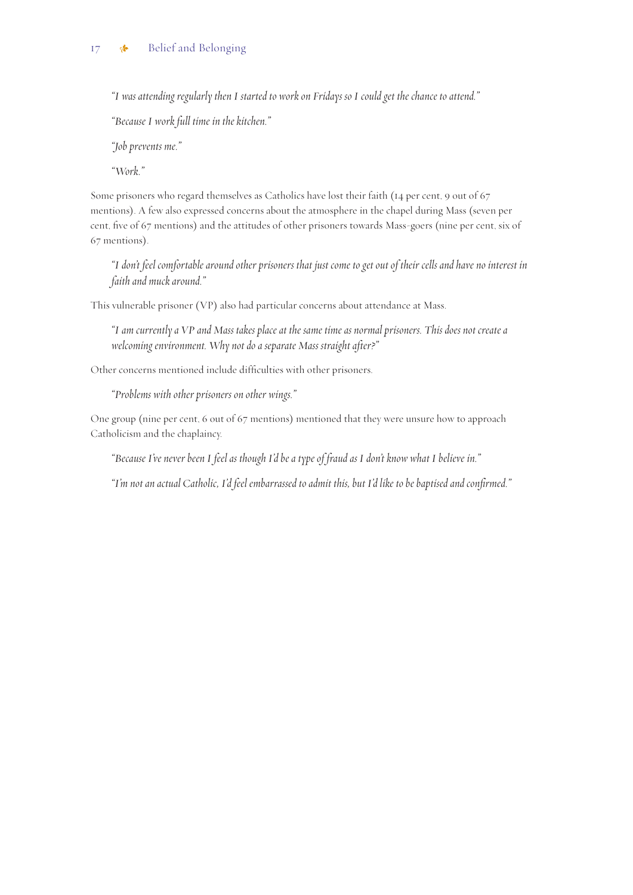*"I was attending regularly then I started to work on Fridays so I could get the chance to attend."*

*"Because I work full time in the kitchen."*

*"Job prevents me."*

*"Work."*

Some prisoners who regard themselves as Catholics have lost their faith (14 per cent, 9 out of 67 mentions). A few also expressed concerns about the atmosphere in the chapel during Mass (seven per cent, five of 67 mentions) and the attitudes of other prisoners towards Mass-goers (nine per cent, six of 67 mentions).

*"I don't feel comfortable around other prisoners that just come to get out of their cells and have no interest in faith and muck around."*

This vulnerable prisoner (VP) also had particular concerns about attendance at Mass.

*"I am currently a VP and Mass takes place at the same time as normal prisoners. This does not create a welcoming environment. Why not do a separate Mass straight after?"*

Other concerns mentioned include difficulties with other prisoners.

*"Problems with other prisoners on other wings."*

One group (nine per cent, 6 out of 67 mentions) mentioned that they were unsure how to approach Catholicism and the chaplaincy.

*"Because I've never been I feel as though I'd be a type of fraud as I don't know what I believe in."*

*"I'm not an actual Catholic, I'd feel embarrassed to admit this, but I'd like to be baptised and confirmed."*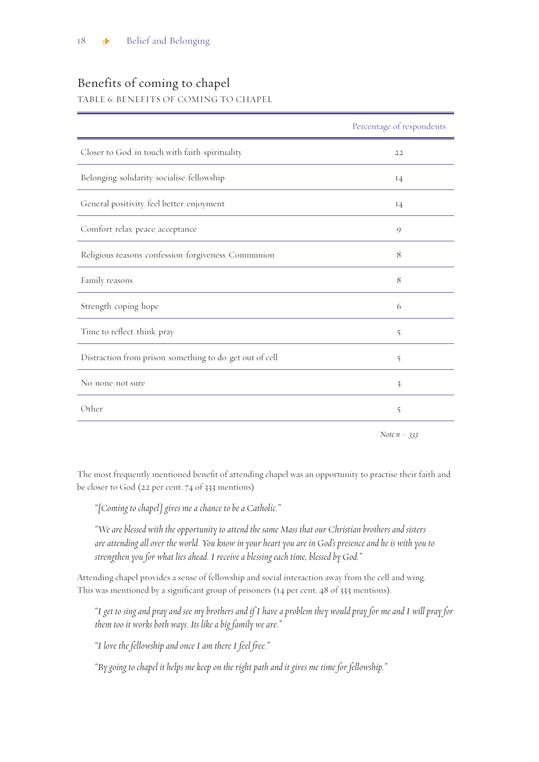## Benefits of coming to chapel

TABLE 6: BENEFITS OF COMING TO CHAPEL

| | Percentage of respondents |
|---|---|
| Closer to God/in touch with faith/spirituality | 22 |
| Belonging/solidarity/socialise/fellowship | 14 |
| General positivity/feel better/enjoyment | 14 |
| Comfort/relax/peace/acceptance | 9 |
| Religious reasons/confession/forgiveness/Communion | 8 |
| Family reasons | 8 |
| Strength/coping/hope | 6 |
| Time to reflect/think/pray | 5 |
| Distraction from prison/something to do/get out of cell | 5 |
| No/none/not sure | 3 |
| Other | 5 |

*Note n = 333*

The most frequently mentioned benefit of attending chapel was an opportunity to practise their faith and be closer to God (22 per cent, 74 of 333 mentions)

> *"[Coming to chapel] gives me a chance to be a Catholic."*

> *"We are blessed with the opportunity to attend the same Mass that our Christian brothers and sisters are attending all over the world. You know in your heart you are in God's presence and he is with you to strengthen you for what lies ahead. I receive a blessing each time, blessed by God."*

Attending chapel provides a sense of fellowship and social interaction away from the cell and wing. This was mentioned by a significant group of prisoners (14 per cent, 48 of 333 mentions).

> *"I get to sing and pray and see my brothers and if I have a problem they would pray for me and I will pray for them too it works both ways. Its like a big family we are."*

> *"I love the fellowship and once I am there I feel free."*

> *"By going to chapel it helps me keep on the right path and it gives me time for fellowship."*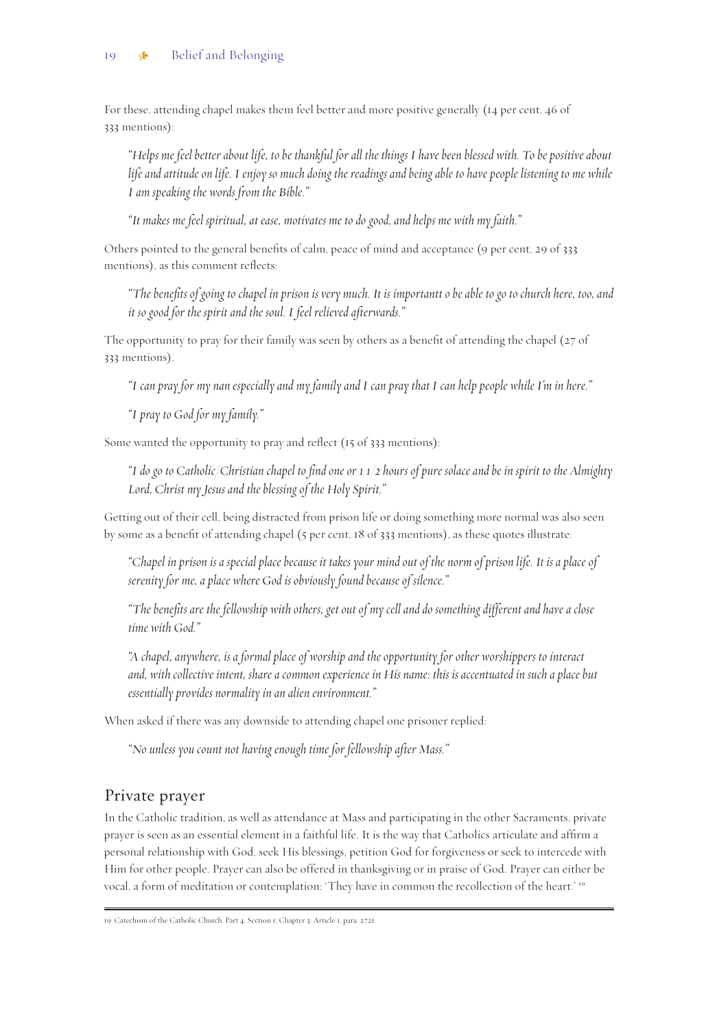For these, attending chapel makes them feel better and more positive generally (14 per cent, 46 of 333 mentions):

> *"Helps me feel better about life, to be thankful for all the things I have been blessed with. To be positive about life and attitude on life. I enjoy so much doing the readings and being able to have people listening to me while I am speaking the words from the Bible."*

> *"It makes me feel spiritual, at ease, motivates me to do good, and helps me with my faith."*

Others pointed to the general benefits of calm, peace of mind and acceptance (9 per cent, 29 of 333 mentions), as this comment reflects:

> *"The benefits of going to chapel in prison is very much. It is importantt o be able to go to church here, too, and it so good for the spirit and the soul. I feel relieved afterwards."*

The opportunity to pray for their family was seen by others as a benefit of attending the chapel (27 of 333 mentions).

> *"I can pray for my nan especially and my family and I can pray that I can help people while I'm in here."*

> *"I pray to God for my family."*

Some wanted the opportunity to pray and reflect (15 of 333 mentions):

> *"I do go to Catholic/Christian chapel to find one or 1 1/2 hours of pure solace and be in spirit to the Almighty Lord, Christ my Jesus and the blessing of the Holy Spirit."*

Getting out of their cell, being distracted from prison life or doing something more normal was also seen by some as a benefit of attending chapel (5 per cent, 18 of 333 mentions), as these quotes illustrate:

> *"Chapel in prison is a special place because it takes your mind out of the norm of prison life. It is a place of serenity for me, a place where God is obviously found because of silence."*

> *"The benefits are the fellowship with others, get out of my cell and do something different and have a close time with God."*

> *"A chapel, anywhere, is a formal place of worship and the opportunity for other worshippers to interact and, with collective intent, share a common experience in His name: this is accentuated in such a place but essentially provides normality in an alien environment."*

When asked if there was any downside to attending chapel one prisoner replied:

> *"No unless you count not having enough time for fellowship after Mass."*

## Private prayer

In the Catholic tradition, as well as attendance at Mass and participating in the other Sacraments, private prayer is seen as an essential element in a faithful life. It is the way that Catholics articulate and affirm a personal relationship with God, seek His blessings, petition God for forgiveness or seek to intercede with Him for other people. Prayer can also be offered in thanksgiving or in praise of God. Prayer can either be vocal, a form of meditation or contemplation: 'They have in common the recollection of the heart.' [19]

---

19 Catechism of the Catholic Church, Part 4, Section 1, Chapter 3, Article 1, para. 2721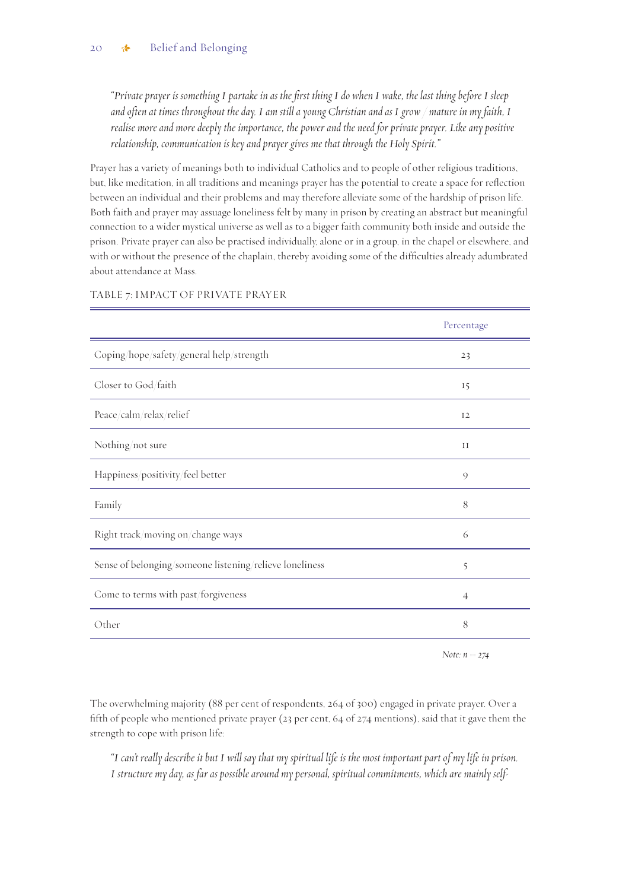*"Private prayer is something I partake in as the first thing I do when I wake, the last thing before I sleep and often at times throughout the day. I am still a young Christian and as I grow / mature in my faith, I realise more and more deeply the importance, the power and the need for private prayer. Like any positive relationship, communication is key and prayer gives me that through the Holy Spirit."*

Prayer has a variety of meanings both to individual Catholics and to people of other religious traditions, but, like meditation, in all traditions and meanings prayer has the potential to create a space for reflection between an individual and their problems and may therefore alleviate some of the hardship of prison life. Both faith and prayer may assuage loneliness felt by many in prison by creating an abstract but meaningful connection to a wider mystical universe as well as to a bigger faith community both inside and outside the prison. Private prayer can also be practised individually, alone or in a group, in the chapel or elsewhere, and with or without the presence of the chaplain, thereby avoiding some of the difficulties already adumbrated about attendance at Mass.

TABLE 7: IMPACT OF PRIVATE PRAYER

| | Percentage |
|---|---|
| Coping/hope/safety/general help/strength | 23 |
| Closer to God/faith | 15 |
| Peace/calm/relax/relief | 12 |
| Nothing/not sure | 11 |
| Happiness/positivity/feel better | 9 |
| Family | 8 |
| Right track/moving on/change ways | 6 |
| Sense of belonging/someone listening/relieve loneliness | 5 |
| Come to terms with past/forgiveness | 4 |
| Other | 8 |

*Note: n = 274*

The overwhelming majority (88 per cent of respondents, 264 of 300) engaged in private prayer. Over a fifth of people who mentioned private prayer (23 per cent, 64 of 274 mentions), said that it gave them the strength to cope with prison life:

*"I can't really describe it but I will say that my spiritual life is the most important part of my life in prison. I structure my day, as far as possible around my personal, spiritual commitments, which are mainly self-*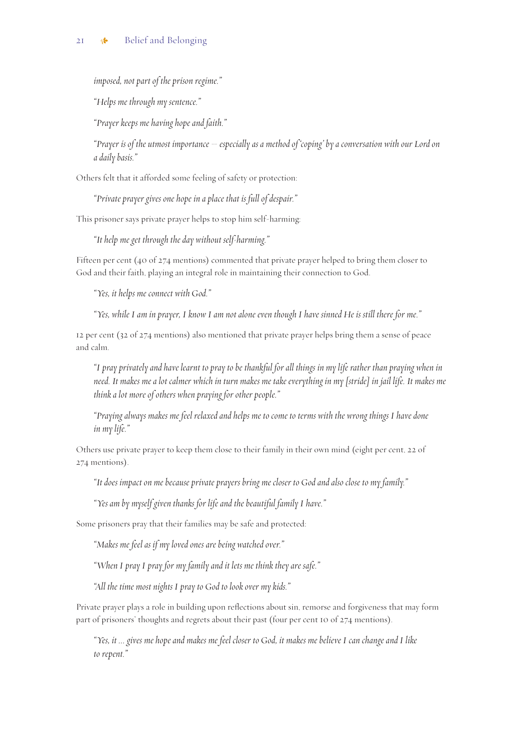*imposed, not part of the prison regime."*

*"Helps me through my sentence."*

*"Prayer keeps me having hope and faith."*

*"Prayer is of the utmost importance – especially as a method of 'coping' by a conversation with our Lord on a daily basis."*

Others felt that it afforded some feeling of safety or protection:

*"Private prayer gives one hope in a place that is full of despair."*

This prisoner says private prayer helps to stop him self-harming:

*"It help me get through the day without self-harming."*

Fifteen per cent (40 of 274 mentions) commented that private prayer helped to bring them closer to God and their faith, playing an integral role in maintaining their connection to God.

*"Yes, it helps me connect with God."*

*"Yes, while I am in prayer, I know I am not alone even though I have sinned He is still there for me."*

12 per cent (32 of 274 mentions) also mentioned that private prayer helps bring them a sense of peace and calm.

*"I pray privately and have learnt to pray to be thankful for all things in my life rather than praying when in need. It makes me a lot calmer which in turn makes me take everything in my [stride] in jail life. It makes me think a lot more of others when praying for other people."*

*"Praying always makes me feel relaxed and helps me to come to terms with the wrong things I have done in my life."*

Others use private prayer to keep them close to their family in their own mind (eight per cent, 22 of 274 mentions).

*"It does impact on me because private prayers bring me closer to God and also close to my family."*

*"Yes am by myself given thanks for life and the beautiful family I have."*

Some prisoners pray that their families may be safe and protected:

*"Makes me feel as if my loved ones are being watched over."*

*"When I pray I pray for my family and it lets me think they are safe."*

*"All the time most nights I pray to God to look over my kids."*

Private prayer plays a role in building upon reflections about sin, remorse and forgiveness that may form part of prisoners' thoughts and regrets about their past (four per cent 10 of 274 mentions).

*"Yes, it ... gives me hope and makes me feel closer to God, it makes me believe I can change and I like to repent."*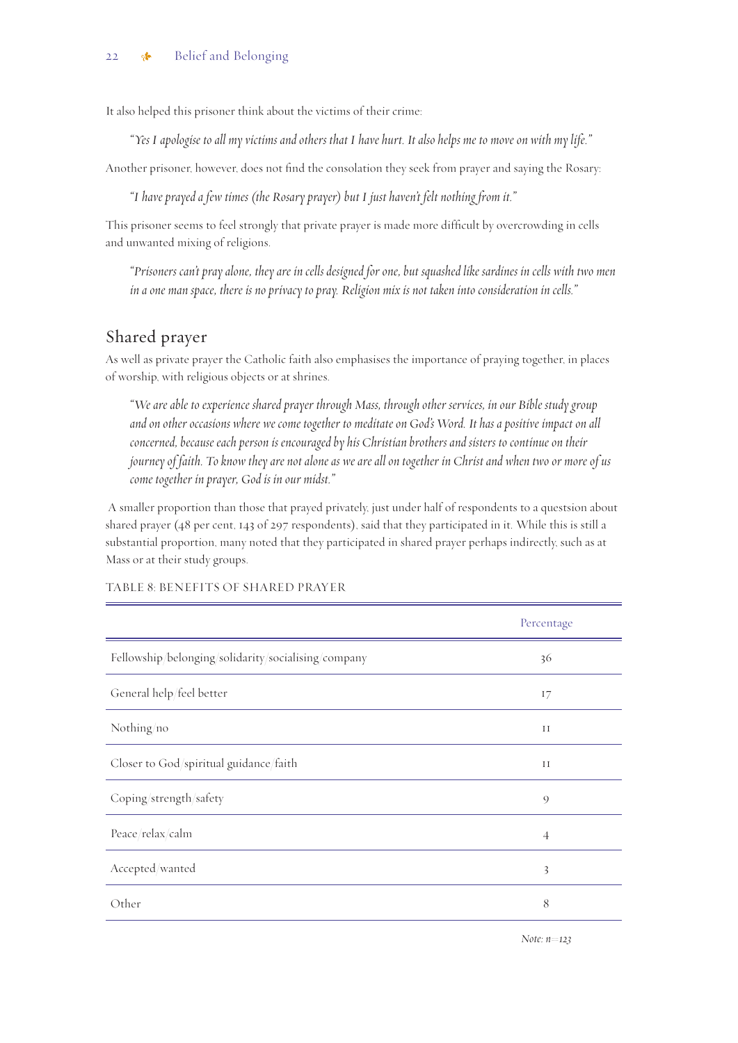It also helped this prisoner think about the victims of their crime:

> *"Yes I apologise to all my victims and others that I have hurt. It also helps me to move on with my life."*

Another prisoner, however, does not find the consolation they seek from prayer and saying the Rosary:

> *"I have prayed a few times (the Rosary prayer) but I just haven't felt nothing from it."*

This prisoner seems to feel strongly that private prayer is made more difficult by overcrowding in cells and unwanted mixing of religions.

> *"Prisoners can't pray alone, they are in cells designed for one, but squashed like sardines in cells with two men in a one man space, there is no privacy to pray. Religion mix is not taken into consideration in cells."*

## Shared prayer

As well as private prayer the Catholic faith also emphasises the importance of praying together, in places of worship, with religious objects or at shrines.

> *"We are able to experience shared prayer through Mass, through other services, in our Bible study group and on other occasions where we come together to meditate on God's Word. It has a positive impact on all concerned, because each person is encouraged by his Christian brothers and sisters to continue on their journey of faith. To know they are not alone as we are all on together in Christ and when two or more of us come together in prayer, God is in our midst."*

A smaller proportion than those that prayed privately, just under half of respondents to a questsion about shared prayer (48 per cent, 143 of 297 respondents), said that they participated in it. While this is still a substantial proportion, many noted that they participated in shared prayer perhaps indirectly, such as at Mass or at their study groups.

TABLE 8: BENEFITS OF SHARED PRAYER

| | Percentage |
|---|---|
| Fellowship/belonging/solidarity/socialising/company | 36 |
| General help/feel better | 17 |
| Nothing/no | 11 |
| Closer to God/spiritual guidance/faith | 11 |
| Coping/strength/safety | 9 |
| Peace/relax/calm | 4 |
| Accepted/wanted | 3 |
| Other | 8 |

*Note: n=123*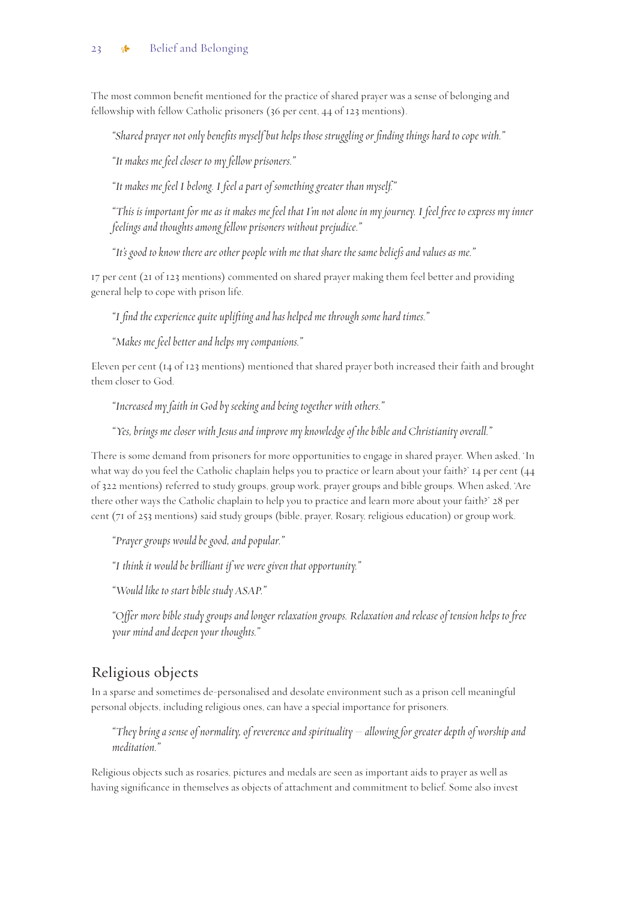The most common benefit mentioned for the practice of shared prayer was a sense of belonging and fellowship with fellow Catholic prisoners (36 per cent, 44 of 123 mentions).

> *"Shared prayer not only benefits myself but helps those struggling or finding things hard to cope with."*

> *"It makes me feel closer to my fellow prisoners."*

> *"It makes me feel I belong. I feel a part of something greater than myself."*

> *"This is important for me as it makes me feel that I'm not alone in my journey. I feel free to express my inner feelings and thoughts among fellow prisoners without prejudice."*

> *"It's good to know there are other people with me that share the same beliefs and values as me."*

17 per cent (21 of 123 mentions) commented on shared prayer making them feel better and providing general help to cope with prison life.

> *"I find the experience quite uplifting and has helped me through some hard times."*

> *"Makes me feel better and helps my companions."*

Eleven per cent (14 of 123 mentions) mentioned that shared prayer both increased their faith and brought them closer to God.

> *"Increased my faith in God by seeking and being together with others."*

> *"Yes, brings me closer with Jesus and improve my knowledge of the bible and Christianity overall."*

There is some demand from prisoners for more opportunities to engage in shared prayer. When asked, 'In what way do you feel the Catholic chaplain helps you to practice or learn about your faith?' 14 per cent (44 of 322 mentions) referred to study groups, group work, prayer groups and bible groups. When asked, 'Are there other ways the Catholic chaplain to help you to practice and learn more about your faith?' 28 per cent (71 of 253 mentions) said study groups (bible, prayer, Rosary, religious education) or group work.

> *"Prayer groups would be good, and popular."*

> *"I think it would be brilliant if we were given that opportunity."*

> *"Would like to start bible study ASAP."*

> *"Offer more bible study groups and longer relaxation groups. Relaxation and release of tension helps to free your mind and deepen your thoughts."*

## Religious objects

In a sparse and sometimes de-personalised and desolate environment such as a prison cell meaningful personal objects, including religious ones, can have a special importance for prisoners.

> *"They bring a sense of normality, of reverence and spirituality – allowing for greater depth of worship and meditation."*

Religious objects such as rosaries, pictures and medals are seen as important aids to prayer as well as having significance in themselves as objects of attachment and commitment to belief. Some also invest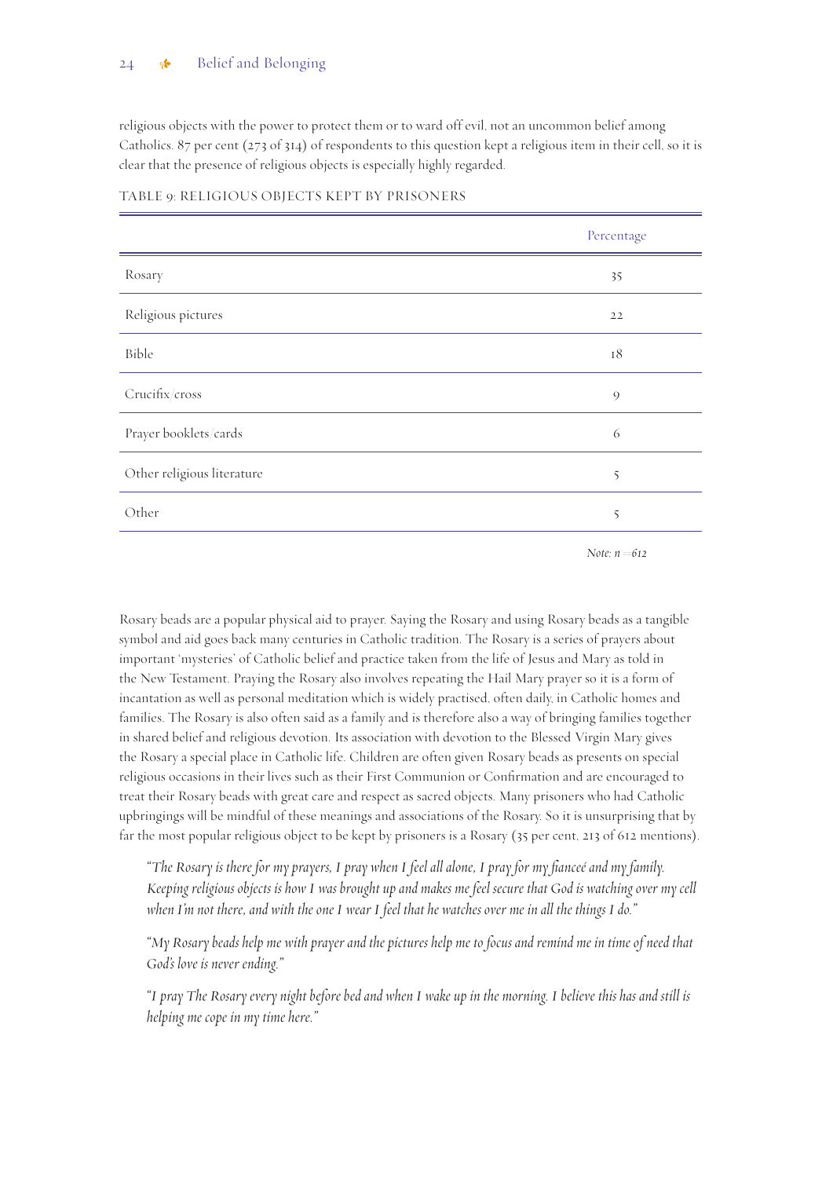religious objects with the power to protect them or to ward off evil, not an uncommon belief among Catholics. 87 per cent (273 of 314) of respondents to this question kept a religious item in their cell, so it is clear that the presence of religious objects is especially highly regarded.

TABLE 9: RELIGIOUS OBJECTS KEPT BY PRISONERS

| | Percentage |
|---|---|
| Rosary | 35 |
| Religious pictures | 22 |
| Bible | 18 |
| Crucifix/cross | 9 |
| Prayer booklets/cards | 6 |
| Other religious literature | 5 |
| Other | 5 |

*Note: n = 612*

Rosary beads are a popular physical aid to prayer. Saying the Rosary and using Rosary beads as a tangible symbol and aid goes back many centuries in Catholic tradition. The Rosary is a series of prayers about important 'mysteries' of Catholic belief and practice taken from the life of Jesus and Mary as told in the New Testament. Praying the Rosary also involves repeating the Hail Mary prayer so it is a form of incantation as well as personal meditation which is widely practised, often daily, in Catholic homes and families. The Rosary is also often said as a family and is therefore also a way of bringing families together in shared belief and religious devotion. Its association with devotion to the Blessed Virgin Mary gives the Rosary a special place in Catholic life. Children are often given Rosary beads as presents on special religious occasions in their lives such as their First Communion or Confirmation and are encouraged to treat their Rosary beads with great care and respect as sacred objects. Many prisoners who had Catholic upbringings will be mindful of these meanings and associations of the Rosary. So it is unsurprising that by far the most popular religious object to be kept by prisoners is a Rosary (35 per cent, 213 of 612 mentions).

> *"The Rosary is there for my prayers, I pray when I feel all alone, I pray for my fianceé and my family. Keeping religious objects is how I was brought up and makes me feel secure that God is watching over my cell when I'm not there, and with the one I wear I feel that he watches over me in all the things I do."*

> *"My Rosary beads help me with prayer and the pictures help me to focus and remind me in time of need that God's love is never ending."*

> *"I pray The Rosary every night before bed and when I wake up in the morning. I believe this has and still is helping me cope in my time here."*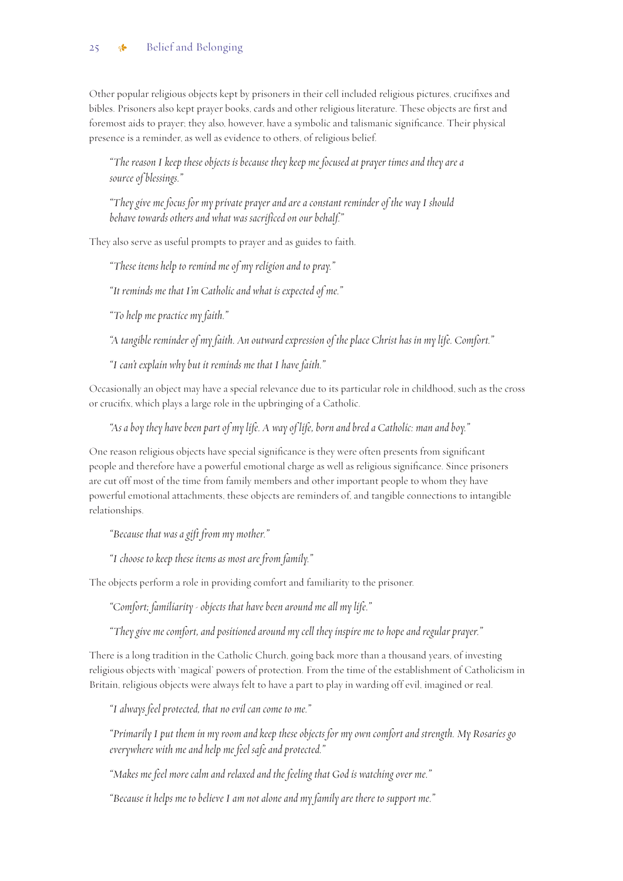Other popular religious objects kept by prisoners in their cell included religious pictures, crucifixes and bibles. Prisoners also kept prayer books, cards and other religious literature. These objects are first and foremost aids to prayer; they also, however, have a symbolic and talismanic significance. Their physical presence is a reminder, as well as evidence to others, of religious belief.

> *"The reason I keep these objects is because they keep me focused at prayer times and they are a source of blessings."*

> *"They give me focus for my private prayer and are a constant reminder of the way I should behave towards others and what was sacrificed on our behalf."*

They also serve as useful prompts to prayer and as guides to faith.

> *"These items help to remind me of my religion and to pray."*

> *"It reminds me that I'm Catholic and what is expected of me."*

> *"To help me practice my faith."*

> *"A tangible reminder of my faith. An outward expression of the place Christ has in my life. Comfort."*

> *"I can't explain why but it reminds me that I have faith."*

Occasionally an object may have a special relevance due to its particular role in childhood, such as the cross or crucifix, which plays a large role in the upbringing of a Catholic.

> *"As a boy they have been part of my life. A way of life, born and bred a Catholic: man and boy."*

One reason religious objects have special significance is they were often presents from significant people and therefore have a powerful emotional charge as well as religious significance. Since prisoners are cut off most of the time from family members and other important people to whom they have powerful emotional attachments, these objects are reminders of, and tangible connections to intangible relationships.

> *"Because that was a gift from my mother."*

> *"I choose to keep these items as most are from family."*

The objects perform a role in providing comfort and familiarity to the prisoner.

> *"Comfort; familiarity - objects that have been around me all my life."*

> *"They give me comfort, and positioned around my cell they inspire me to hope and regular prayer."*

There is a long tradition in the Catholic Church, going back more than a thousand years, of investing religious objects with 'magical' powers of protection. From the time of the establishment of Catholicism in Britain, religious objects were always felt to have a part to play in warding off evil, imagined or real.

> *"I always feel protected, that no evil can come to me."*

> *"Primarily I put them in my room and keep these objects for my own comfort and strength. My Rosaries go everywhere with me and help me feel safe and protected."*

> *"Makes me feel more calm and relaxed and the feeling that God is watching over me."*

> *"Because it helps me to believe I am not alone and my family are there to support me."*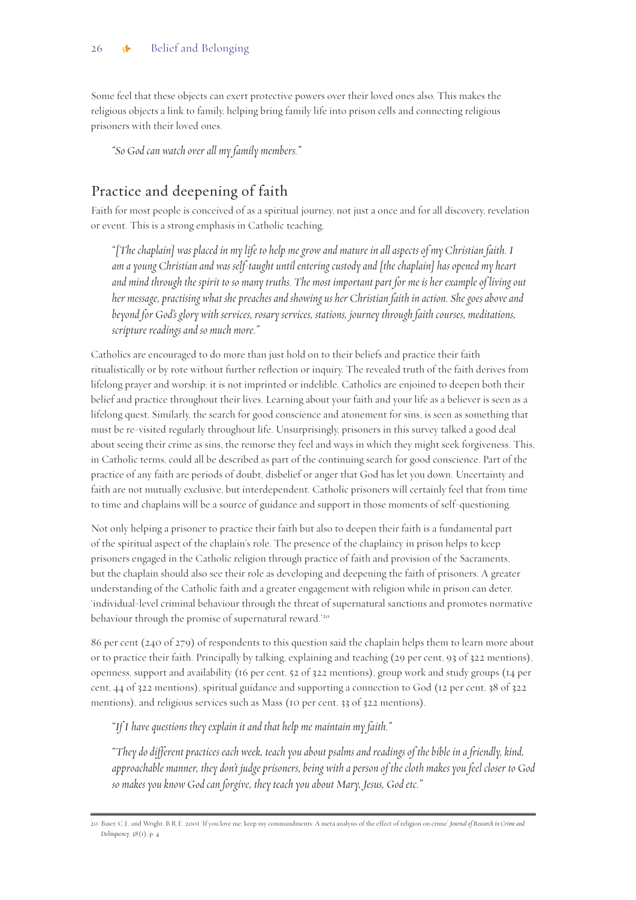Some feel that these objects can exert protective powers over their loved ones also. This makes the religious objects a link to family, helping bring family life into prison cells and connecting religious prisoners with their loved ones.

> *"So God can watch over all my family members."*

## Practice and deepening of faith

Faith for most people is conceived of as a spiritual journey, not just a once and for all discovery, revelation or event. This is a strong emphasis in Catholic teaching.

> *"[The chaplain] was placed in my life to help me grow and mature in all aspects of my Christian faith. I am a young Christian and was self-taught until entering custody and [the chaplain] has opened my heart and mind through the spirit to so many truths. The most important part for me is her example of living out her message, practising what she preaches and showing us her Christian faith in action. She goes above and beyond for God's glory with services, rosary services, stations, journey through faith courses, meditations, scripture readings and so much more."*

Catholics are encouraged to do more than just hold on to their beliefs and practice their faith ritualistically or by rote without further reflection or inquiry. The revealed truth of the faith derives from lifelong prayer and worship; it is not imprinted or indelible. Catholics are enjoined to deepen both their belief and practice throughout their lives. Learning about your faith and your life as a believer is seen as a lifelong quest. Similarly, the search for good conscience and atonement for sins, is seen as something that must be re-visited regularly throughout life. Unsurprisingly, prisoners in this survey talked a good deal about seeing their crime as sins, the remorse they feel and ways in which they might seek forgiveness. This, in Catholic terms, could all be described as part of the continuing search for good conscience. Part of the practice of any faith are periods of doubt, disbelief or anger that God has let you down. Uncertainty and faith are not mutually exclusive, but interdependent. Catholic prisoners will certainly feel that from time to time and chaplains will be a source of guidance and support in those moments of self-questioning.

Not only helping a prisoner to practice their faith but also to deepen their faith is a fundamental part of the spiritual aspect of the chaplain's role. The presence of the chaplaincy in prison helps to keep prisoners engaged in the Catholic religion through practice of faith and provision of the Sacraments, but the chaplain should also see their role as developing and deepening the faith of prisoners. A greater understanding of the Catholic faith and a greater engagement with religion while in prison can deter, 'individual-level criminal behaviour through the threat of supernatural sanctions and promotes normative behaviour through the promise of supernatural reward.'[20]

86 per cent (240 of 279) of respondents to this question said the chaplain helps them to learn more about or to practice their faith. Principally by talking, explaining and teaching (29 per cent, 93 of 322 mentions), openness, support and availability (16 per cent, 52 of 322 mentions), group work and study groups (14 per cent, 44 of 322 mentions), spiritual guidance and supporting a connection to God (12 per cent, 38 of 322 mentions), and religious services such as Mass (10 per cent, 33 of 322 mentions).

> *"If I have questions they explain it and that help me maintain my faith."*

> *"They do different practices each week, teach you about psalms and readings of the bible in a friendly, kind, approachable manner, they don't judge prisoners, being with a person of the cloth makes you feel closer to God so makes you know God can forgive, they teach you about Mary, Jesus, God etc."*

---

20. Baier, C.J., and Wright, B.R.E. 2001 'If you love me, keep my commandments: A meta analysis of the effect of religion on crime' *Journal of Research in Crime and Delinquency*, 38(1), p. 4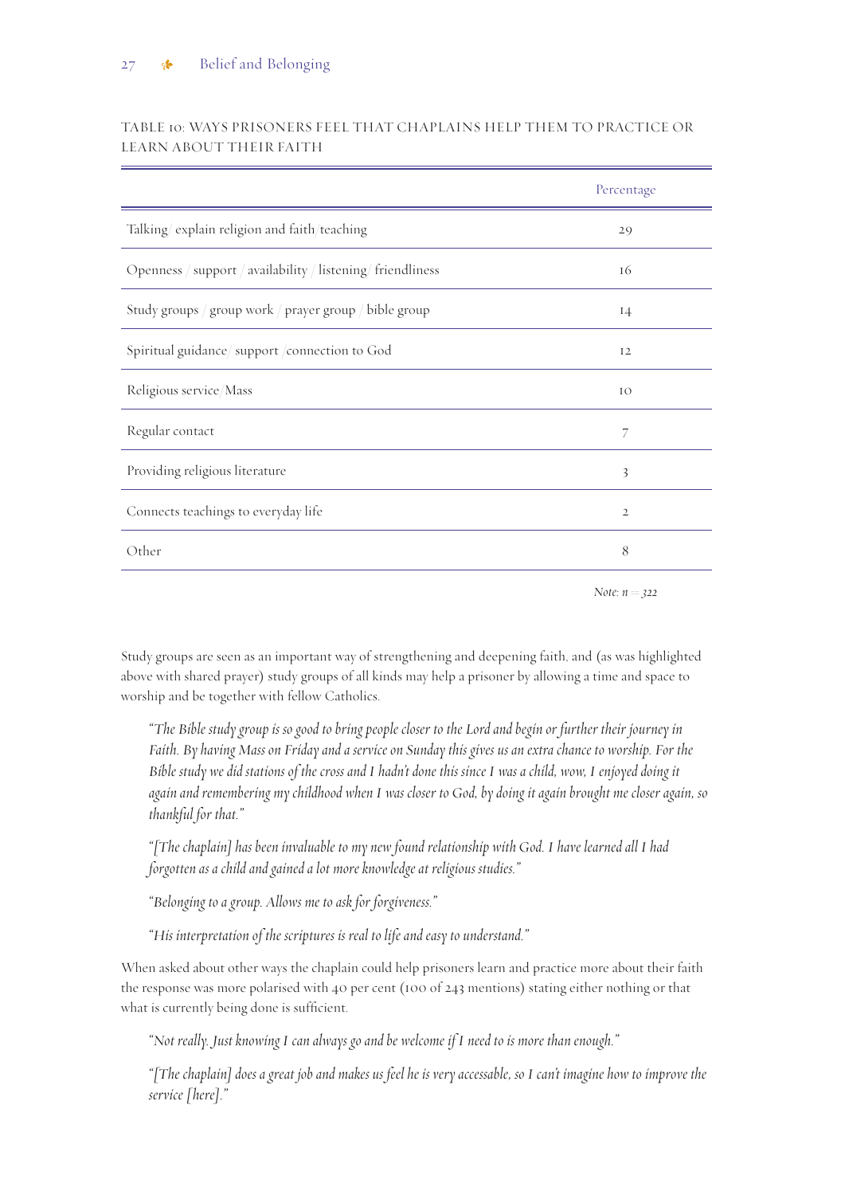TABLE 10: WAYS PRISONERS FEEL THAT CHAPLAINS HELP THEM TO PRACTICE OR LEARN ABOUT THEIR FAITH

| | Percentage |
|---|---|
| Talking/ explain religion and faith/teaching | 29 |
| Openness / support / availability / listening/ friendliness | 16 |
| Study groups / group work / prayer group / bible group | 14 |
| Spiritual guidance/ support /connection to God | 12 |
| Religious service/Mass | 10 |
| Regular contact | 7 |
| Providing religious literature | 3 |
| Connects teachings to everyday life | 2 |
| Other | 8 |

*Note: n = 322*

Study groups are seen as an important way of strengthening and deepening faith, and (as was highlighted above with shared prayer) study groups of all kinds may help a prisoner by allowing a time and space to worship and be together with fellow Catholics.

> *"The Bible study group is so good to bring people closer to the Lord and begin or further their journey in Faith. By having Mass on Friday and a service on Sunday this gives us an extra chance to worship. For the Bible study we did stations of the cross and I hadn't done this since I was a child, wow, I enjoyed doing it again and remembering my childhood when I was closer to God, by doing it again brought me closer again, so thankful for that."*

> *"[The chaplain] has been invaluable to my new found relationship with God. I have learned all I had forgotten as a child and gained a lot more knowledge at religious studies."*

> *"Belonging to a group. Allows me to ask for forgiveness."*

> *"His interpretation of the scriptures is real to life and easy to understand."*

When asked about other ways the chaplain could help prisoners learn and practice more about their faith the response was more polarised with 40 per cent (100 of 243 mentions) stating either nothing or that what is currently being done is sufficient.

> *"Not really. Just knowing I can always go and be welcome if I need to is more than enough."*

> *"[The chaplain] does a great job and makes us feel he is very accessable, so I can't imagine how to improve the service [here]."*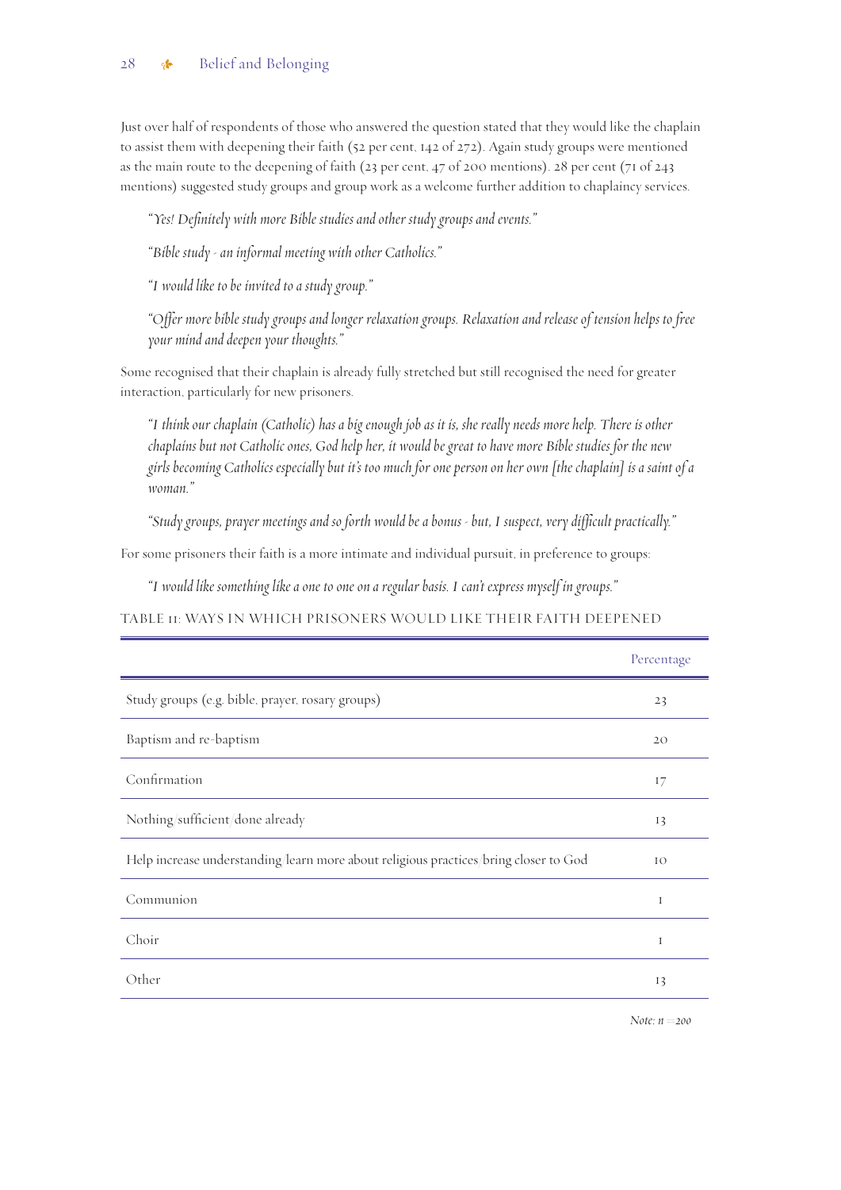Just over half of respondents of those who answered the question stated that they would like the chaplain to assist them with deepening their faith (52 per cent, 142 of 272). Again study groups were mentioned as the main route to the deepening of faith (23 per cent, 47 of 200 mentions). 28 per cent (71 of 243 mentions) suggested study groups and group work as a welcome further addition to chaplaincy services.

> *"Yes! Definitely with more Bible studies and other study groups and events."*

> *"Bible study - an informal meeting with other Catholics."*

> *"I would like to be invited to a study group."*

> *"Offer more bible study groups and longer relaxation groups. Relaxation and release of tension helps to free your mind and deepen your thoughts."*

Some recognised that their chaplain is already fully stretched but still recognised the need for greater interaction, particularly for new prisoners.

> *"I think our chaplain (Catholic) has a big enough job as it is, she really needs more help. There is other chaplains but not Catholic ones, God help her, it would be great to have more Bible studies for the new girls becoming Catholics especially but it's too much for one person on her own [the chaplain] is a saint of a woman."*

> *"Study groups, prayer meetings and so forth would be a bonus - but, I suspect, very difficult practically."*

For some prisoners their faith is a more intimate and individual pursuit, in preference to groups:

> *"I would like something like a one to one on a regular basis. I can't express myself in groups."*

TABLE 11: WAYS IN WHICH PRISONERS WOULD LIKE THEIR FAITH DEEPENED

| | Percentage |
|---|---|
| Study groups (e.g. bible, prayer, rosary groups) | 23 |
| Baptism and re-baptism | 20 |
| Confirmation | 17 |
| Nothing/sufficient/done already | 13 |
| Help increase understanding/learn more about religious practices/bring closer to God | 10 |
| Communion | 1 |
| Choir | 1 |
| Other | 13 |

*Note: n = 200*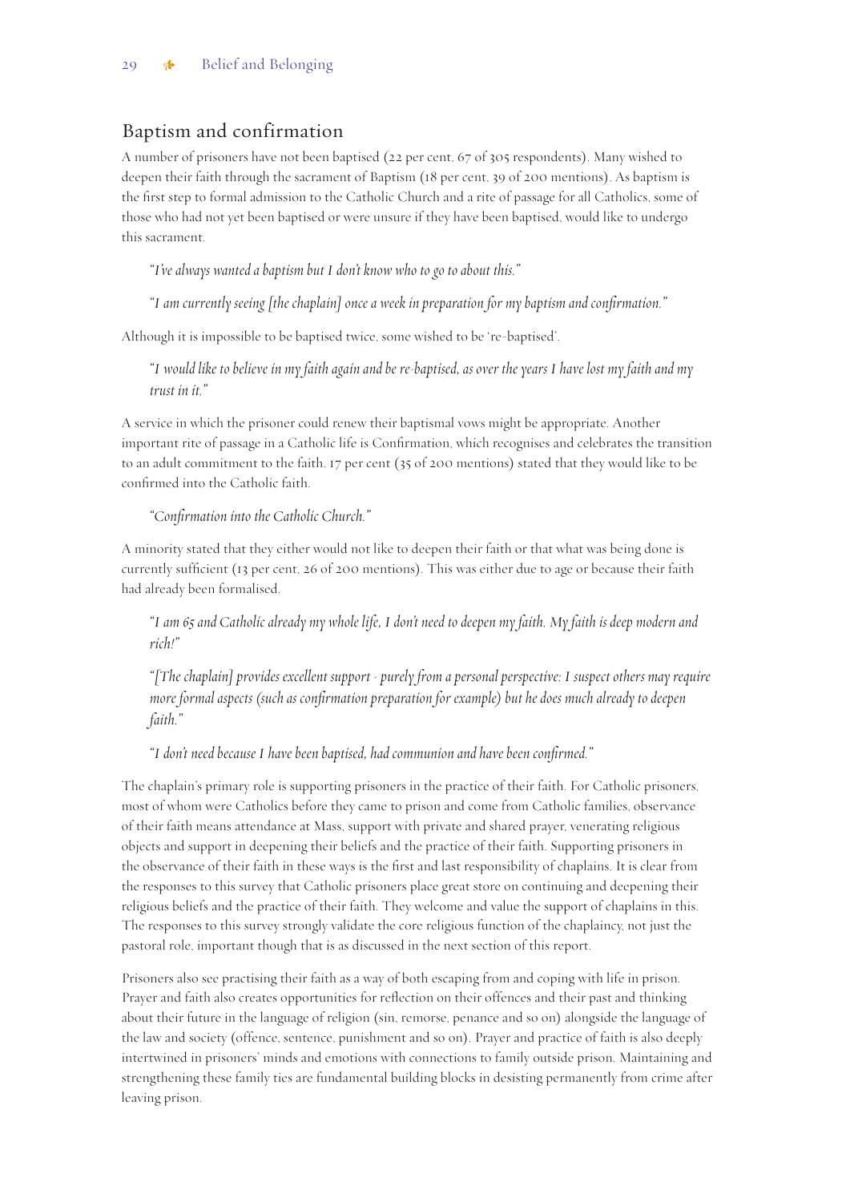## Baptism and confirmation

A number of prisoners have not been baptised (22 per cent, 67 of 305 respondents). Many wished to deepen their faith through the sacrament of Baptism (18 per cent, 39 of 200 mentions). As baptism is the first step to formal admission to the Catholic Church and a rite of passage for all Catholics, some of those who had not yet been baptised or were unsure if they have been baptised, would like to undergo this sacrament.

> *"I've always wanted a baptism but I don't know who to go to about this."*

> *"I am currently seeing [the chaplain] once a week in preparation for my baptism and confirmation."*

Although it is impossible to be baptised twice, some wished to be 're-baptised'.

> *"I would like to believe in my faith again and be re-baptised, as over the years I have lost my faith and my trust in it."*

A service in which the prisoner could renew their baptismal vows might be appropriate. Another important rite of passage in a Catholic life is Confirmation, which recognises and celebrates the transition to an adult commitment to the faith. 17 per cent (35 of 200 mentions) stated that they would like to be confirmed into the Catholic faith.

> *"Confirmation into the Catholic Church."*

A minority stated that they either would not like to deepen their faith or that what was being done is currently sufficient (13 per cent, 26 of 200 mentions). This was either due to age or because their faith had already been formalised.

> *"I am 65 and Catholic already my whole life, I don't need to deepen my faith. My faith is deep modern and rich!"*

> *"[The chaplain] provides excellent support - purely from a personal perspective: I suspect others may require more formal aspects (such as confirmation preparation for example) but he does much already to deepen faith."*

> *"I don't need because I have been baptised, had communion and have been confirmed."*

The chaplain's primary role is supporting prisoners in the practice of their faith. For Catholic prisoners, most of whom were Catholics before they came to prison and come from Catholic families, observance of their faith means attendance at Mass, support with private and shared prayer, venerating religious objects and support in deepening their beliefs and the practice of their faith. Supporting prisoners in the observance of their faith in these ways is the first and last responsibility of chaplains. It is clear from the responses to this survey that Catholic prisoners place great store on continuing and deepening their religious beliefs and the practice of their faith. They welcome and value the support of chaplains in this. The responses to this survey strongly validate the core religious function of the chaplaincy, not just the pastoral role, important though that is as discussed in the next section of this report.

Prisoners also see practising their faith as a way of both escaping from and coping with life in prison. Prayer and faith also creates opportunities for reflection on their offences and their past and thinking about their future in the language of religion (sin, remorse, penance and so on) alongside the language of the law and society (offence, sentence, punishment and so on). Prayer and practice of faith is also deeply intertwined in prisoners' minds and emotions with connections to family outside prison. Maintaining and strengthening these family ties are fundamental building blocks in desisting permanently from crime after leaving prison.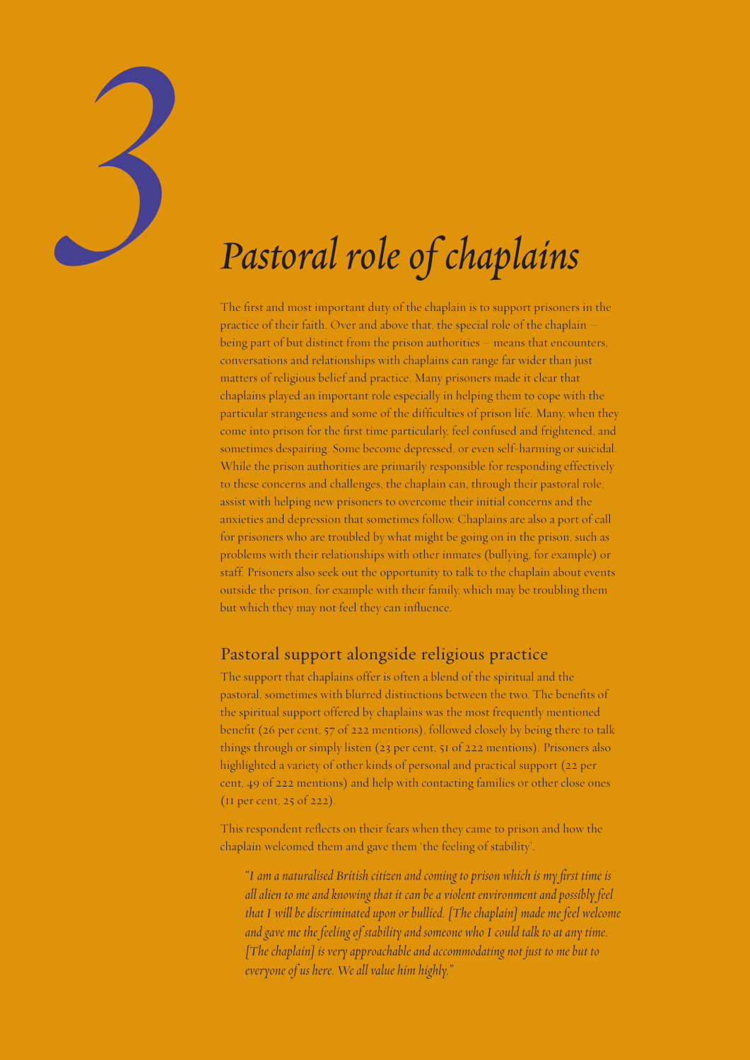# 3 Pastoral role of chaplains

The first and most important duty of the chaplain is to support prisoners in the practice of their faith. Over and above that, the special role of the chaplain – being part of but distinct from the prison authorities – means that encounters, conversations and relationships with chaplains can range far wider than just matters of religious belief and practice. Many prisoners made it clear that chaplains played an important role especially in helping them to cope with the particular strangeness and some of the difficulties of prison life. Many, when they come into prison for the first time particularly, feel confused and frightened, and sometimes despairing. Some become depressed, or even self-harming or suicidal. While the prison authorities are primarily responsible for responding effectively to these concerns and challenges, the chaplain can, through their pastoral role, assist with helping new prisoners to overcome their initial concerns and the anxieties and depression that sometimes follow. Chaplains are also a port of call for prisoners who are troubled by what might be going on in the prison, such as problems with their relationships with other inmates (bullying, for example) or staff. Prisoners also seek out the opportunity to talk to the chaplain about events outside the prison, for example with their family, which may be troubling them but which they may not feel they can influence.

## Pastoral support alongside religious practice

The support that chaplains offer is often a blend of the spiritual and the pastoral, sometimes with blurred distinctions between the two. The benefits of the spiritual support offered by chaplains was the most frequently mentioned benefit (26 per cent, 57 of 222 mentions), followed closely by being there to talk things through or simply listen (23 per cent, 51 of 222 mentions). Prisoners also highlighted a variety of other kinds of personal and practical support (22 per cent, 49 of 222 mentions) and help with contacting families or other close ones (11 per cent, 25 of 222).

This respondent reflects on their fears when they came to prison and how the chaplain welcomed them and gave them 'the feeling of stability'.

> *"I am a naturalised British citizen and coming to prison which is my first time is all alien to me and knowing that it can be a violent environment and possibly feel that I will be discriminated upon or bullied. [The chaplain] made me feel welcome and gave me the feeling of stability and someone who I could talk to at any time. [The chaplain] is very approachable and accommodating not just to me but to everyone of us here. We all value him highly."*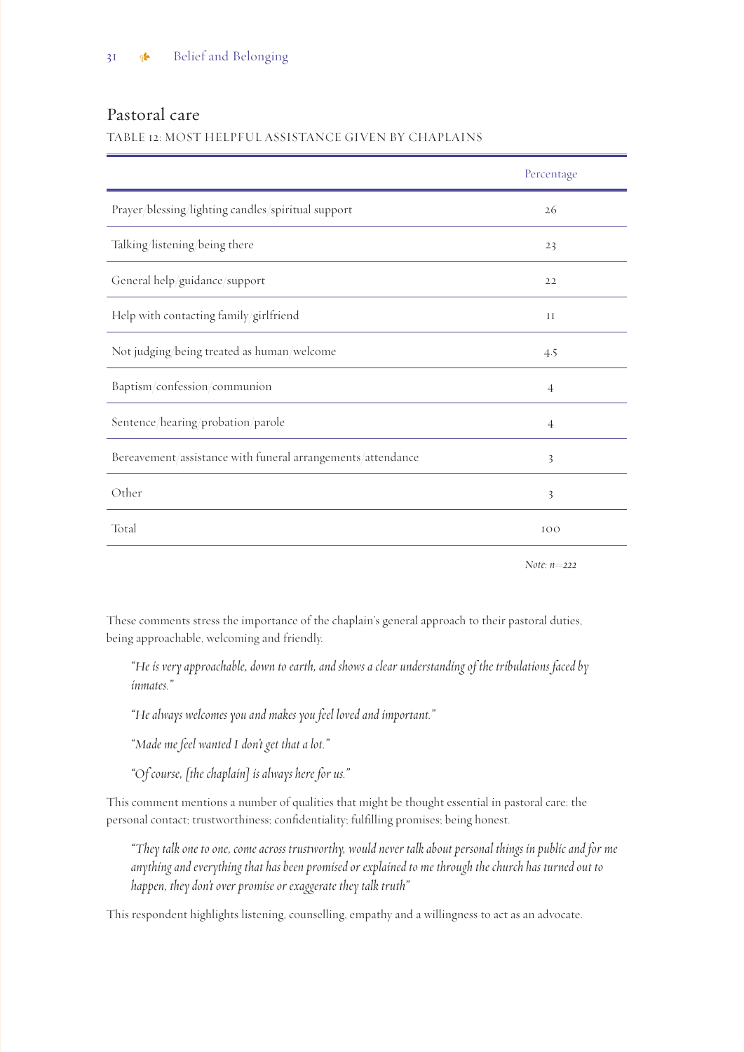## Pastoral care

TABLE 12: MOST HELPFUL ASSISTANCE GIVEN BY CHAPLAINS

| | Percentage |
|---|---|
| Prayer/blessing/lighting candles/spiritual support | 26 |
| Talking/listening/being there | 23 |
| General help/guidance/support | 22 |
| Help with contacting family/girlfriend | 11 |
| Not judging/being treated as human/welcome | 4.5 |
| Baptism/confession/communion | 4 |
| Sentence/hearing/probation/parole | 4 |
| Bereavement/assistance with funeral arrangements/attendance | 3 |
| Other | 3 |
| Total | 100 |

*Note: n=222*

These comments stress the importance of the chaplain's general approach to their pastoral duties, being approachable, welcoming and friendly.

> *"He is very approachable, down to earth, and shows a clear understanding of the tribulations faced by inmates."*
>
> *"He always welcomes you and makes you feel loved and important."*
>
> *"Made me feel wanted I don't get that a lot."*
>
> *"Of course, [the chaplain] is always here for us."*

This comment mentions a number of qualities that might be thought essential in pastoral care: the personal contact; trustworthiness; confidentiality; fulfilling promises; being honest.

> *"They talk one to one, come across trustworthy, would never talk about personal things in public and for me anything and everything that has been promised or explained to me through the church has turned out to happen, they don't over promise or exaggerate they talk truth"*

This respondent highlights listening, counselling, empathy and a willingness to act as an advocate.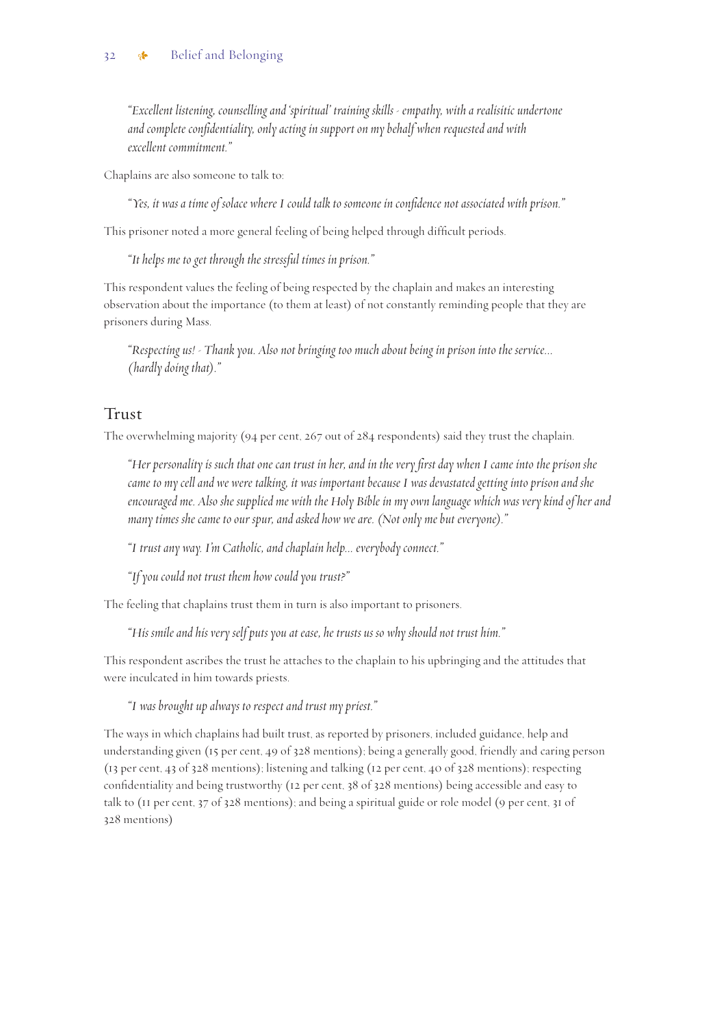*"Excellent listening, counselling and 'spiritual' training skills - empathy, with a realisitic undertone and complete confidentiality, only acting in support on my behalf when requested and with excellent commitment."*

Chaplains are also someone to talk to:

*"Yes, it was a time of solace where I could talk to someone in confidence not associated with prison."*

This prisoner noted a more general feeling of being helped through difficult periods.

*"It helps me to get through the stressful times in prison."*

This respondent values the feeling of being respected by the chaplain and makes an interesting observation about the importance (to them at least) of not constantly reminding people that they are prisoners during Mass.

*"Respecting us! - Thank you. Also not bringing too much about being in prison into the service... (hardly doing that)."*

## Trust

The overwhelming majority (94 per cent, 267 out of 284 respondents) said they trust the chaplain.

*"Her personality is such that one can trust in her, and in the very first day when I came into the prison she came to my cell and we were talking, it was important because I was devastated getting into prison and she encouraged me. Also she supplied me with the Holy Bible in my own language which was very kind of her and many times she came to our spur, and asked how we are. (Not only me but everyone)."*

*"I trust any way. I'm Catholic, and chaplain help... everybody connect."*

*"If you could not trust them how could you trust?"*

The feeling that chaplains trust them in turn is also important to prisoners.

*"His smile and his very self puts you at ease, he trusts us so why should not trust him."*

This respondent ascribes the trust he attaches to the chaplain to his upbringing and the attitudes that were inculcated in him towards priests.

*"I was brought up always to respect and trust my priest."*

The ways in which chaplains had built trust, as reported by prisoners, included guidance, help and understanding given (15 per cent, 49 of 328 mentions); being a generally good, friendly and caring person (13 per cent, 43 of 328 mentions); listening and talking (12 per cent, 40 of 328 mentions); respecting confidentiality and being trustworthy (12 per cent, 38 of 328 mentions) being accessible and easy to talk to (11 per cent, 37 of 328 mentions); and being a spiritual guide or role model (9 per cent, 31 of 328 mentions)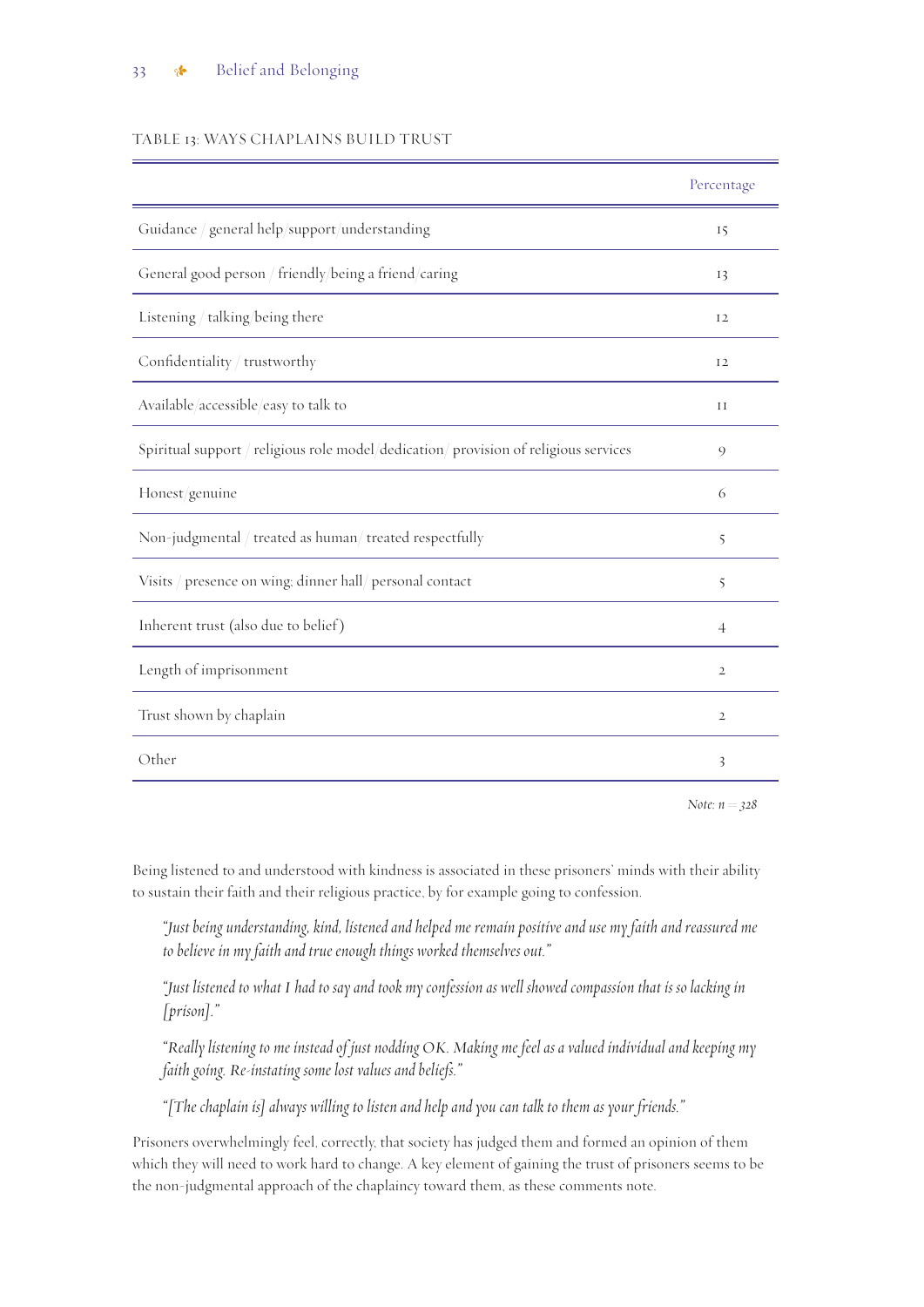TABLE 13: WAYS CHAPLAINS BUILD TRUST

| | Percentage |
|---|---|
| Guidance / general help/support/understanding | 15 |
| General good person / friendly/being a friend/caring | 13 |
| Listening / talking/being there | 12 |
| Confidentiality / trustworthy | 12 |
| Available/accessible/easy to talk to | 11 |
| Spiritual support / religious role model/dedication/ provision of religious services | 9 |
| Honest/genuine | 6 |
| Non-judgmental / treated as human/ treated respectfully | 5 |
| Visits / presence on wing; dinner hall/ personal contact | 5 |
| Inherent trust (also due to belief) | 4 |
| Length of imprisonment | 2 |
| Trust shown by chaplain | 2 |
| Other | 3 |

*Note: n = 328*

Being listened to and understood with kindness is associated in these prisoners' minds with their ability to sustain their faith and their religious practice, by for example going to confession.

> *"Just being understanding, kind, listened and helped me remain positive and use my faith and reassured me to believe in my faith and true enough things worked themselves out."*
>
> *"Just listened to what I had to say and took my confession as well showed compassion that is so lacking in [prison]."*
>
> *"Really listening to me instead of just nodding OK. Making me feel as a valued individual and keeping my faith going. Re-instating some lost values and beliefs."*
>
> *"[The chaplain is] always willing to listen and help and you can talk to them as your friends."*

Prisoners overwhelmingly feel, correctly, that society has judged them and formed an opinion of them which they will need to work hard to change. A key element of gaining the trust of prisoners seems to be the non-judgmental approach of the chaplaincy toward them, as these comments note.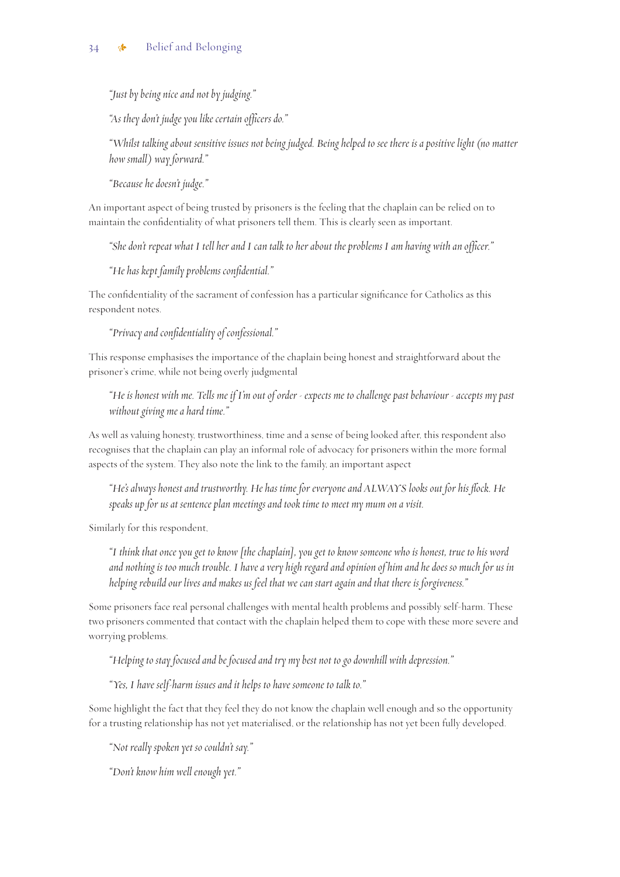*"Just by being nice and not by judging."*

*"As they don't judge you like certain officers do."*

*"Whilst talking about sensitive issues not being judged. Being helped to see there is a positive light (no matter how small) way forward."*

*"Because he doesn't judge."*

An important aspect of being trusted by prisoners is the feeling that the chaplain can be relied on to maintain the confidentiality of what prisoners tell them. This is clearly seen as important.

*"She don't repeat what I tell her and I can talk to her about the problems I am having with an officer."*

*"He has kept family problems confidential."*

The confidentiality of the sacrament of confession has a particular significance for Catholics as this respondent notes.

*"Privacy and confidentiality of confessional."*

This response emphasises the importance of the chaplain being honest and straightforward about the prisoner's crime, while not being overly judgmental

*"He is honest with me. Tells me if I'm out of order - expects me to challenge past behaviour - accepts my past without giving me a hard time."*

As well as valuing honesty, trustworthiness, time and a sense of being looked after, this respondent also recognises that the chaplain can play an informal role of advocacy for prisoners within the more formal aspects of the system. They also note the link to the family, an important aspect

*"He's always honest and trustworthy. He has time for everyone and ALWAYS looks out for his flock. He speaks up for us at sentence plan meetings and took time to meet my mum on a visit.*

Similarly for this respondent,

*"I think that once you get to know [the chaplain], you get to know someone who is honest, true to his word and nothing is too much trouble. I have a very high regard and opinion of him and he does so much for us in helping rebuild our lives and makes us feel that we can start again and that there is forgiveness."*

Some prisoners face real personal challenges with mental health problems and possibly self-harm. These two prisoners commented that contact with the chaplain helped them to cope with these more severe and worrying problems.

*"Helping to stay focused and be focused and try my best not to go downhill with depression."*

*"Yes, I have self-harm issues and it helps to have someone to talk to."*

Some highlight the fact that they feel they do not know the chaplain well enough and so the opportunity for a trusting relationship has not yet materialised, or the relationship has not yet been fully developed.

*"Not really spoken yet so couldn't say."*

*"Don't know him well enough yet."*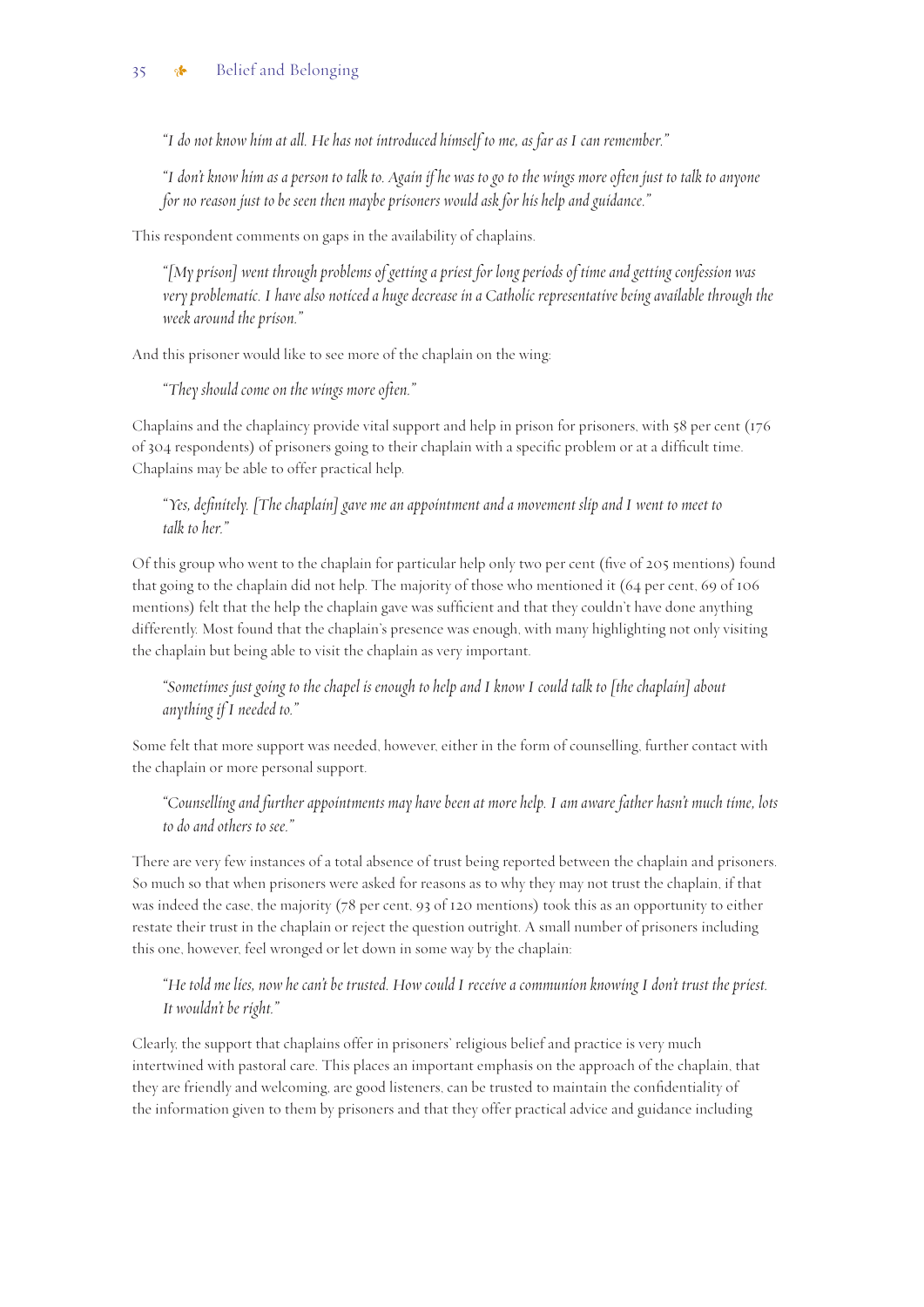*"I do not know him at all. He has not introduced himself to me, as far as I can remember."*

*"I don't know him as a person to talk to. Again if he was to go to the wings more often just to talk to anyone for no reason just to be seen then maybe prisoners would ask for his help and guidance."*

This respondent comments on gaps in the availability of chaplains.

*"[My prison] went through problems of getting a priest for long periods of time and getting confession was very problematic. I have also noticed a huge decrease in a Catholic representative being available through the week around the prison."*

And this prisoner would like to see more of the chaplain on the wing:

*"They should come on the wings more often."*

Chaplains and the chaplaincy provide vital support and help in prison for prisoners, with 58 per cent (176 of 304 respondents) of prisoners going to their chaplain with a specific problem or at a difficult time. Chaplains may be able to offer practical help.

*"Yes, definitely. [The chaplain] gave me an appointment and a movement slip and I went to meet to talk to her."*

Of this group who went to the chaplain for particular help only two per cent (five of 205 mentions) found that going to the chaplain did not help. The majority of those who mentioned it (64 per cent, 69 of 106 mentions) felt that the help the chaplain gave was sufficient and that they couldn't have done anything differently. Most found that the chaplain's presence was enough, with many highlighting not only visiting the chaplain but being able to visit the chaplain as very important.

*"Sometimes just going to the chapel is enough to help and I know I could talk to [the chaplain] about anything if I needed to."*

Some felt that more support was needed, however, either in the form of counselling, further contact with the chaplain or more personal support.

*"Counselling and further appointments may have been at more help. I am aware father hasn't much time, lots to do and others to see."*

There are very few instances of a total absence of trust being reported between the chaplain and prisoners. So much so that when prisoners were asked for reasons as to why they may not trust the chaplain, if that was indeed the case, the majority (78 per cent, 93 of 120 mentions) took this as an opportunity to either restate their trust in the chaplain or reject the question outright. A small number of prisoners including this one, however, feel wronged or let down in some way by the chaplain:

*"He told me lies, now he can't be trusted. How could I receive a communion knowing I don't trust the priest. It wouldn't be right."*

Clearly, the support that chaplains offer in prisoners' religious belief and practice is very much intertwined with pastoral care. This places an important emphasis on the approach of the chaplain, that they are friendly and welcoming, are good listeners, can be trusted to maintain the confidentiality of the information given to them by prisoners and that they offer practical advice and guidance including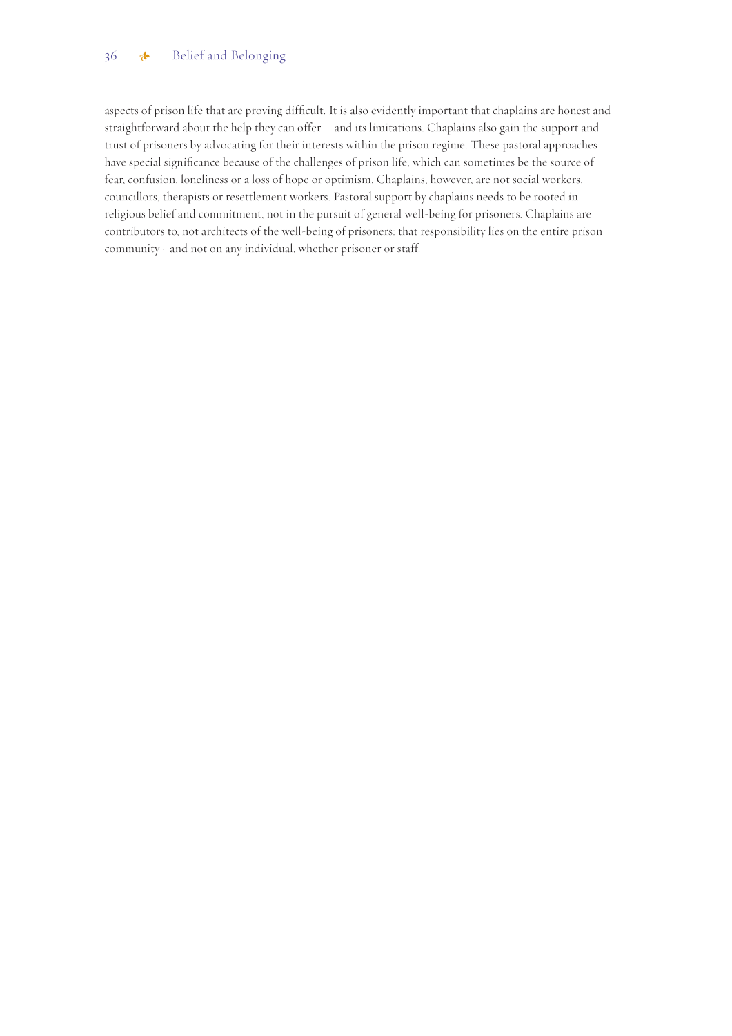aspects of prison life that are proving difficult. It is also evidently important that chaplains are honest and straightforward about the help they can offer – and its limitations. Chaplains also gain the support and trust of prisoners by advocating for their interests within the prison regime. These pastoral approaches have special significance because of the challenges of prison life, which can sometimes be the source of fear, confusion, loneliness or a loss of hope or optimism. Chaplains, however, are not social workers, councillors, therapists or resettlement workers. Pastoral support by chaplains needs to be rooted in religious belief and commitment, not in the pursuit of general well-being for prisoners. Chaplains are contributors to, not architects of the well-being of prisoners: that responsibility lies on the entire prison community - and not on any individual, whether prisoner or staff.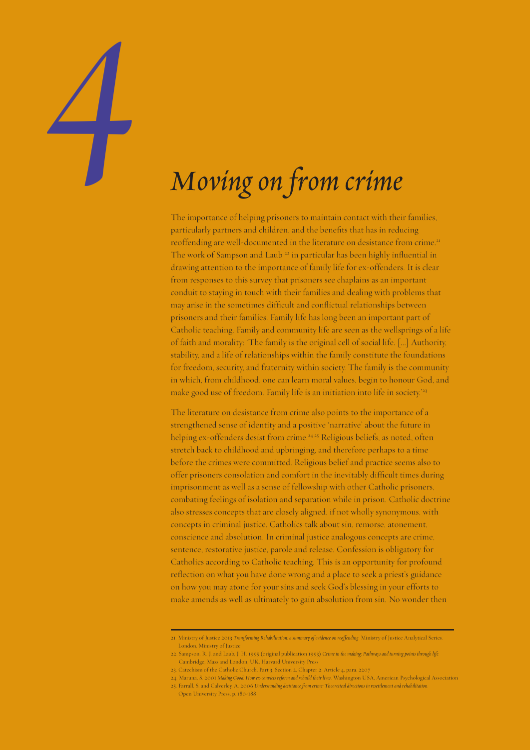# 4

# *Moving on from crime*

The importance of helping prisoners to maintain contact with their families, particularly partners and children, and the benefits that has in reducing reoffending are well-documented in the literature on desistance from crime.[21] The work of Sampson and Laub [22] in particular has been highly influential in drawing attention to the importance of family life for ex-offenders. It is clear from responses to this survey that prisoners see chaplains as an important conduit to staying in touch with their families and dealing with problems that may arise in the sometimes difficult and conflictual relationships between prisoners and their families. Family life has long been an important part of Catholic teaching. Family and community life are seen as the wellsprings of a life of faith and morality: 'The family is the original cell of social life. [...] Authority, stability, and a life of relationships within the family constitute the foundations for freedom, security, and fraternity within society. The family is the community in which, from childhood, one can learn moral values, begin to honour God, and make good use of freedom. Family life is an initiation into life in society.'[23]

The literature on desistance from crime also points to the importance of a strengthened sense of identity and a positive 'narrative' about the future in helping ex-offenders desist from crime.[24][25] Religious beliefs, as noted, often stretch back to childhood and upbringing, and therefore perhaps to a time before the crimes were committed. Religious belief and practice seems also to offer prisoners consolation and comfort in the inevitably difficult times during imprisonment as well as a sense of fellowship with other Catholic prisoners, combating feelings of isolation and separation while in prison. Catholic doctrine also stresses concepts that are closely aligned, if not wholly synonymous, with concepts in criminal justice. Catholics talk about sin, remorse, atonement, conscience and absolution. In criminal justice analogous concepts are crime, sentence, restorative justice, parole and release. Confession is obligatory for Catholics according to Catholic teaching. This is an opportunity for profound reflection on what you have done wrong and a place to seek a priest's guidance on how you may atone for your sins and seek God's blessing in your efforts to make amends as well as ultimately to gain absolution from sin. No wonder then

---

21. Ministry of Justice 2013 *Transforming Rehabilitation: a summary of evidence on reoffending*. Ministry of Justice Analytical Series. London, Ministry of Justice
22. Sampson, R. J. and Laub, J. H. 1995 (original publication 1993) *Crime in the making: Pathways and turning points through life*. Cambridge, Mass and London, UK, Harvard University Press
23. Catechism of the Catholic Church, Part 3, Section 2, Chapter 2, Article 4, para. 2207
24. Maruna, S. 2001 *Making Good: How ex-convicts reform and rebuild their lives*. Washington USA, American Psychological Association
25. Farrall, S. and Calverley, A. 2006 *Understanding desistance from crime: Theoretical directions in resettlement and rehabilitation*. Open University Press, p. 180-188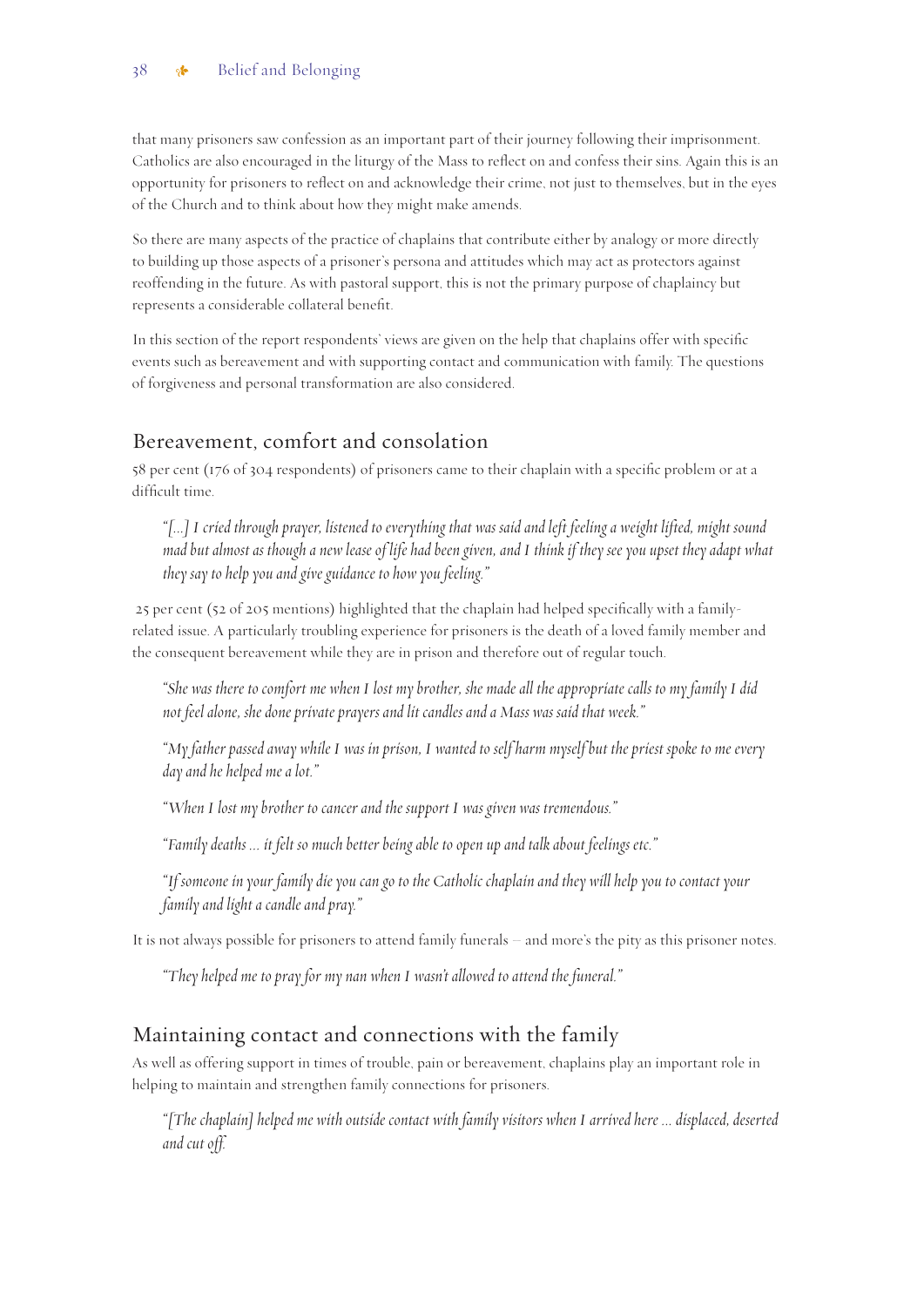that many prisoners saw confession as an important part of their journey following their imprisonment. Catholics are also encouraged in the liturgy of the Mass to reflect on and confess their sins. Again this is an opportunity for prisoners to reflect on and acknowledge their crime, not just to themselves, but in the eyes of the Church and to think about how they might make amends.

So there are many aspects of the practice of chaplains that contribute either by analogy or more directly to building up those aspects of a prisoner's persona and attitudes which may act as protectors against reoffending in the future. As with pastoral support, this is not the primary purpose of chaplaincy but represents a considerable collateral benefit.

In this section of the report respondents' views are given on the help that chaplains offer with specific events such as bereavement and with supporting contact and communication with family. The questions of forgiveness and personal transformation are also considered.

## Bereavement, comfort and consolation

58 per cent (176 of 304 respondents) of prisoners came to their chaplain with a specific problem or at a difficult time.

> *"[...] I cried through prayer, listened to everything that was said and left feeling a weight lifted, might sound mad but almost as though a new lease of life had been given, and I think if they see you upset they adapt what they say to help you and give guidance to how you feeling."*

25 per cent (52 of 205 mentions) highlighted that the chaplain had helped specifically with a family-related issue. A particularly troubling experience for prisoners is the death of a loved family member and the consequent bereavement while they are in prison and therefore out of regular touch.

> *"She was there to comfort me when I lost my brother, she made all the appropriate calls to my family I did not feel alone, she done private prayers and lit candles and a Mass was said that week."*
>
> *"My father passed away while I was in prison, I wanted to self harm myself but the priest spoke to me every day and he helped me a lot."*
>
> *"When I lost my brother to cancer and the support I was given was tremendous."*
>
> *"Family deaths ... it felt so much better being able to open up and talk about feelings etc."*
>
> *"If someone in your family die you can go to the Catholic chaplain and they will help you to contact your family and light a candle and pray."*

It is not always possible for prisoners to attend family funerals – and more's the pity as this prisoner notes.

> *"They helped me to pray for my nan when I wasn't allowed to attend the funeral."*

## Maintaining contact and connections with the family

As well as offering support in times of trouble, pain or bereavement, chaplains play an important role in helping to maintain and strengthen family connections for prisoners.

> *"[The chaplain] helped me with outside contact with family visitors when I arrived here ... displaced, deserted and cut off.*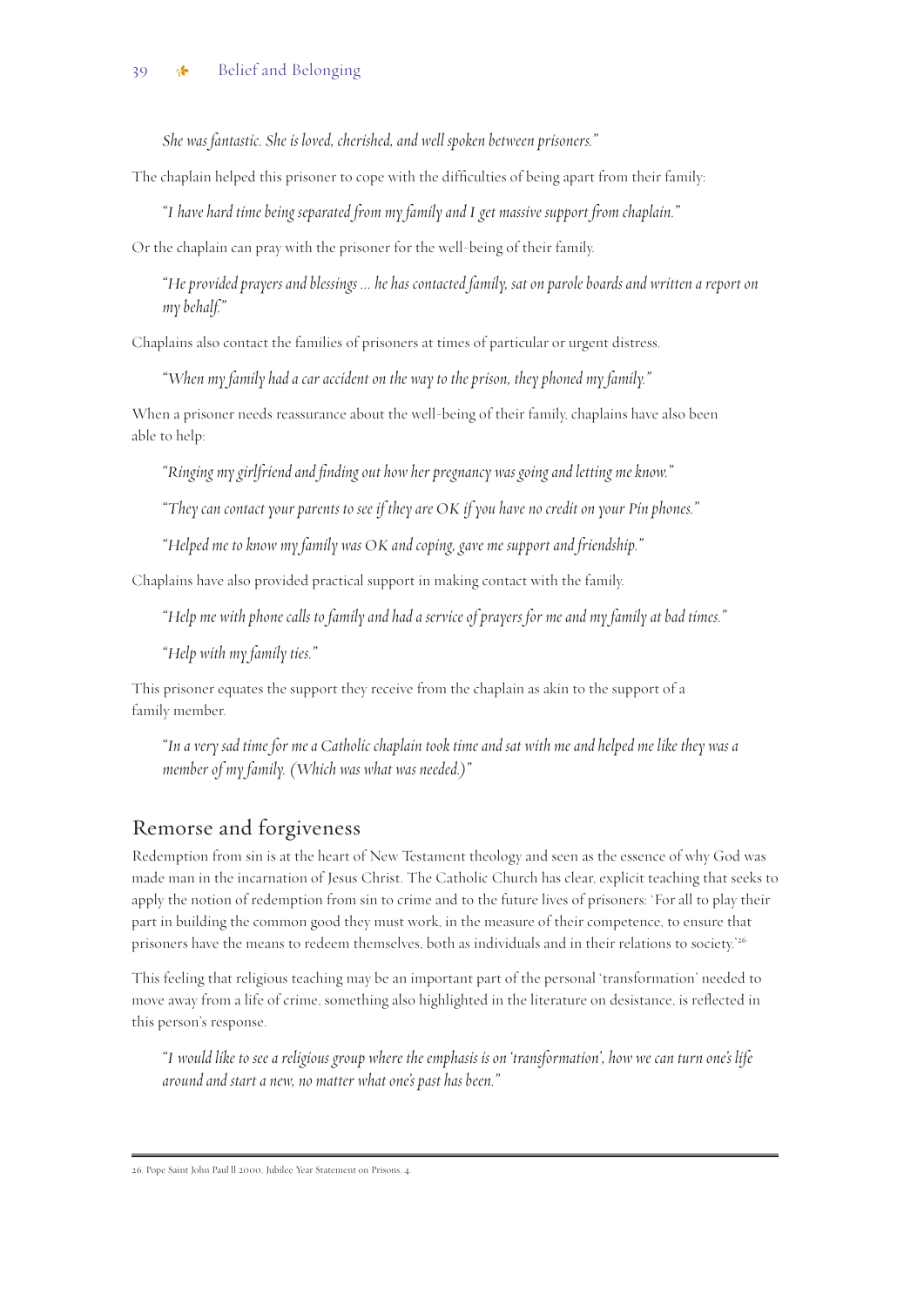*She was fantastic. She is loved, cherished, and well spoken between prisoners."*

The chaplain helped this prisoner to cope with the difficulties of being apart from their family:

*"I have hard time being separated from my family and I get massive support from chaplain."*

Or the chaplain can pray with the prisoner for the well-being of their family.

*"He provided prayers and blessings ... he has contacted family, sat on parole boards and written a report on my behalf."*

Chaplains also contact the families of prisoners at times of particular or urgent distress.

*"When my family had a car accident on the way to the prison, they phoned my family."*

When a prisoner needs reassurance about the well-being of their family, chaplains have also been able to help:

*"Ringing my girlfriend and finding out how her pregnancy was going and letting me know."*

*"They can contact your parents to see if they are OK if you have no credit on your Pin phones."*

*"Helped me to know my family was OK and coping, gave me support and friendship."*

Chaplains have also provided practical support in making contact with the family.

*"Help me with phone calls to family and had a service of prayers for me and my family at bad times."*

*"Help with my family ties."*

This prisoner equates the support they receive from the chaplain as akin to the support of a family member.

*"In a very sad time for me a Catholic chaplain took time and sat with me and helped me like they was a member of my family. (Which was what was needed.)"*

## Remorse and forgiveness

Redemption from sin is at the heart of New Testament theology and seen as the essence of why God was made man in the incarnation of Jesus Christ. The Catholic Church has clear, explicit teaching that seeks to apply the notion of redemption from sin to crime and to the future lives of prisoners: 'For all to play their part in building the common good they must work, in the measure of their competence, to ensure that prisoners have the means to redeem themselves, both as individuals and in their relations to society.'[26]

This feeling that religious teaching may be an important part of the personal 'transformation' needed to move away from a life of crime, something also highlighted in the literature on desistance, is reflected in this person's response.

*"I would like to see a religious group where the emphasis is on 'transformation', how we can turn one's life around and start a new, no matter what one's past has been."*

---

26. Pope Saint John Paul II 2000, Jubilee Year Statement on Prisons, 4.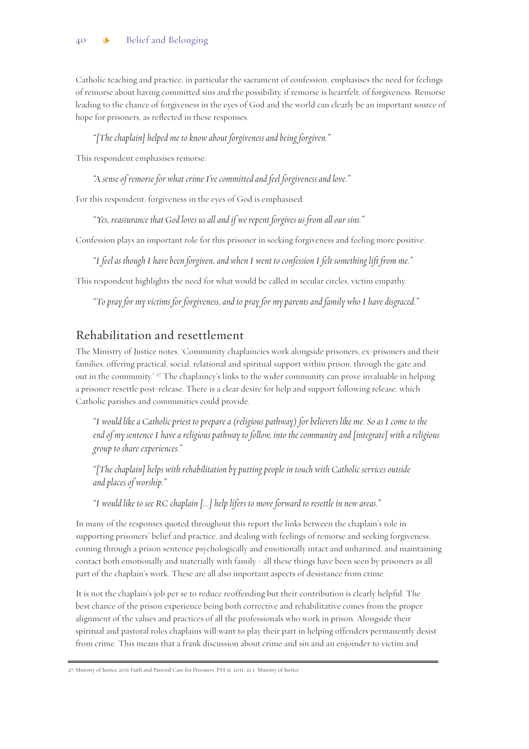Catholic teaching and practice, in particular the sacrament of confession, emphasises the need for feelings of remorse about having committed sins and the possibility, if remorse is heartfelt, of forgiveness. Remorse leading to the chance of forgiveness in the eyes of God and the world can clearly be an important source of hope for prisoners, as reflected in these responses.

> *"[The chaplain] helped me to know about forgiveness and being forgiven."*

This respondent emphasises remorse.

> *"A sense of remorse for what crime I've committed and feel forgiveness and love."*

For this respondent, forgiveness in the eyes of God is emphasised.

> *"Yes, reassurance that God loves us all and if we repent forgives us from all our sins."*

Confession plays an important role for this prisoner in seeking forgiveness and feeling more positive.

> *"I feel as though I have been forgiven, and when I went to confession I felt something lift from me."*

This respondent highlights the need for what would be called in secular circles, victim empathy.

> *"To pray for my victims for forgiveness, and to pray for my parents and family who I have disgraced."*

## Rehabilitation and resettlement

The Ministry of Justice notes, 'Community chaplaincies work alongside prisoners, ex-prisoners and their families, offering practical, social, relational and spiritual support within prison, through the gate and out in the community.' [27] The chaplaincy's links to the wider community can prove invaluable in helping a prisoner resettle post-release. There is a clear desire for help and support following release, which Catholic parishes and communities could provide.

> *"I would like a Catholic priest to prepare a (religious pathway) for believers like me. So as I come to the end of my sentence I have a religious pathway to follow, into the community and [integrate] with a religious group to share experiences."*

> *"[The chaplain] helps with rehabilitation by putting people in touch with Catholic services outside and places of worship."*

> *"I would like to see RC chaplain [...] help lifers to move forward to resettle in new areas."*

In many of the responses quoted throughout this report the links between the chaplain's role in supporting prisoners' belief and practice, and dealing with feelings of remorse and seeking forgiveness, coming through a prison sentence psychologically and emotionally intact and unharmed, and maintaining contact both emotionally and materially with family - all these things have been seen by prisoners as all part of the chaplain's work. These are all also important aspects of desistance from crime.

It is not the chaplain's job per se to reduce reoffending but their contribution is clearly helpful. The best chance of the prison experience being both corrective and rehabilitative comes from the proper alignment of the values and practices of all the professionals who work in prison. Alongside their spiritual and pastoral roles chaplains will want to play their part in helping offenders permanently desist from crime. This means that a frank discussion about crime and sin and an enjoinder to victim and

---

27. Ministry of Justice 2011 Faith and Pastoral Care for Prisoners, PSI 51/2011, 21.1, Ministry of Justice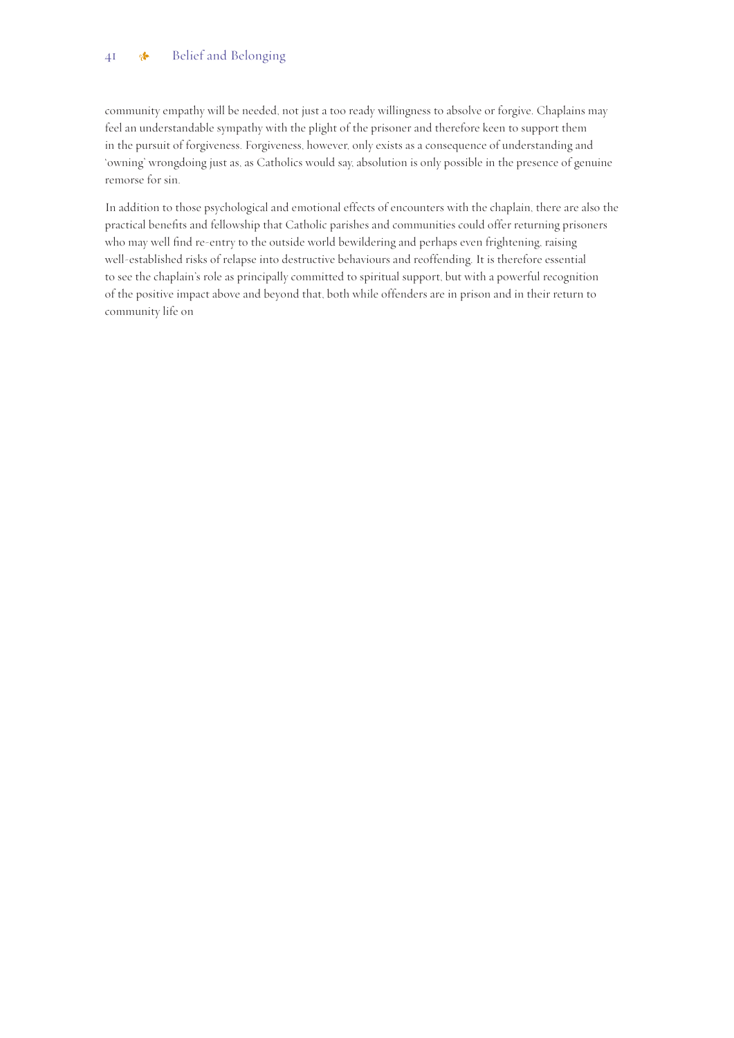community empathy will be needed, not just a too ready willingness to absolve or forgive. Chaplains may feel an understandable sympathy with the plight of the prisoner and therefore keen to support them in the pursuit of forgiveness. Forgiveness, however, only exists as a consequence of understanding and 'owning' wrongdoing just as, as Catholics would say, absolution is only possible in the presence of genuine remorse for sin.

In addition to those psychological and emotional effects of encounters with the chaplain, there are also the practical benefits and fellowship that Catholic parishes and communities could offer returning prisoners who may well find re-entry to the outside world bewildering and perhaps even frightening, raising well-established risks of relapse into destructive behaviours and reoffending. It is therefore essential to see the chaplain's role as principally committed to spiritual support, but with a powerful recognition of the positive impact above and beyond that, both while offenders are in prison and in their return to community life on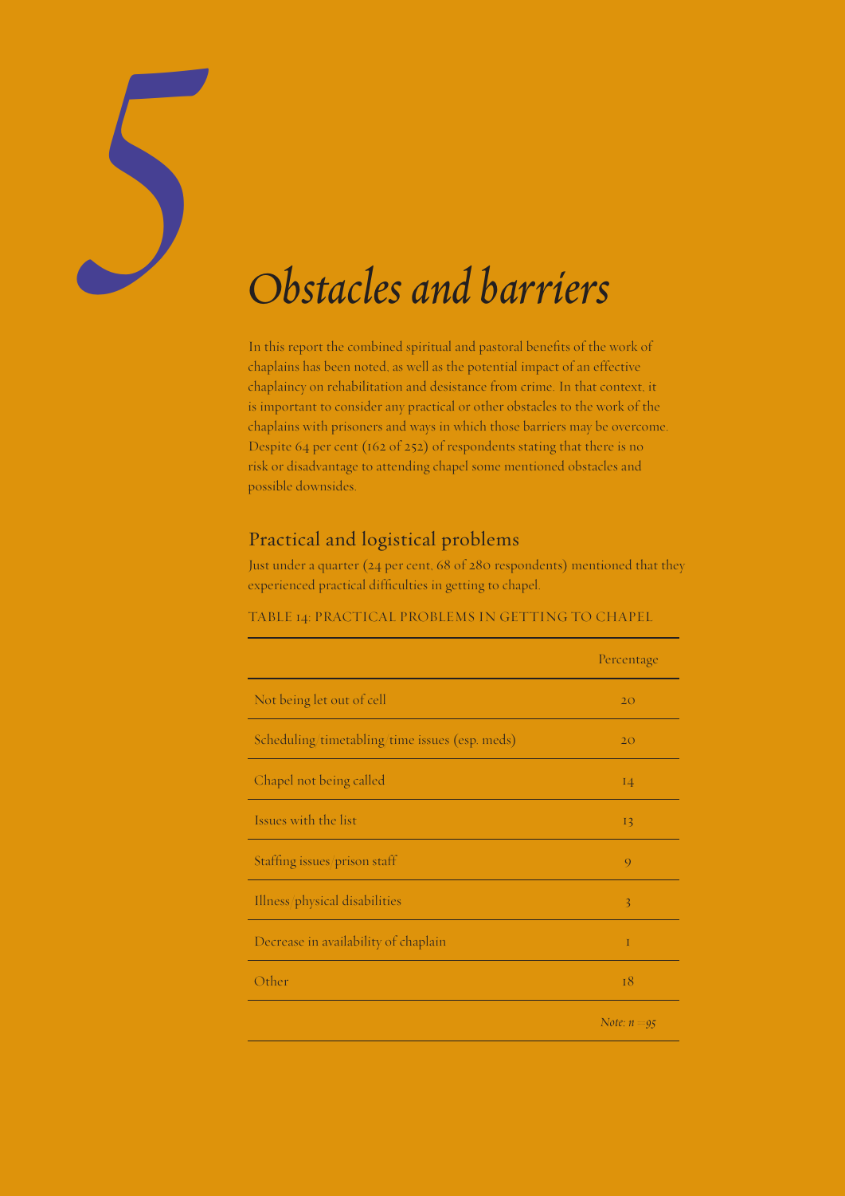# 5 Obstacles and barriers

In this report the combined spiritual and pastoral benefits of the work of chaplains has been noted, as well as the potential impact of an effective chaplaincy on rehabilitation and desistance from crime. In that context, it is important to consider any practical or other obstacles to the work of the chaplains with prisoners and ways in which those barriers may be overcome. Despite 64 per cent (162 of 252) of respondents stating that there is no risk or disadvantage to attending chapel some mentioned obstacles and possible downsides.

## Practical and logistical problems

Just under a quarter (24 per cent, 68 of 280 respondents) mentioned that they experienced practical difficulties in getting to chapel.

TABLE 14: PRACTICAL PROBLEMS IN GETTING TO CHAPEL

| | Percentage |
|---|---|
| Not being let out of cell | 20 |
| Scheduling/timetabling/time issues (esp. meds) | 20 |
| Chapel not being called | 14 |
| Issues with the list | 13 |
| Staffing issues/prison staff | 9 |
| Illness/physical disabilities | 3 |
| Decrease in availability of chaplain | 1 |
| Other | 18 |
| | *Note: n = 95* |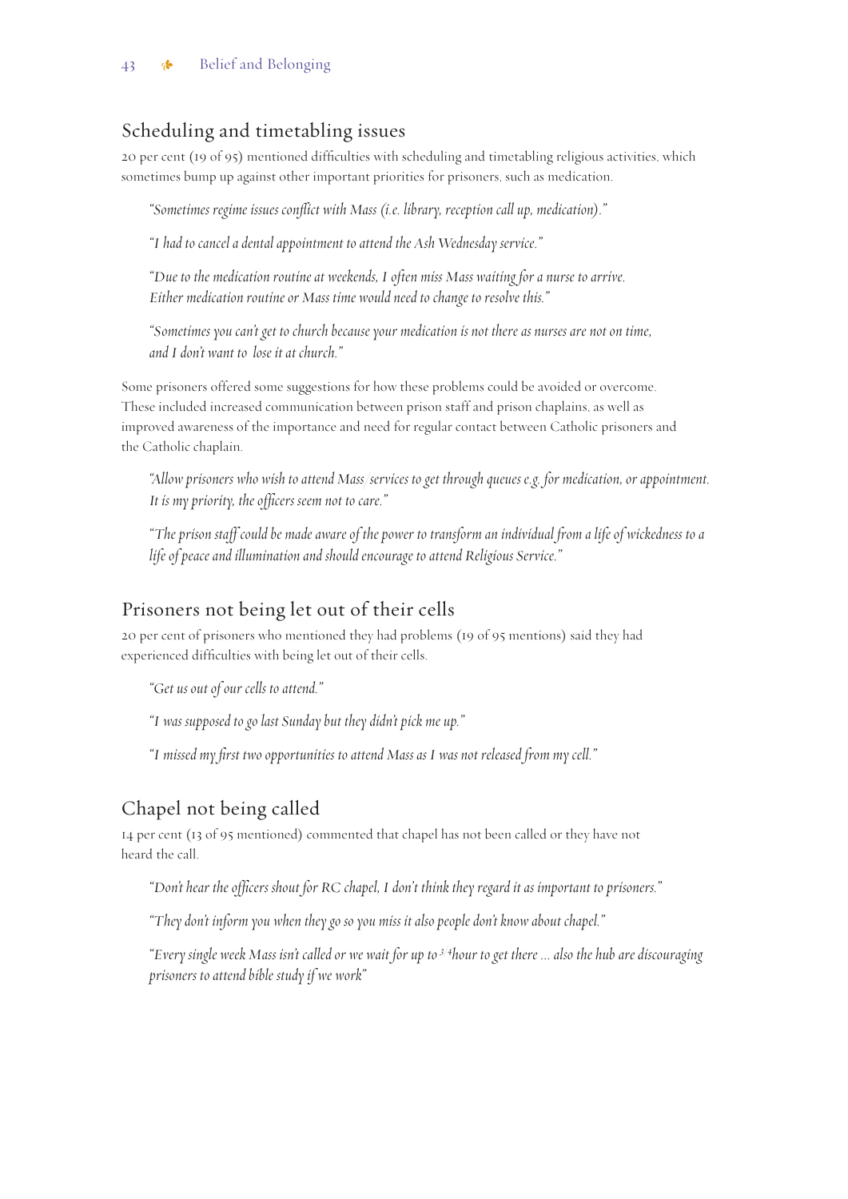## Scheduling and timetabling issues

20 per cent (19 of 95) mentioned difficulties with scheduling and timetabling religious activities, which sometimes bump up against other important priorities for prisoners, such as medication.

> *"Sometimes regime issues conflict with Mass (i.e. library, reception call up, medication)."*

> *"I had to cancel a dental appointment to attend the Ash Wednesday service."*

> *"Due to the medication routine at weekends, I often miss Mass waiting for a nurse to arrive. Either medication routine or Mass time would need to change to resolve this."*

> *"Sometimes you can't get to church because your medication is not there as nurses are not on time, and I don't want to lose it at church."*

Some prisoners offered some suggestions for how these problems could be avoided or overcome. These included increased communication between prison staff and prison chaplains, as well as improved awareness of the importance and need for regular contact between Catholic prisoners and the Catholic chaplain.

> *"Allow prisoners who wish to attend Mass/services to get through queues e.g. for medication, or appointment. It is my priority, the officers seem not to care."*

> *"The prison staff could be made aware of the power to transform an individual from a life of wickedness to a life of peace and illumination and should encourage to attend Religious Service."*

## Prisoners not being let out of their cells

20 per cent of prisoners who mentioned they had problems (19 of 95 mentions) said they had experienced difficulties with being let out of their cells.

> *"Get us out of our cells to attend."*

> *"I was supposed to go last Sunday but they didn't pick me up."*

> *"I missed my first two opportunities to attend Mass as I was not released from my cell."*

## Chapel not being called

14 per cent (13 of 95 mentioned) commented that chapel has not been called or they have not heard the call.

> *"Don't hear the officers shout for RC chapel, I don't think they regard it as important to prisoners."*

> *"They don't inform you when they go so you miss it also people don't know about chapel."*

> *"Every single week Mass isn't called or we wait for up to ¾ hour to get there ... also the hub are discouraging prisoners to attend bible study if we work"*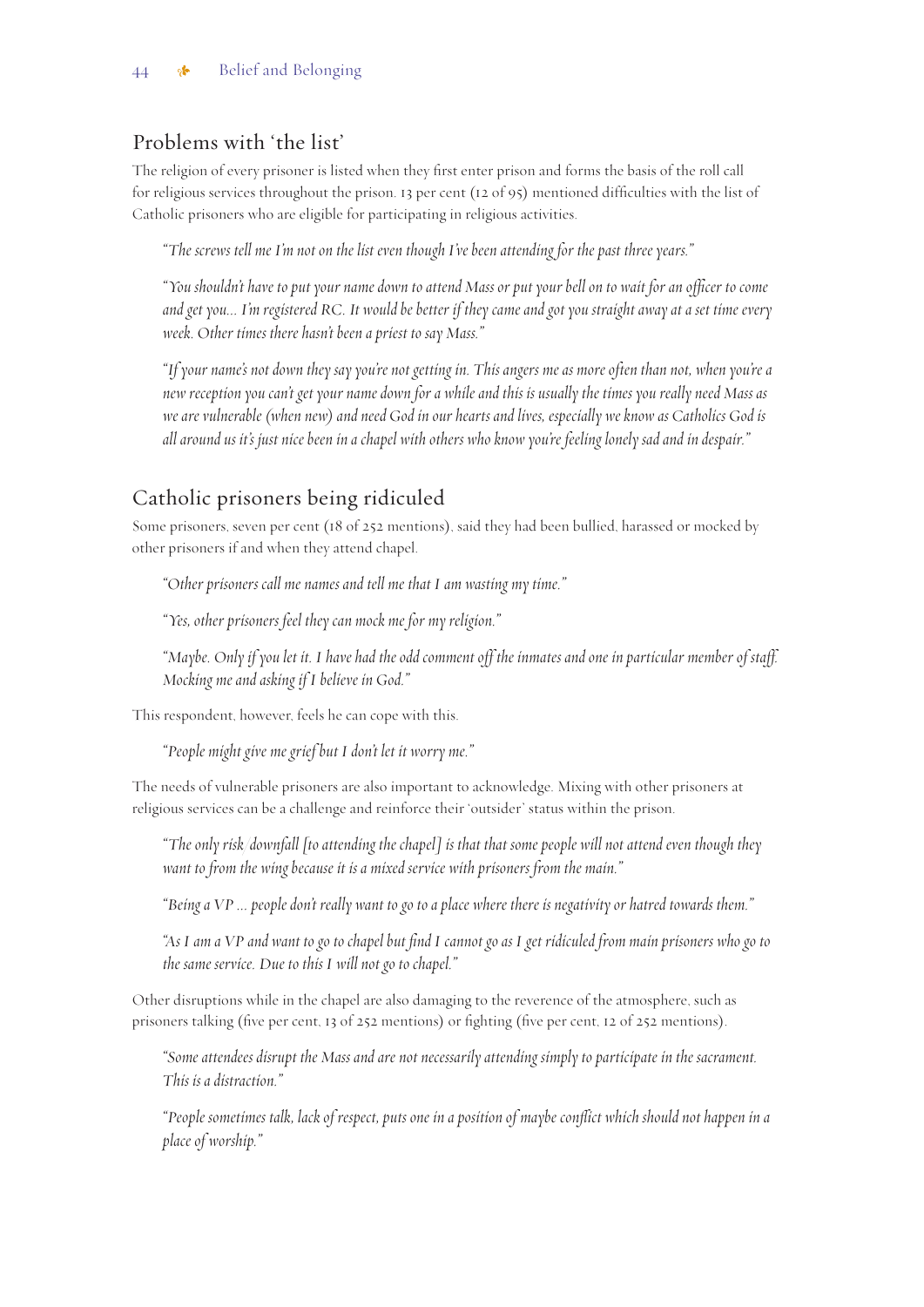## Problems with 'the list'

The religion of every prisoner is listed when they first enter prison and forms the basis of the roll call for religious services throughout the prison. 13 per cent (12 of 95) mentioned difficulties with the list of Catholic prisoners who are eligible for participating in religious activities.

> *"The screws tell me I'm not on the list even though I've been attending for the past three years."*

> *"You shouldn't have to put your name down to attend Mass or put your bell on to wait for an officer to come and get you... I'm registered RC. It would be better if they came and got you straight away at a set time every week. Other times there hasn't been a priest to say Mass."*

> *"If your name's not down they say you're not getting in. This angers me as more often than not, when you're a new reception you can't get your name down for a while and this is usually the times you really need Mass as we are vulnerable (when new) and need God in our hearts and lives, especially we know as Catholics God is all around us it's just nice been in a chapel with others who know you're feeling lonely sad and in despair."*

## Catholic prisoners being ridiculed

Some prisoners, seven per cent (18 of 252 mentions), said they had been bullied, harassed or mocked by other prisoners if and when they attend chapel.

> *"Other prisoners call me names and tell me that I am wasting my time."*

> *"Yes, other prisoners feel they can mock me for my religion."*

> *"Maybe. Only if you let it. I have had the odd comment off the inmates and one in particular member of staff. Mocking me and asking if I believe in God."*

This respondent, however, feels he can cope with this.

> *"People might give me grief but I don't let it worry me."*

The needs of vulnerable prisoners are also important to acknowledge. Mixing with other prisoners at religious services can be a challenge and reinforce their 'outsider' status within the prison.

> *"The only risk/downfall [to attending the chapel] is that that some people will not attend even though they want to from the wing because it is a mixed service with prisoners from the main."*

> *"Being a VP ... people don't really want to go to a place where there is negativity or hatred towards them."*

> *"As I am a VP and want to go to chapel but find I cannot go as I get ridiculed from main prisoners who go to the same service. Due to this I will not go to chapel."*

Other disruptions while in the chapel are also damaging to the reverence of the atmosphere, such as prisoners talking (five per cent, 13 of 252 mentions) or fighting (five per cent, 12 of 252 mentions).

> *"Some attendees disrupt the Mass and are not necessarily attending simply to participate in the sacrament. This is a distraction."*

> *"People sometimes talk, lack of respect, puts one in a position of maybe conflict which should not happen in a place of worship."*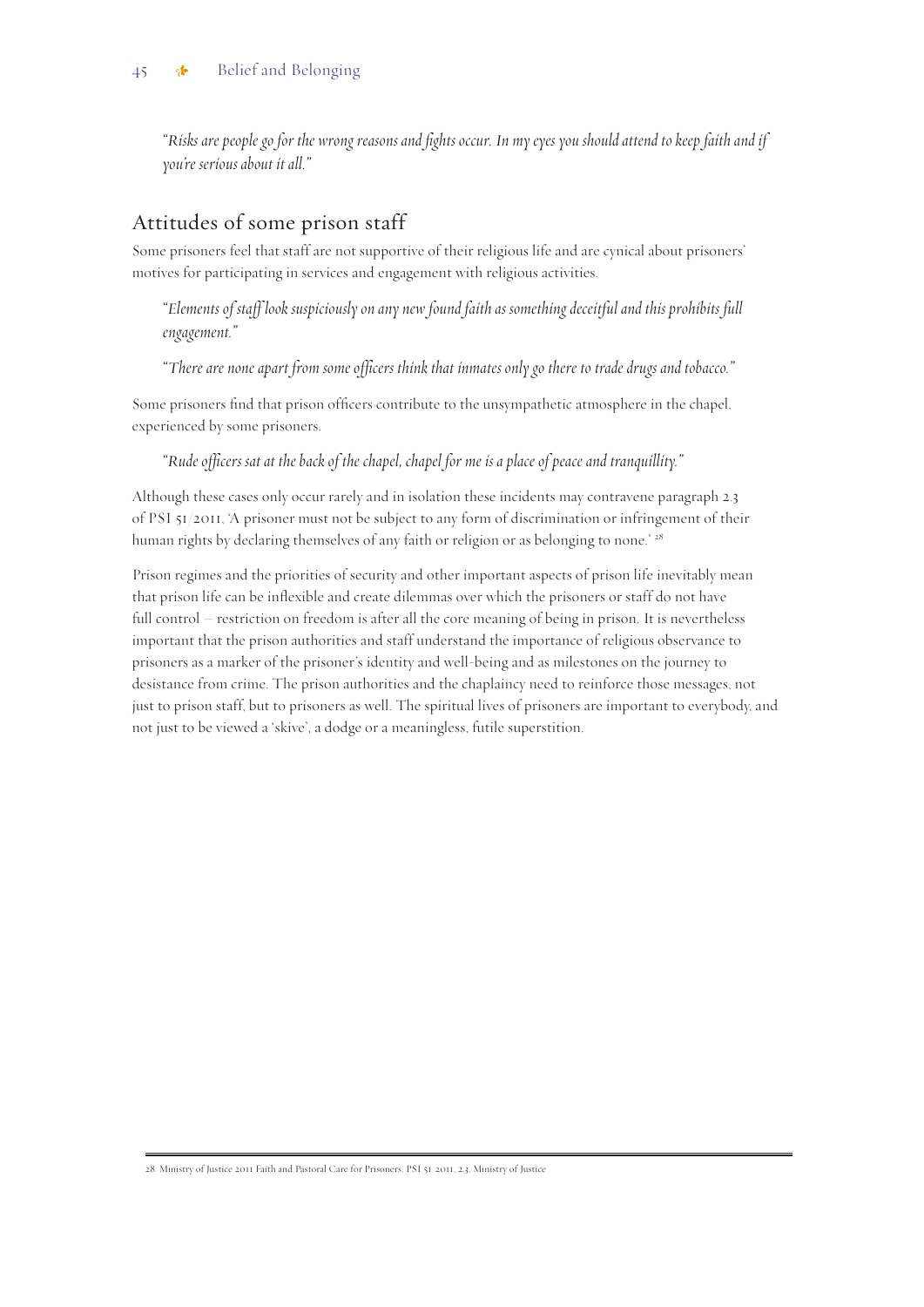*"Risks are people go for the wrong reasons and fights occur. In my eyes you should attend to keep faith and if you're serious about it all."*

## Attitudes of some prison staff

Some prisoners feel that staff are not supportive of their religious life and are cynical about prisoners' motives for participating in services and engagement with religious activities.

*"Elements of staff look suspiciously on any new found faith as something deceitful and this prohibits full engagement."*

*"There are none apart from some officers think that inmates only go there to trade drugs and tobacco."*

Some prisoners find that prison officers contribute to the unsympathetic atmosphere in the chapel, experienced by some prisoners.

*"Rude officers sat at the back of the chapel, chapel for me is a place of peace and tranquillity."*

Although these cases only occur rarely and in isolation these incidents may contravene paragraph 2.3 of PSI 51/2011, 'A prisoner must not be subject to any form of discrimination or infringement of their human rights by declaring themselves of any faith or religion or as belonging to none.' [28]

Prison regimes and the priorities of security and other important aspects of prison life inevitably mean that prison life can be inflexible and create dilemmas over which the prisoners or staff do not have full control – restriction on freedom is after all the core meaning of being in prison. It is nevertheless important that the prison authorities and staff understand the importance of religious observance to prisoners as a marker of the prisoner's identity and well-being and as milestones on the journey to desistance from crime. The prison authorities and the chaplaincy need to reinforce those messages, not just to prison staff, but to prisoners as well. The spiritual lives of prisoners are important to everybody, and not just to be viewed a 'skive', a dodge or a meaningless, futile superstition.

---

28. Ministry of Justice 2011 Faith and Pastoral Care for Prisoners, PSI 51/2011, 2.3, Ministry of Justice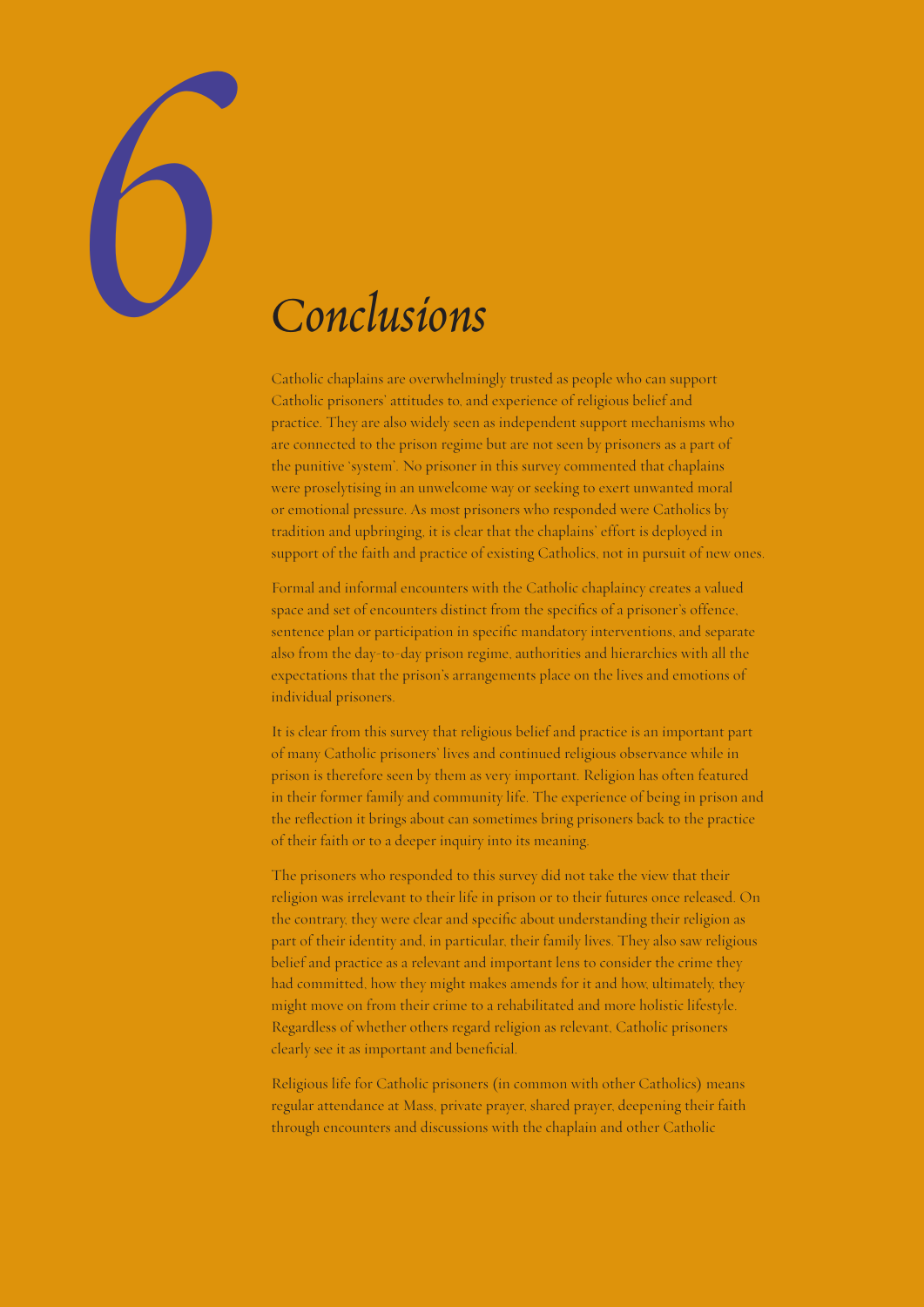# 6 Conclusions

Catholic chaplains are overwhelmingly trusted as people who can support Catholic prisoners' attitudes to, and experience of religious belief and practice. They are also widely seen as independent support mechanisms who are connected to the prison regime but are not seen by prisoners as a part of the punitive 'system'. No prisoner in this survey commented that chaplains were proselytising in an unwelcome way or seeking to exert unwanted moral or emotional pressure. As most prisoners who responded were Catholics by tradition and upbringing, it is clear that the chaplains' effort is deployed in support of the faith and practice of existing Catholics, not in pursuit of new ones.

Formal and informal encounters with the Catholic chaplaincy creates a valued space and set of encounters distinct from the specifics of a prisoner's offence, sentence plan or participation in specific mandatory interventions, and separate also from the day-to-day prison regime, authorities and hierarchies with all the expectations that the prison's arrangements place on the lives and emotions of individual prisoners.

It is clear from this survey that religious belief and practice is an important part of many Catholic prisoners' lives and continued religious observance while in prison is therefore seen by them as very important. Religion has often featured in their former family and community life. The experience of being in prison and the reflection it brings about can sometimes bring prisoners back to the practice of their faith or to a deeper inquiry into its meaning.

The prisoners who responded to this survey did not take the view that their religion was irrelevant to their life in prison or to their futures once released. On the contrary, they were clear and specific about understanding their religion as part of their identity and, in particular, their family lives. They also saw religious belief and practice as a relevant and important lens to consider the crime they had committed, how they might makes amends for it and how, ultimately, they might move on from their crime to a rehabilitated and more holistic lifestyle. Regardless of whether others regard religion as relevant, Catholic prisoners clearly see it as important and beneficial.

Religious life for Catholic prisoners (in common with other Catholics) means regular attendance at Mass, private prayer, shared prayer, deepening their faith through encounters and discussions with the chaplain and other Catholic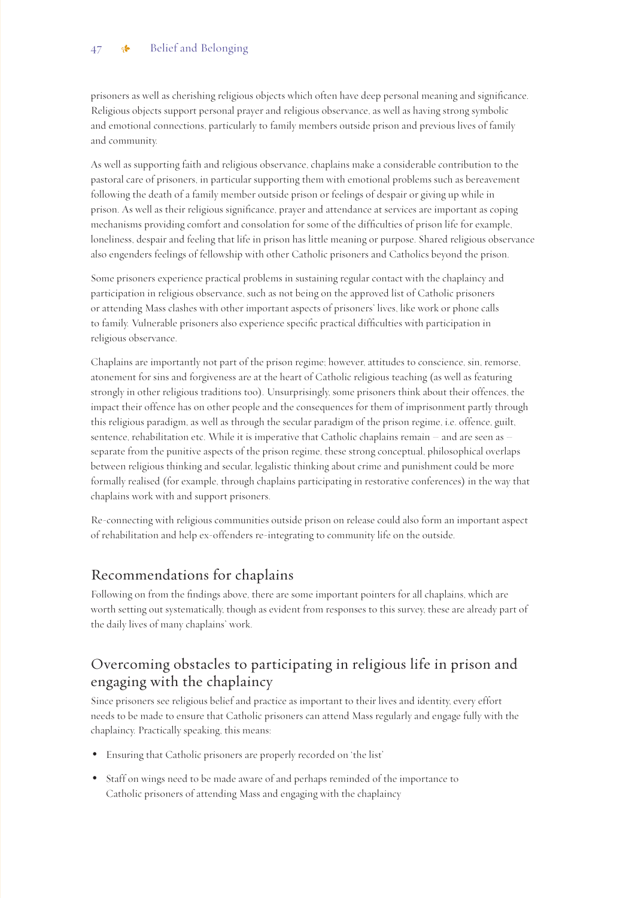prisoners as well as cherishing religious objects which often have deep personal meaning and significance. Religious objects support personal prayer and religious observance, as well as having strong symbolic and emotional connections, particularly to family members outside prison and previous lives of family and community.

As well as supporting faith and religious observance, chaplains make a considerable contribution to the pastoral care of prisoners, in particular supporting them with emotional problems such as bereavement following the death of a family member outside prison or feelings of despair or giving up while in prison. As well as their religious significance, prayer and attendance at services are important as coping mechanisms providing comfort and consolation for some of the difficulties of prison life for example, loneliness, despair and feeling that life in prison has little meaning or purpose. Shared religious observance also engenders feelings of fellowship with other Catholic prisoners and Catholics beyond the prison.

Some prisoners experience practical problems in sustaining regular contact with the chaplaincy and participation in religious observance, such as not being on the approved list of Catholic prisoners or attending Mass clashes with other important aspects of prisoners' lives, like work or phone calls to family. Vulnerable prisoners also experience specific practical difficulties with participation in religious observance.

Chaplains are importantly not part of the prison regime; however, attitudes to conscience, sin, remorse, atonement for sins and forgiveness are at the heart of Catholic religious teaching (as well as featuring strongly in other religious traditions too). Unsurprisingly, some prisoners think about their offences, the impact their offence has on other people and the consequences for them of imprisonment partly through this religious paradigm, as well as through the secular paradigm of the prison regime, i.e. offence, guilt, sentence, rehabilitation etc. While it is imperative that Catholic chaplains remain – and are seen as – separate from the punitive aspects of the prison regime, these strong conceptual, philosophical overlaps between religious thinking and secular, legalistic thinking about crime and punishment could be more formally realised (for example, through chaplains participating in restorative conferences) in the way that chaplains work with and support prisoners.

Re-connecting with religious communities outside prison on release could also form an important aspect of rehabilitation and help ex-offenders re-integrating to community life on the outside.

## Recommendations for chaplains

Following on from the findings above, there are some important pointers for all chaplains, which are worth setting out systematically, though as evident from responses to this survey, these are already part of the daily lives of many chaplains' work.

## Overcoming obstacles to participating in religious life in prison and engaging with the chaplaincy

Since prisoners see religious belief and practice as important to their lives and identity, every effort needs to be made to ensure that Catholic prisoners can attend Mass regularly and engage fully with the chaplaincy. Practically speaking, this means:

- Ensuring that Catholic prisoners are properly recorded on 'the list'
- Staff on wings need to be made aware of and perhaps reminded of the importance to Catholic prisoners of attending Mass and engaging with the chaplaincy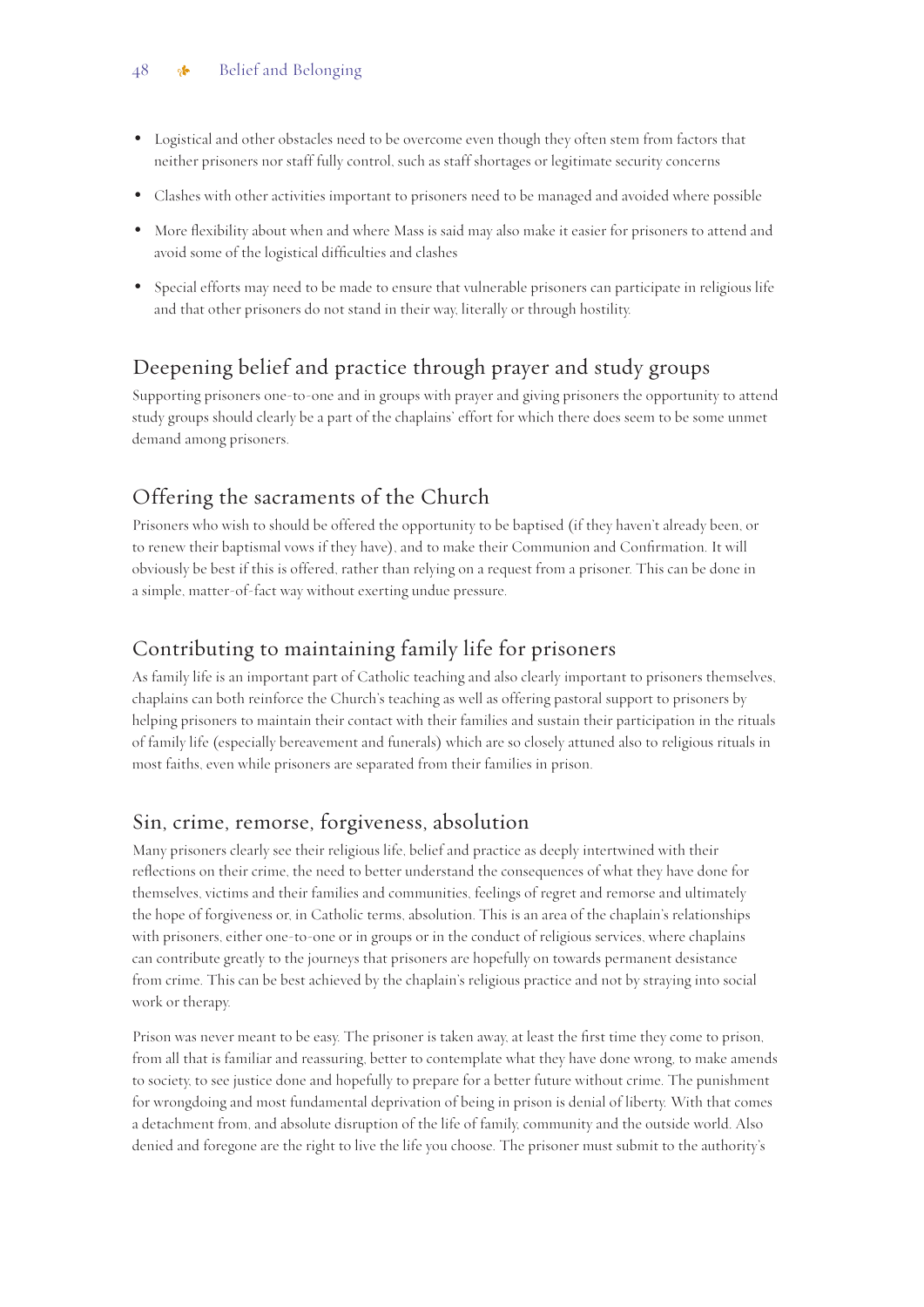- Logistical and other obstacles need to be overcome even though they often stem from factors that neither prisoners nor staff fully control, such as staff shortages or legitimate security concerns
- Clashes with other activities important to prisoners need to be managed and avoided where possible
- More flexibility about when and where Mass is said may also make it easier for prisoners to attend and avoid some of the logistical difficulties and clashes
- Special efforts may need to be made to ensure that vulnerable prisoners can participate in religious life and that other prisoners do not stand in their way, literally or through hostility.

## Deepening belief and practice through prayer and study groups

Supporting prisoners one-to-one and in groups with prayer and giving prisoners the opportunity to attend study groups should clearly be a part of the chaplains' effort for which there does seem to be some unmet demand among prisoners.

## Offering the sacraments of the Church

Prisoners who wish to should be offered the opportunity to be baptised (if they haven't already been, or to renew their baptismal vows if they have), and to make their Communion and Confirmation. It will obviously be best if this is offered, rather than relying on a request from a prisoner. This can be done in a simple, matter-of-fact way without exerting undue pressure.

## Contributing to maintaining family life for prisoners

As family life is an important part of Catholic teaching and also clearly important to prisoners themselves, chaplains can both reinforce the Church's teaching as well as offering pastoral support to prisoners by helping prisoners to maintain their contact with their families and sustain their participation in the rituals of family life (especially bereavement and funerals) which are so closely attuned also to religious rituals in most faiths, even while prisoners are separated from their families in prison.

## Sin, crime, remorse, forgiveness, absolution

Many prisoners clearly see their religious life, belief and practice as deeply intertwined with their reflections on their crime, the need to better understand the consequences of what they have done for themselves, victims and their families and communities, feelings of regret and remorse and ultimately the hope of forgiveness or, in Catholic terms, absolution. This is an area of the chaplain's relationships with prisoners, either one-to-one or in groups or in the conduct of religious services, where chaplains can contribute greatly to the journeys that prisoners are hopefully on towards permanent desistance from crime. This can be best achieved by the chaplain's religious practice and not by straying into social work or therapy.

Prison was never meant to be easy. The prisoner is taken away, at least the first time they come to prison, from all that is familiar and reassuring, better to contemplate what they have done wrong, to make amends to society, to see justice done and hopefully to prepare for a better future without crime. The punishment for wrongdoing and most fundamental deprivation of being in prison is denial of liberty. With that comes a detachment from, and absolute disruption of the life of family, community and the outside world. Also denied and foregone are the right to live the life you choose. The prisoner must submit to the authority's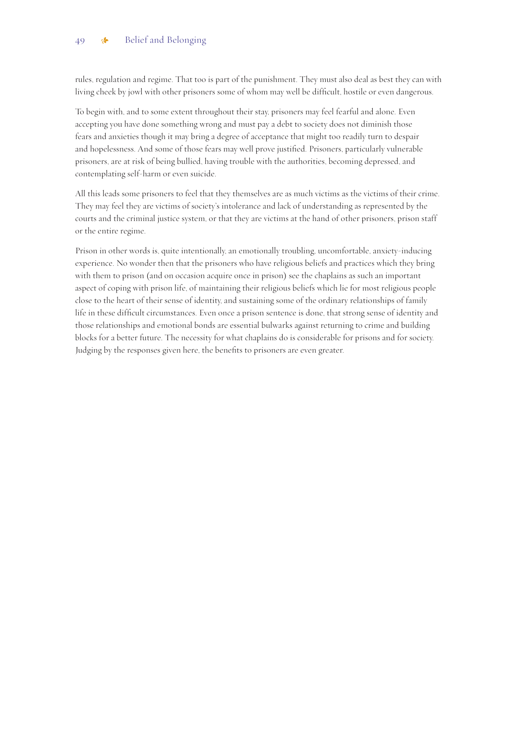rules, regulation and regime. That too is part of the punishment. They must also deal as best they can with living cheek by jowl with other prisoners some of whom may well be difficult, hostile or even dangerous.

To begin with, and to some extent throughout their stay, prisoners may feel fearful and alone. Even accepting you have done something wrong and must pay a debt to society does not diminish those fears and anxieties though it may bring a degree of acceptance that might too readily turn to despair and hopelessness. And some of those fears may well prove justified. Prisoners, particularly vulnerable prisoners, are at risk of being bullied, having trouble with the authorities, becoming depressed, and contemplating self-harm or even suicide.

All this leads some prisoners to feel that they themselves are as much victims as the victims of their crime. They may feel they are victims of society's intolerance and lack of understanding as represented by the courts and the criminal justice system, or that they are victims at the hand of other prisoners, prison staff or the entire regime.

Prison in other words is, quite intentionally, an emotionally troubling, uncomfortable, anxiety-inducing experience. No wonder then that the prisoners who have religious beliefs and practices which they bring with them to prison (and on occasion acquire once in prison) see the chaplains as such an important aspect of coping with prison life, of maintaining their religious beliefs which lie for most religious people close to the heart of their sense of identity, and sustaining some of the ordinary relationships of family life in these difficult circumstances. Even once a prison sentence is done, that strong sense of identity and those relationships and emotional bonds are essential bulwarks against returning to crime and building blocks for a better future. The necessity for what chaplains do is considerable for prisons and for society. Judging by the responses given here, the benefits to prisoners are even greater.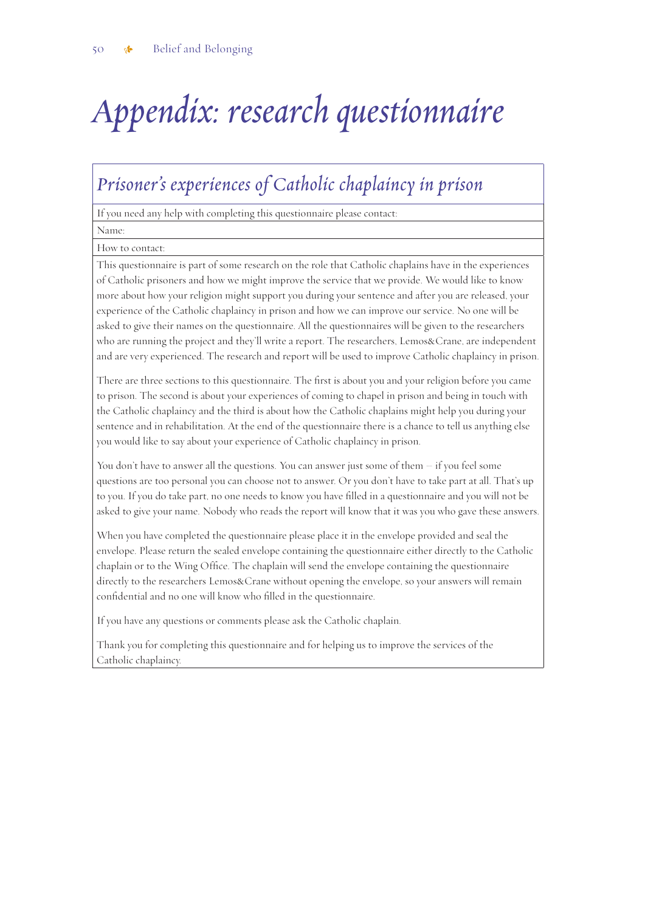# Appendix: research questionnaire

## Prisoner's experiences of Catholic chaplaincy in prison

If you need any help with completing this questionnaire please contact:

Name:

How to contact:

This questionnaire is part of some research on the role that Catholic chaplains have in the experiences of Catholic prisoners and how we might improve the service that we provide. We would like to know more about how your religion might support you during your sentence and after you are released, your experience of the Catholic chaplaincy in prison and how we can improve our service. No one will be asked to give their names on the questionnaire. All the questionnaires will be given to the researchers who are running the project and they'll write a report. The researchers, Lemos&Crane, are independent and are very experienced. The research and report will be used to improve Catholic chaplaincy in prison.

There are three sections to this questionnaire. The first is about you and your religion before you came to prison. The second is about your experiences of coming to chapel in prison and being in touch with the Catholic chaplaincy and the third is about how the Catholic chaplains might help you during your sentence and in rehabilitation. At the end of the questionnaire there is a chance to tell us anything else you would like to say about your experience of Catholic chaplaincy in prison.

You don't have to answer all the questions. You can answer just some of them – if you feel some questions are too personal you can choose not to answer. Or you don't have to take part at all. That's up to you. If you do take part, no one needs to know you have filled in a questionnaire and you will not be asked to give your name. Nobody who reads the report will know that it was you who gave these answers.

When you have completed the questionnaire please place it in the envelope provided and seal the envelope. Please return the sealed envelope containing the questionnaire either directly to the Catholic chaplain or to the Wing Office. The chaplain will send the envelope containing the questionnaire directly to the researchers Lemos&Crane without opening the envelope, so your answers will remain confidential and no one will know who filled in the questionnaire.

If you have any questions or comments please ask the Catholic chaplain.

Thank you for completing this questionnaire and for helping us to improve the services of the Catholic chaplaincy.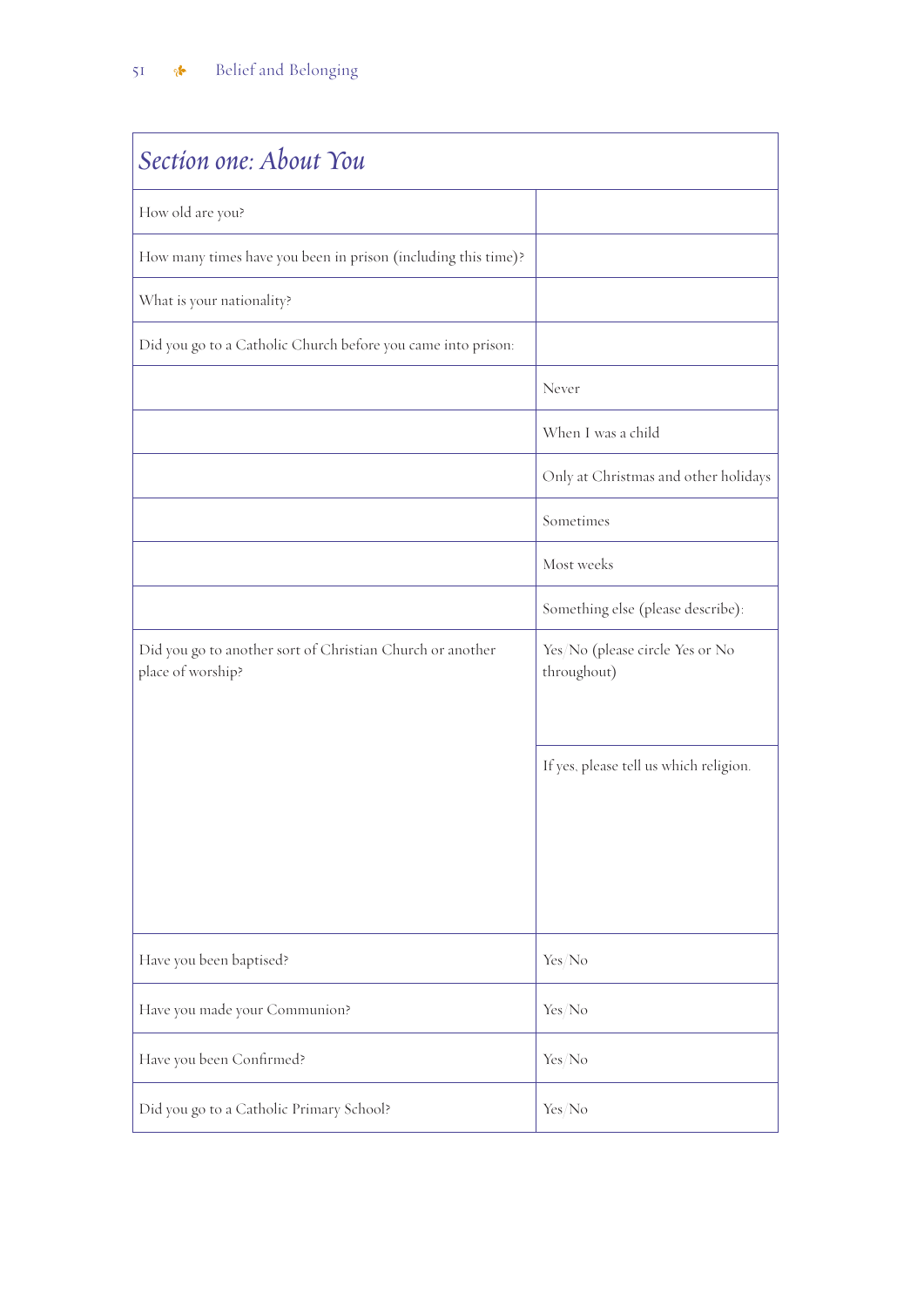| *Section one: About You* | |
|---|---|
| How old are you? | |
| How many times have you been in prison (including this time)? | |
| What is your nationality? | |
| Did you go to a Catholic Church before you came into prison: | |
| | Never |
| | When I was a child |
| | Only at Christmas and other holidays |
| | Sometimes |
| | Most weeks |
| | Something else (please describe): |
| Did you go to another sort of Christian Church or another place of worship? | Yes/No (please circle Yes or No throughout) |
| | If yes, please tell us which religion. |
| Have you been baptised? | Yes/No |
| Have you made your Communion? | Yes/No |
| Have you been Confirmed? | Yes/No |
| Did you go to a Catholic Primary School? | Yes/No |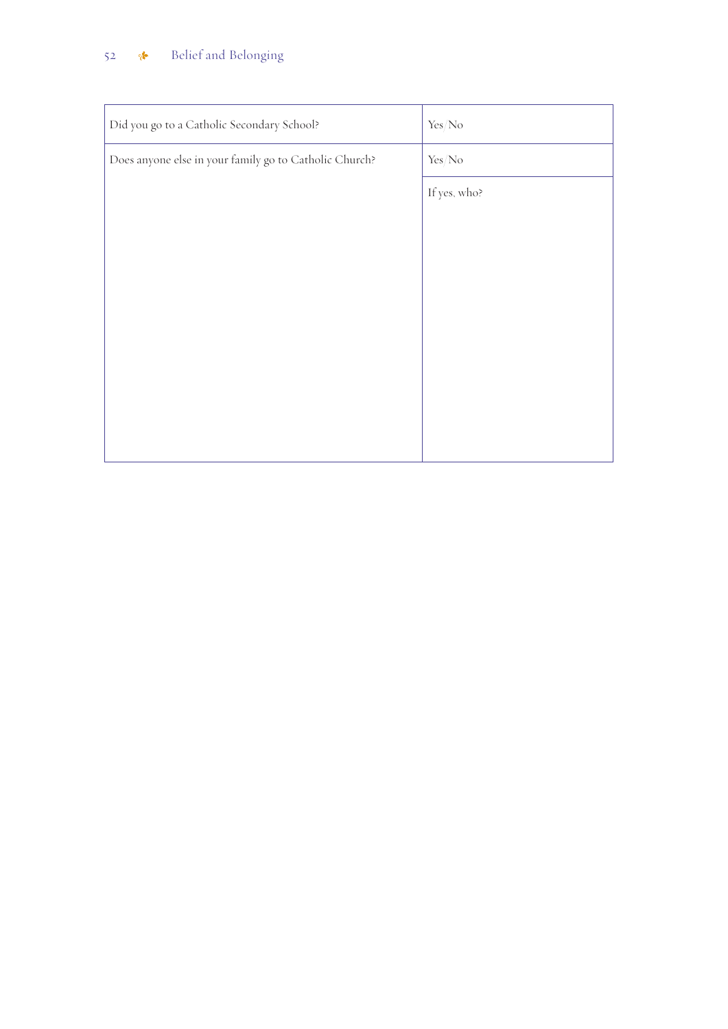| Did you go to a Catholic Secondary School? | Yes/No |
| --- | --- |
| Does anyone else in your family go to Catholic Church? | Yes/No |
| | If yes, who? |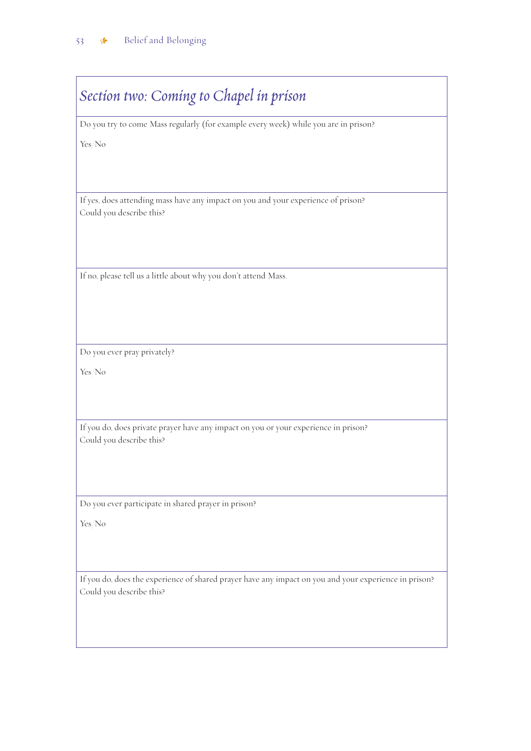## *Section two: Coming to Chapel in prison*

Do you try to come Mass regularly (for example every week) while you are in prison?

Yes/No

If yes, does attending mass have any impact on you and your experience of prison? Could you describe this?

If no, please tell us a little about why you don't attend Mass.

Do you ever pray privately?

Yes/No

If you do, does private prayer have any impact on you or your experience in prison? Could you describe this?

Do you ever participate in shared prayer in prison?

Yes/No

If you do, does the experience of shared prayer have any impact on you and your experience in prison? Could you describe this?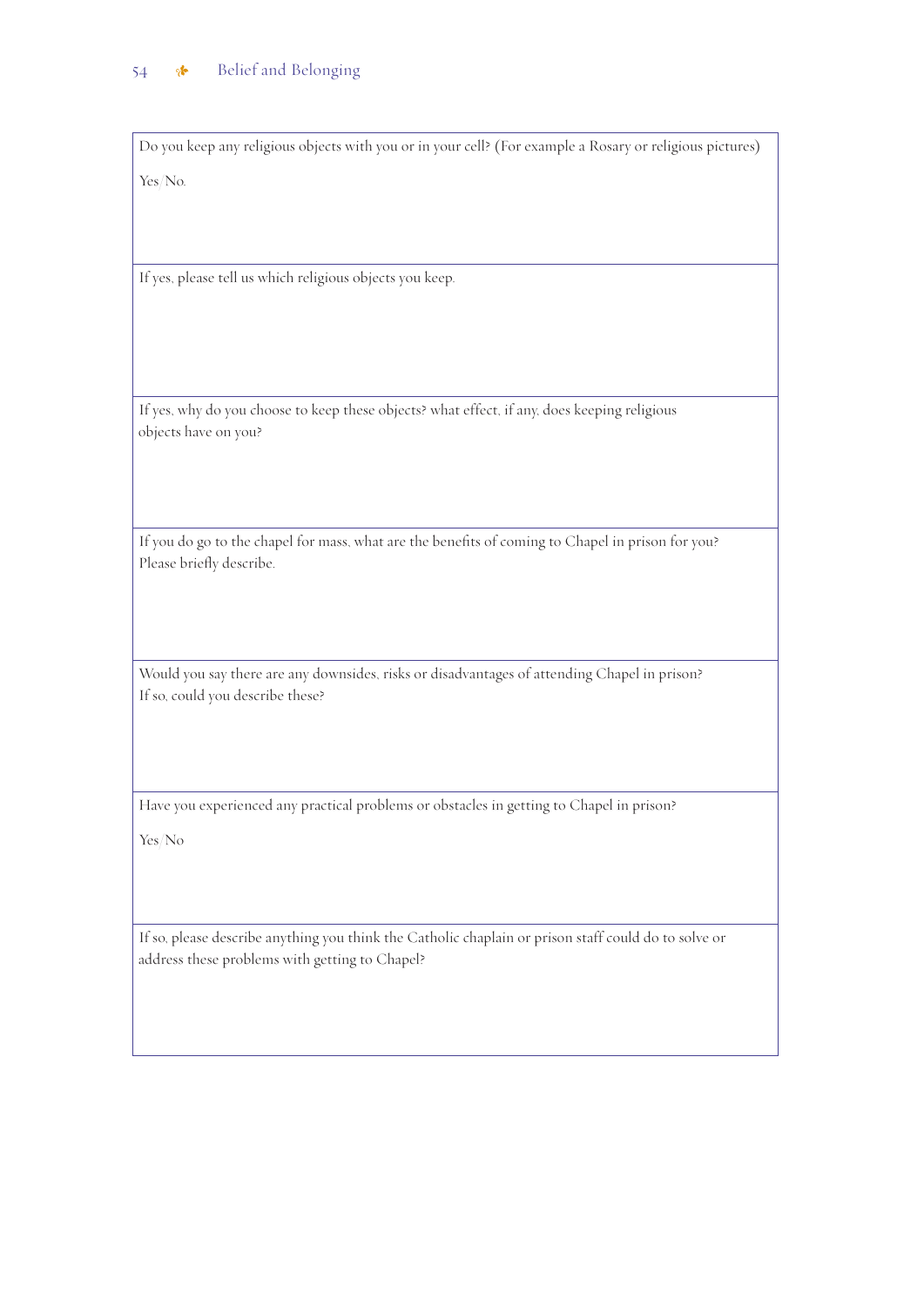| Do you keep any religious objects with you or in your cell? (For example a Rosary or religious pictures)<br><br>Yes/No. |
| --- |
| If yes, please tell us which religious objects you keep. |
| If yes, why do you choose to keep these objects? what effect, if any, does keeping religious objects have on you? |
| If you do go to the chapel for mass, what are the benefits of coming to Chapel in prison for you? Please briefly describe. |
| Would you say there are any downsides, risks or disadvantages of attending Chapel in prison? If so, could you describe these? |
| Have you experienced any practical problems or obstacles in getting to Chapel in prison?<br><br>Yes/No |
| If so, please describe anything you think the Catholic chaplain or prison staff could do to solve or address these problems with getting to Chapel? |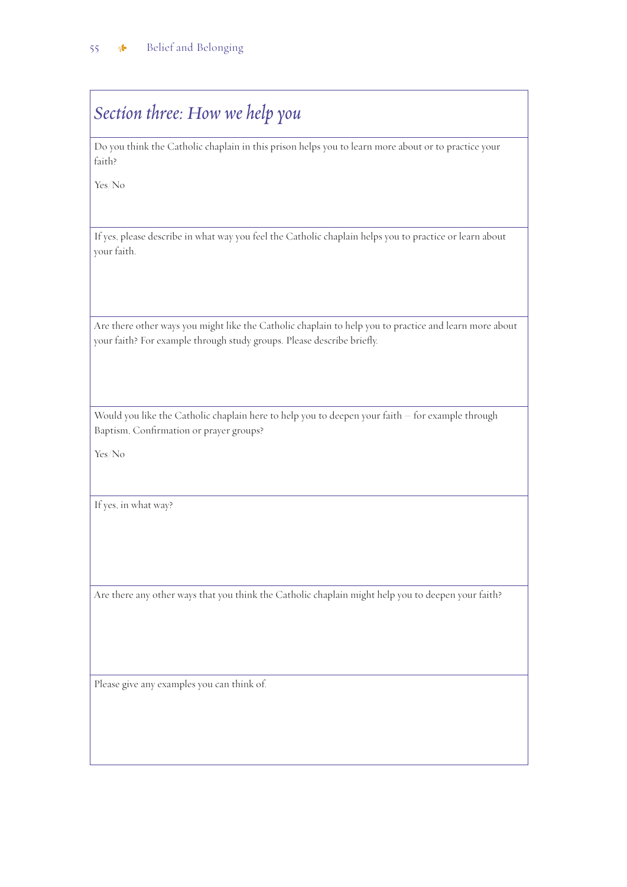## *Section three: How we help you*

Do you think the Catholic chaplain in this prison helps you to learn more about or to practice your faith?

Yes/No

If yes, please describe in what way you feel the Catholic chaplain helps you to practice or learn about your faith.

Are there other ways you might like the Catholic chaplain to help you to practice and learn more about your faith? For example through study groups. Please describe briefly.

Would you like the Catholic chaplain here to help you to deepen your faith – for example through Baptism, Confirmation or prayer groups?

Yes/No

If yes, in what way?

Are there any other ways that you think the Catholic chaplain might help you to deepen your faith?

Please give any examples you can think of.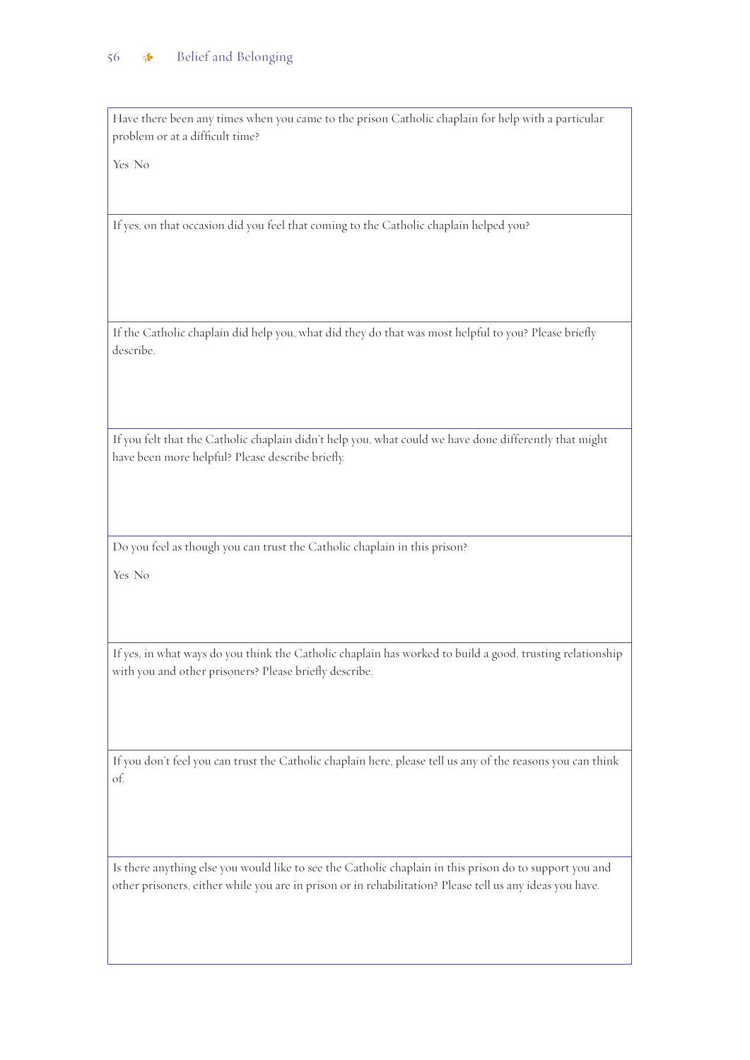Have there been any times when you came to the prison Catholic chaplain for help with a particular problem or at a difficult time?

Yes/No

If yes, on that occasion did you feel that coming to the Catholic chaplain helped you?

If the Catholic chaplain did help you, what did they do that was most helpful to you? Please briefly describe.

If you felt that the Catholic chaplain didn't help you, what could we have done differently that might have been more helpful? Please describe briefly.

Do you feel as though you can trust the Catholic chaplain in this prison?

Yes/No

If yes, in what ways do you think the Catholic chaplain has worked to build a good, trusting relationship with you and other prisoners? Please briefly describe.

If you don't feel you can trust the Catholic chaplain here, please tell us any of the reasons you can think of.

Is there anything else you would like to see the Catholic chaplain in this prison do to support you and other prisoners, either while you are in prison or in rehabilitation? Please tell us any ideas you have.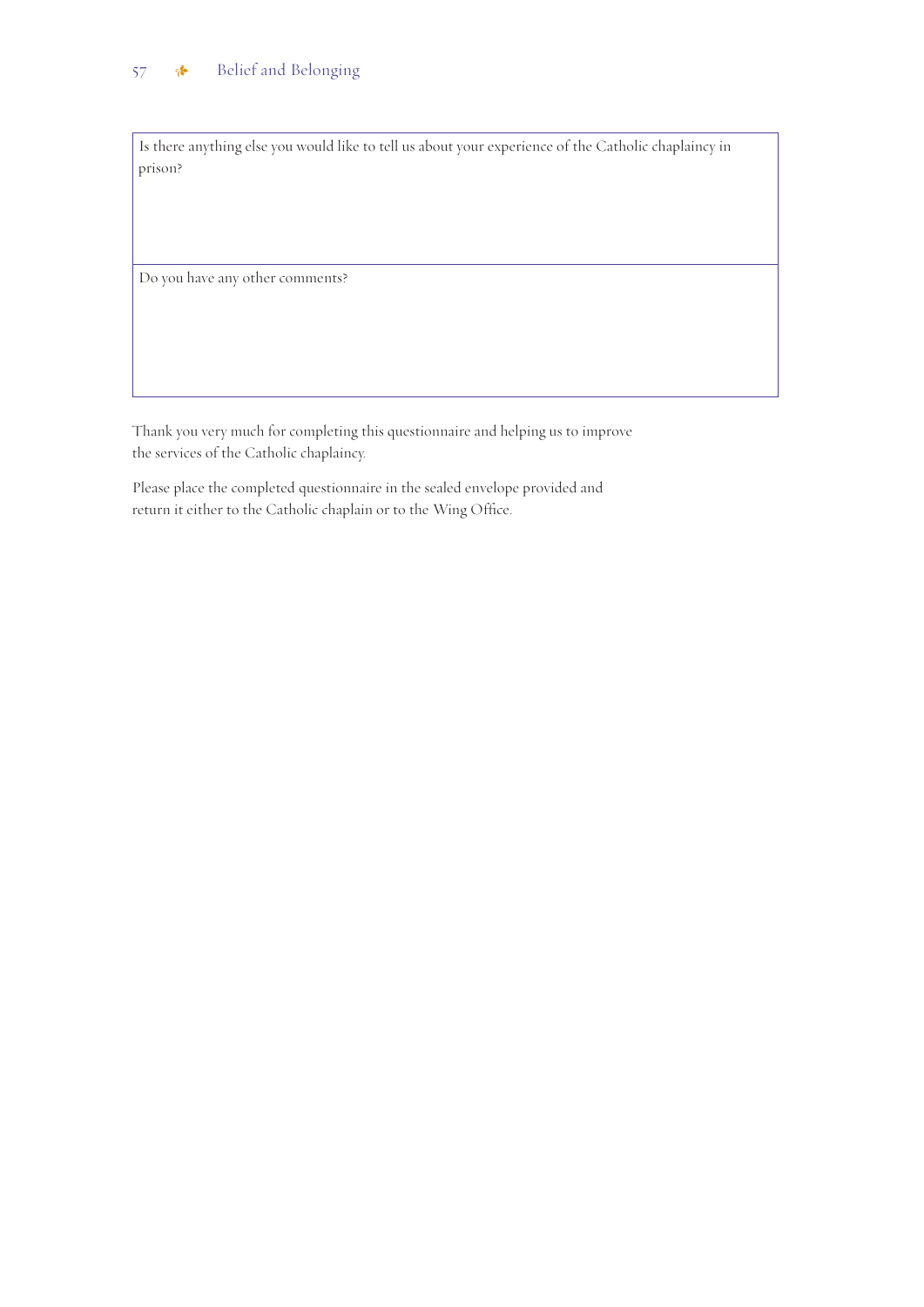| Is there anything else you would like to tell us about your experience of the Catholic chaplaincy in prison? |
| --- |
| Do you have any other comments? |

Thank you very much for completing this questionnaire and helping us to improve the services of the Catholic chaplaincy.

Please place the completed questionnaire in the sealed envelope provided and return it either to the Catholic chaplain or to the Wing Office.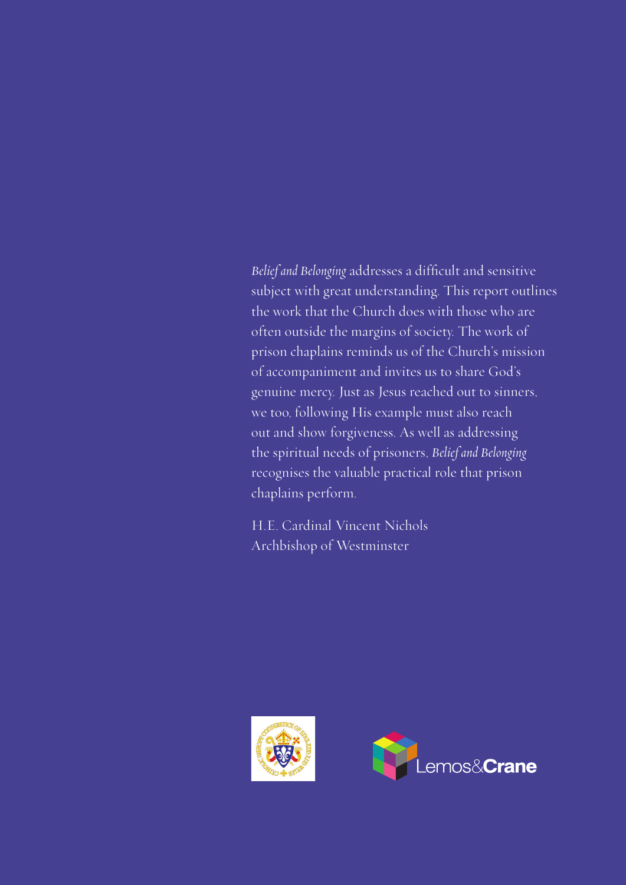*Belief and Belonging* addresses a difficult and sensitive subject with great understanding. This report outlines the work that the Church does with those who are often outside the margins of society. The work of prison chaplains reminds us of the Church's mission of accompaniment and invites us to share God's genuine mercy. Just as Jesus reached out to sinners, we too, following His example must also reach out and show forgiveness. As well as addressing the spiritual needs of prisoners, *Belief and Belonging* recognises the valuable practical role that prison chaplains perform.

H.E. Cardinal Vincent Nichols
Archbishop of Westminster